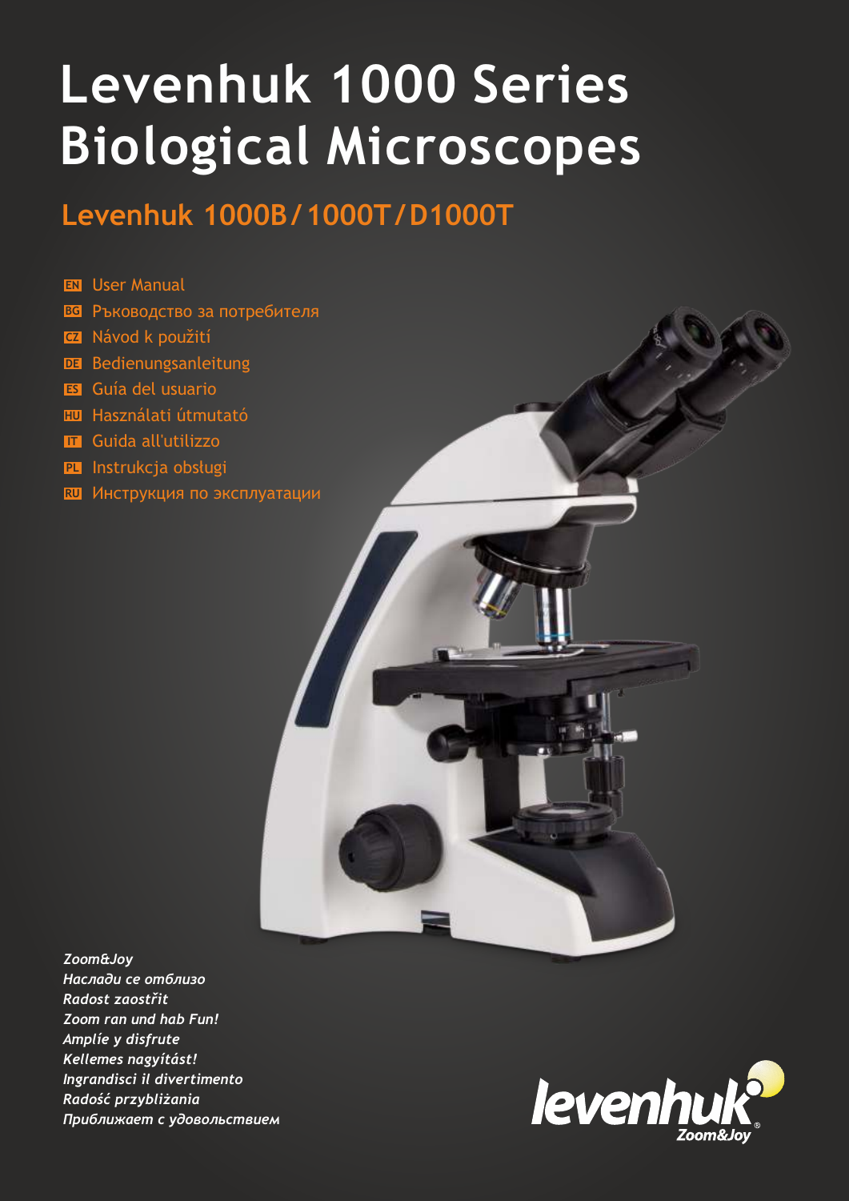# Levenhuk 1000 Series Biological Microscopes

## Levenhuk 1000B/1000T/D1000T

- **EN** User Manual
- **BG** Ръководство за потребителя
- **CZ** Návod k použití
- **DE** Bedienungsanleitung
- **ES** Guía del usuario
- **HU** Használati útmutató
- **IT** Guida all'utilizzo
- **PL** Instrukcja obsługi
- **RU** Инструкция по эксплуатации

*Zoom&Joy*
*Наслади се отблизо*
*Radost zaostřit*
*Zoom ran und hab Fun!*
*Amplíe y disfrute*
*Kellemes nagyítást!*
*Ingrandisci il divertimento*
*Radość przybliżania*
*Приближает с удовольствием*

levenhuk Zoom&Joy®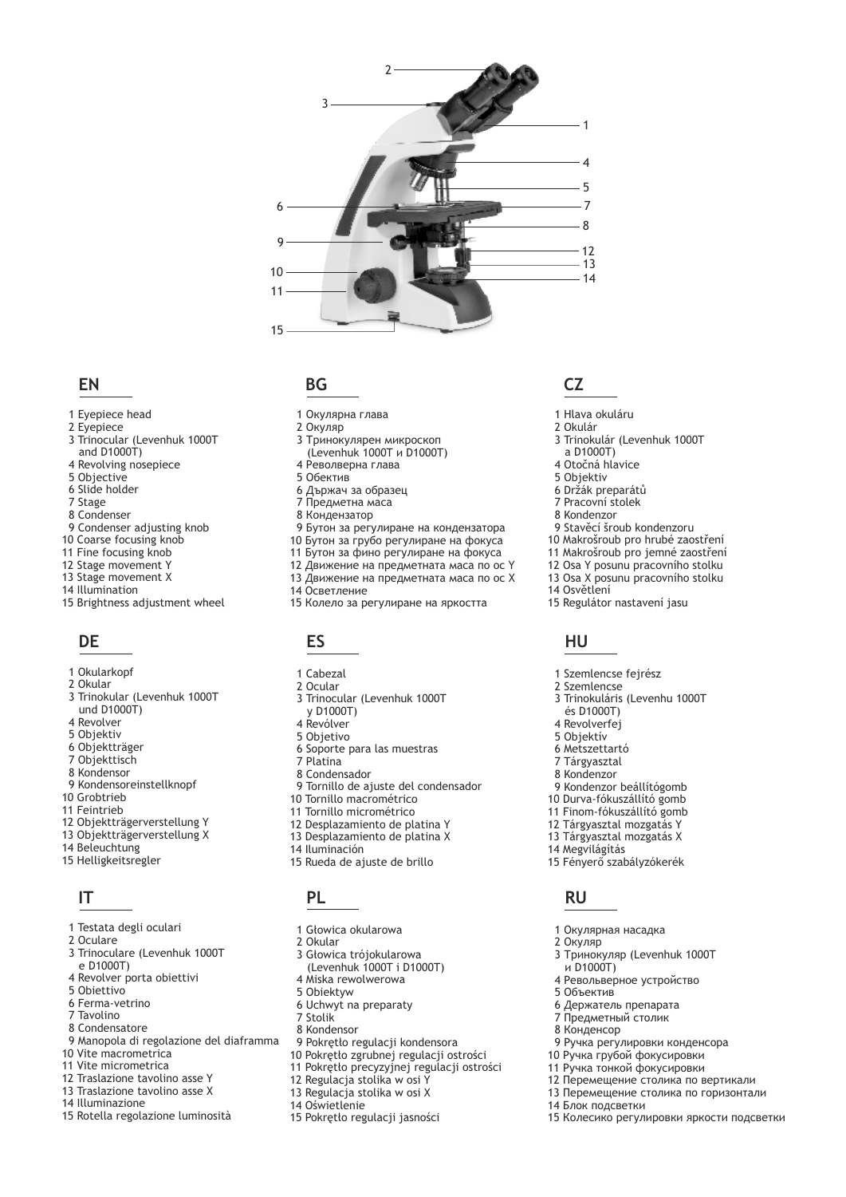## EN

1 Eyepiece head
2 Eyepiece
3 Trinocular (Levenhuk 1000T and D1000T)
4 Revolving nosepiece
5 Objective
6 Slide holder
7 Stage
8 Condenser
9 Condenser adjusting knob
10 Coarse focusing knob
11 Fine focusing knob
12 Stage movement Y
13 Stage movement X
14 Illumination
15 Brightness adjustment wheel

## BG

1 Окулярна глава
2 Окуляр
3 Тринокулярен микроскоп (Levenhuk 1000T и D1000T)
4 Револверна глава
5 Обектив
6 Държач за образец
7 Предметна маса
8 Кондензатор
9 Бутон за регулиране на кондензатора
10 Бутон за грубо регулиране на фокуса
11 Бутон за фино регулиране на фокуса
12 Движение на предметната маса по ос Y
13 Движение на предметната маса по ос X
14 Осветление
15 Колело за регулиране на яркостта

## CZ

1 Hlava okuláru
2 Okulár
3 Trinokulár (Levenhuk 1000T a D1000T)
4 Otočná hlavice
5 Objektiv
6 Držák preparátů
7 Pracovní stolek
8 Kondenzor
9 Stavěcí šroub kondenzoru
10 Makrošroub pro hrubé zaostření
11 Makrošroub pro jemné zaostření
12 Osa Y posunu pracovního stolku
13 Osa X posunu pracovního stolku
14 Osvětlení
15 Regulátor nastavení jasu

## DE

1 Okularkopf
2 Okular
3 Trinokular (Levenhuk 1000T und D1000T)
4 Revolver
5 Objektiv
6 Objektträger
7 Objekttisch
8 Kondensor
9 Kondensoreinstellknopf
10 Grobtrieb
11 Feintrieb
12 Objektträgerverstellung Y
13 Objektträgerverstellung X
14 Beleuchtung
15 Helligkeitsregler

## ES

1 Cabezal
2 Ocular
3 Trinocular (Levenhuk 1000T y D1000T)
4 Revólver
5 Objetivo
6 Soporte para las muestras
7 Platina
8 Condensador
9 Tornillo de ajuste del condensador
10 Tornillo macrométrico
11 Tornillo micrométrico
12 Desplazamiento de platina Y
13 Desplazamiento de platina X
14 Iluminación
15 Rueda de ajuste de brillo

## HU

1 Szemlencse fejrész
2 Szemlencse
3 Trinokuláris (Levenhu 1000T és D1000T)
4 Revolverfej
5 Objektív
6 Metszettartó
7 Tárgyasztal
8 Kondenzor
9 Kondenzor beállítógomb
10 Durva-fókuszállító gomb
11 Finom-fókuszállító gomb
12 Tárgyasztal mozgatás Y
13 Tárgyasztal mozgatás X
14 Megvilágítás
15 Fényerő szabályzókerék

## IT

1 Testata degli oculari
2 Oculare
3 Trinoculare (Levenhuk 1000T e D1000T)
4 Revolver porta obiettivi
5 Obiettivo
6 Ferma-vetrino
7 Tavolino
8 Condensatore
9 Manopola di regolazione del diaframma
10 Vite macrometrica
11 Vite micrometrica
12 Traslazione tavolino asse Y
13 Traslazione tavolino asse X
14 Illuminazione
15 Rotella regolazione luminosità

## PL

1 Głowica okularowa
2 Okular
3 Głowica trójokularowa (Levenhuk 1000T i D1000T)
4 Miska rewolwerowa
5 Obiektyw
6 Uchwyt na preparaty
7 Stolik
8 Kondensor
9 Pokrętło regulacji kondensora
10 Pokrętło zgrubnej regulacji ostrości
11 Pokrętło precyzyjnej regulacji ostrości
12 Regulacja stolika w osi Y
13 Regulacja stolika w osi X
14 Oświetlenie
15 Pokrętło regulacji jasności

## RU

1 Окулярная насадка
2 Окуляр
3 Тринокуляр (Levenhuk 1000T и D1000T)
4 Револьверное устройство
5 Объектив
6 Держатель препарата
7 Предметный столик
8 Конденсор
9 Ручка регулировки конденсора
10 Ручка грубой фокусировки
11 Ручка тонкой фокусировки
12 Перемещение столика по вертикали
13 Перемещение столика по горизонтали
14 Блок подсветки
15 Колесико регулировки яркости подсветки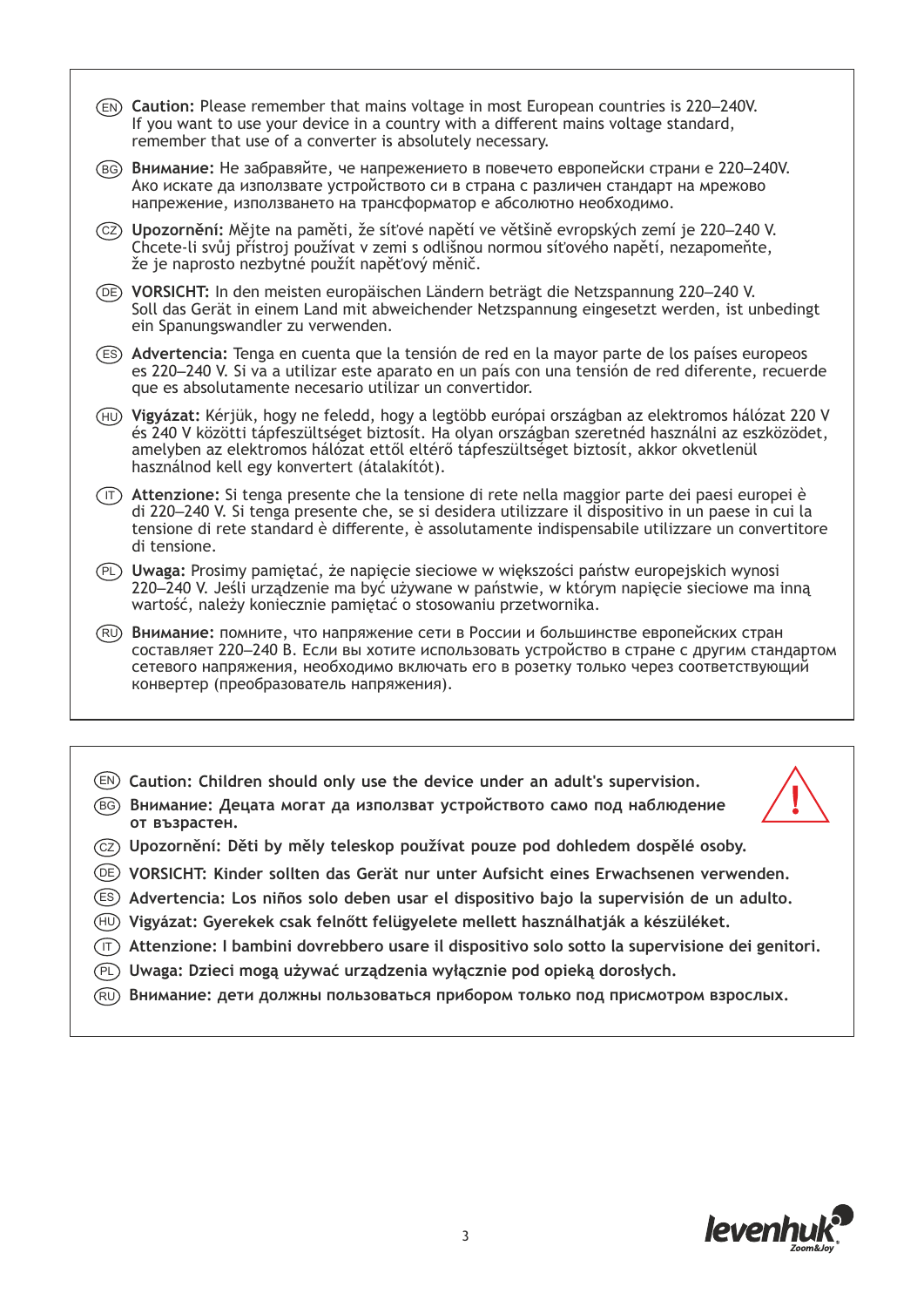(EN) **Caution:** Please remember that mains voltage in most European countries is 220–240V. If you want to use your device in a country with a different mains voltage standard, remember that use of a converter is absolutely necessary.

(BG) **Внимание:** Не забравяйте, че напрежението в повечето европейски страни е 220–240V. Ако искате да използвате устройството си в страна с различен стандарт на мрежово напрежение, използването на трансформатор е абсолютно необходимо.

(CZ) **Upozornění:** Mějte na paměti, že síťové napětí ve většině evropských zemí je 220–240 V. Chcete-li svůj přístroj používat v zemi s odlišnou normou síťového napětí, nezapomeňte, že je naprosto nezbytné použít napěťový měnič.

(DE) **VORSICHT:** In den meisten europäischen Ländern beträgt die Netzspannung 220–240 V. Soll das Gerät in einem Land mit abweichender Netzspannung eingesetzt werden, ist unbedingt ein Spanungswandler zu verwenden.

(ES) **Advertencia:** Tenga en cuenta que la tensión de red en la mayor parte de los países europeos es 220–240 V. Si va a utilizar este aparato en un país con una tensión de red diferente, recuerde que es absolutamente necesario utilizar un convertidor.

(HU) **Vigyázat:** Kérjük, hogy ne feledd, hogy a legtöbb európai országban az elektromos hálózat 220 V és 240 V közötti tápfeszültséget biztosít. Ha olyan országban szeretnéd használni az eszközödet, amelyben az elektromos hálózat ettől eltérő tápfeszültséget biztosít, akkor okvetlenül használnod kell egy konvertert (átalakítót).

(IT) **Attenzione:** Si tenga presente che la tensione di rete nella maggior parte dei paesi europei è di 220–240 V. Si tenga presente che, se si desidera utilizzare il dispositivo in un paese in cui la tensione di rete standard è differente, è assolutamente indispensabile utilizzare un convertitore di tensione.

(PL) **Uwaga:** Prosimy pamiętać, że napięcie sieciowe w większości państw europejskich wynosi 220–240 V. Jeśli urządzenie ma być używane w państwie, w którym napięcie sieciowe ma inną wartość, należy koniecznie pamiętać o stosowaniu przetwornika.

(RU) **Внимание:** помните, что напряжение сети в России и большинстве европейских стран составляет 220–240 В. Если вы хотите использовать устройство в стране с другим стандартом сетевого напряжения, необходимо включать его в розетку только через соответствующий конвертер (преобразователь напряжения).

---

(EN) **Caution: Children should only use the device under an adult's supervision.**

(BG) **Внимание: Децата могат да използват устройството само под наблюдение от възрастен.**

(CZ) **Upozornění: Děti by měly teleskop používat pouze pod dohledem dospělé osoby.**

(DE) **VORSICHT: Kinder sollten das Gerät nur unter Aufsicht eines Erwachsenen verwenden.**

(ES) **Advertencia: Los niños solo deben usar el dispositivo bajo la supervisión de un adulto.**

(HU) **Vigyázat: Gyerekek csak felnőtt felügyelete mellett használhatják a készüléket.**

(IT) **Attenzione: I bambini dovrebbero usare il dispositivo solo sotto la supervisione dei genitori.**

(PL) **Uwaga: Dzieci mogą używać urządzenia wyłącznie pod opieką dorosłych.**

(RU) **Внимание: дети должны пользоваться прибором только под присмотром взрослых.**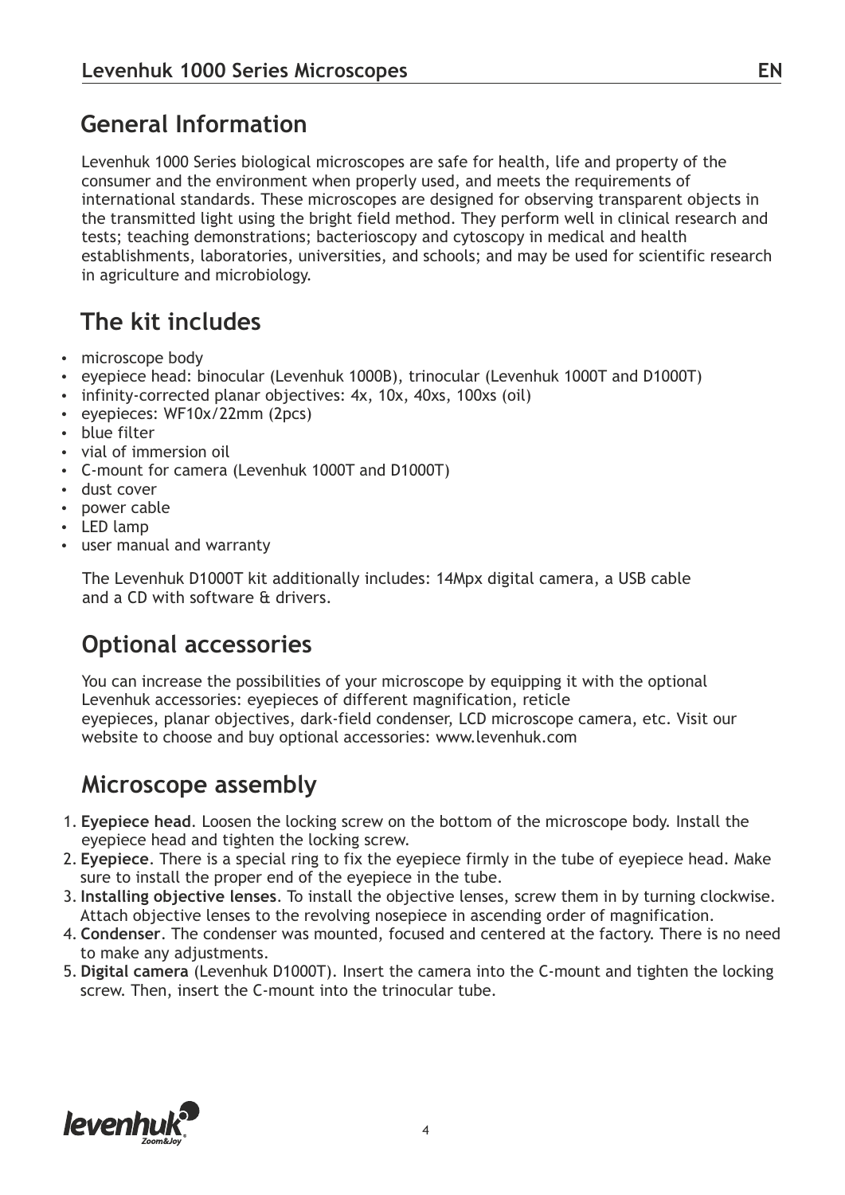## General Information

Levenhuk 1000 Series biological microscopes are safe for health, life and property of the consumer and the environment when properly used, and meets the requirements of international standards. These microscopes are designed for observing transparent objects in the transmitted light using the bright field method. They perform well in clinical research and tests; teaching demonstrations; bacterioscopy and cytoscopy in medical and health establishments, laboratories, universities, and schools; and may be used for scientific research in agriculture and microbiology.

## The kit includes

- microscope body
- eyepiece head: binocular (Levenhuk 1000B), trinocular (Levenhuk 1000T and D1000T)
- infinity-corrected planar objectives: 4x, 10x, 40xs, 100xs (oil)
- eyepieces: WF10x/22mm (2pcs)
- blue filter
- vial of immersion oil
- C-mount for camera (Levenhuk 1000T and D1000T)
- dust cover
- power cable
- LED lamp
- user manual and warranty

The Levenhuk D1000T kit additionally includes: 14Mpx digital camera, a USB cable and a CD with software & drivers.

## Optional accessories

You can increase the possibilities of your microscope by equipping it with the optional Levenhuk accessories: eyepieces of different magnification, reticle eyepieces, planar objectives, dark-field condenser, LCD microscope camera, etc. Visit our website to choose and buy optional accessories: www.levenhuk.com

## Microscope assembly

1. **Eyepiece head**. Loosen the locking screw on the bottom of the microscope body. Install the eyepiece head and tighten the locking screw.
2. **Eyepiece**. There is a special ring to fix the eyepiece firmly in the tube of eyepiece head. Make sure to install the proper end of the eyepiece in the tube.
3. **Installing objective lenses**. To install the objective lenses, screw them in by turning clockwise. Attach objective lenses to the revolving nosepiece in ascending order of magnification.
4. **Condenser**. The condenser was mounted, focused and centered at the factory. There is no need to make any adjustments.
5. **Digital camera** (Levenhuk D1000T). Insert the camera into the C-mount and tighten the locking screw. Then, insert the C-mount into the trinocular tube.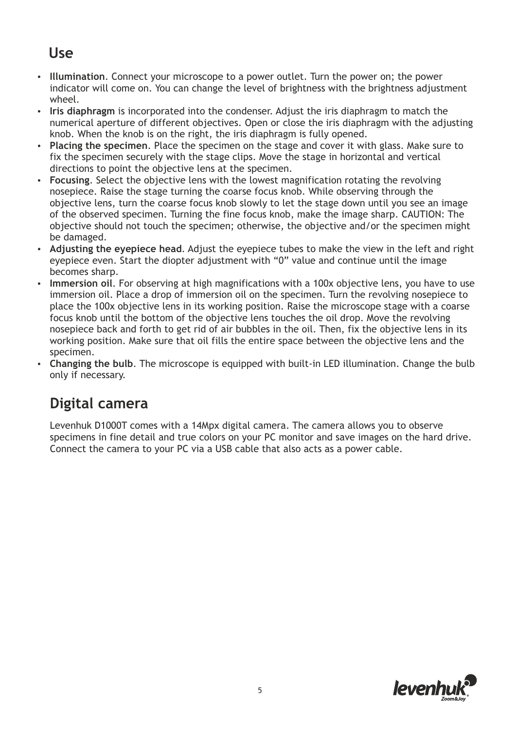## Use

- **Illumination**. Connect your microscope to a power outlet. Turn the power on; the power indicator will come on. You can change the level of brightness with the brightness adjustment wheel.
- **Iris diaphragm** is incorporated into the condenser. Adjust the iris diaphragm to match the numerical aperture of different objectives. Open or close the iris diaphragm with the adjusting knob. When the knob is on the right, the iris diaphragm is fully opened.
- **Placing the specimen**. Place the specimen on the stage and cover it with glass. Make sure to fix the specimen securely with the stage clips. Move the stage in horizontal and vertical directions to point the objective lens at the specimen.
- **Focusing**. Select the objective lens with the lowest magnification rotating the revolving nosepiece. Raise the stage turning the coarse focus knob. While observing through the objective lens, turn the coarse focus knob slowly to let the stage down until you see an image of the observed specimen. Turning the fine focus knob, make the image sharp. CAUTION: The objective should not touch the specimen; otherwise, the objective and/or the specimen might be damaged.
- **Adjusting the eyepiece head**. Adjust the eyepiece tubes to make the view in the left and right eyepiece even. Start the diopter adjustment with “0” value and continue until the image becomes sharp.
- **Immersion oil**. For observing at high magnifications with a 100x objective lens, you have to use immersion oil. Place a drop of immersion oil on the specimen. Turn the revolving nosepiece to place the 100x objective lens in its working position. Raise the microscope stage with a coarse focus knob until the bottom of the objective lens touches the oil drop. Move the revolving nosepiece back and forth to get rid of air bubbles in the oil. Then, fix the objective lens in its working position. Make sure that oil fills the entire space between the objective lens and the specimen.
- **Changing the bulb**. The microscope is equipped with built-in LED illumination. Change the bulb only if necessary.

## Digital camera

Levenhuk D1000T comes with a 14Mpx digital camera. The camera allows you to observe specimens in fine detail and true colors on your PC monitor and save images on the hard drive. Connect the camera to your PC via a USB cable that also acts as a power cable.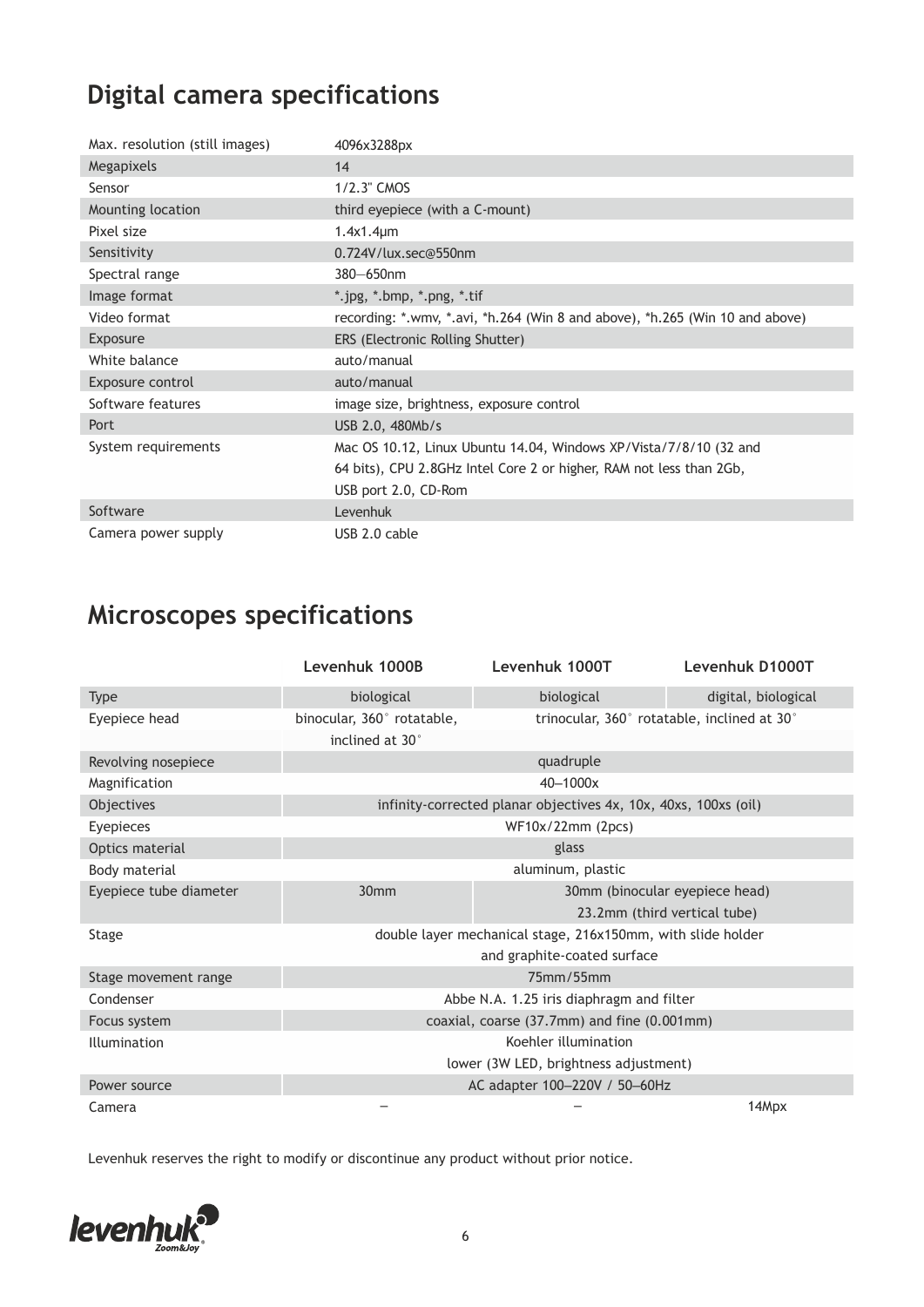## Digital camera specifications

| | |
|---|---|
| Max. resolution (still images) | 4096x3288px |
| Megapixels | 14 |
| Sensor | 1/2.3" CMOS |
| Mounting location | third eyepiece (with a C-mount) |
| Pixel size | 1.4x1.4μm |
| Sensitivity | 0.724V/lux.sec@550nm |
| Spectral range | 380—650nm |
| Image format | *.jpg, *.bmp, *.png, *.tif |
| Video format | recording: *.wmv, *.avi, *h.264 (Win 8 and above), *h.265 (Win 10 and above) |
| Exposure | ERS (Electronic Rolling Shutter) |
| White balance | auto/manual |
| Exposure control | auto/manual |
| Software features | image size, brightness, exposure control |
| Port | USB 2.0, 480Mb/s |
| System requirements | Mac OS 10.12, Linux Ubuntu 14.04, Windows XP/Vista/7/8/10 (32 and 64 bits), CPU 2.8GHz Intel Core 2 or higher, RAM not less than 2Gb, USB port 2.0, CD-Rom |
| Software | Levenhuk |
| Camera power supply | USB 2.0 cable |

## Microscopes specifications

| | Levenhuk 1000B | Levenhuk 1000T | Levenhuk D1000T |
|---|---|---|---|
| Type | biological | biological | digital, biological |
| Eyepiece head | binocular, 360° rotatable, inclined at 30° | trinocular, 360° rotatable, inclined at 30° | |
| Revolving nosepiece | quadruple | | |
| Magnification | 40–1000x | | |
| Objectives | infinity-corrected planar objectives 4x, 10x, 40xs, 100xs (oil) | | |
| Eyepieces | WF10x/22mm (2pcs) | | |
| Optics material | glass | | |
| Body material | aluminum, plastic | | |
| Eyepiece tube diameter | 30mm | 30mm (binocular eyepiece head) 23.2mm (third vertical tube) | |
| Stage | double layer mechanical stage, 216x150mm, with slide holder and graphite-coated surface | | |
| Stage movement range | 75mm/55mm | | |
| Condenser | Abbe N.A. 1.25 iris diaphragm and filter | | |
| Focus system | coaxial, coarse (37.7mm) and fine (0.001mm) | | |
| Illumination | Koehler illumination lower (3W LED, brightness adjustment) | | |
| Power source | AC adapter 100–220V / 50–60Hz | | |
| Camera | – | – | 14Mpx |

Levenhuk reserves the right to modify or discontinue any product without prior notice.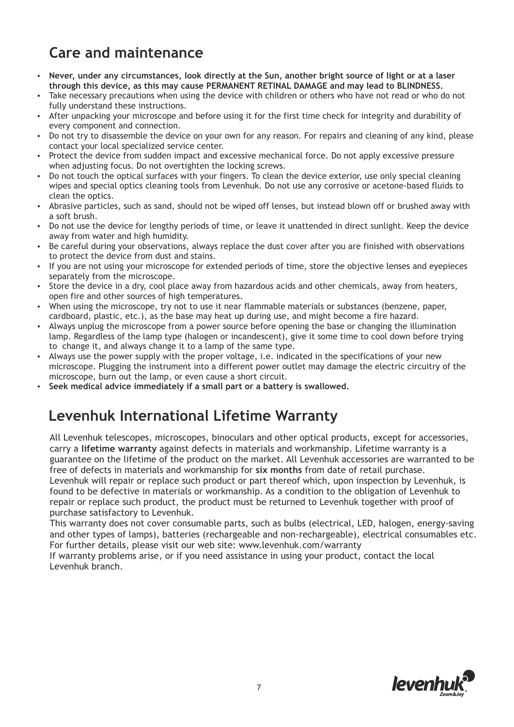## Care and maintenance

- **Never, under any circumstances, look directly at the Sun, another bright source of light or at a laser through this device, as this may cause PERMANENT RETINAL DAMAGE and may lead to BLINDNESS.**
- Take necessary precautions when using the device with children or others who have not read or who do not fully understand these instructions.
- After unpacking your microscope and before using it for the first time check for integrity and durability of every component and connection.
- Do not try to disassemble the device on your own for any reason. For repairs and cleaning of any kind, please contact your local specialized service center.
- Protect the device from sudden impact and excessive mechanical force. Do not apply excessive pressure when adjusting focus. Do not overtighten the locking screws.
- Do not touch the optical surfaces with your fingers. To clean the device exterior, use only special cleaning wipes and special optics cleaning tools from Levenhuk. Do not use any corrosive or acetone-based fluids to clean the optics.
- Abrasive particles, such as sand, should not be wiped off lenses, but instead blown off or brushed away with a soft brush.
- Do not use the device for lengthy periods of time, or leave it unattended in direct sunlight. Keep the device away from water and high humidity.
- Be careful during your observations, always replace the dust cover after you are finished with observations to protect the device from dust and stains.
- If you are not using your microscope for extended periods of time, store the objective lenses and eyepieces separately from the microscope.
- Store the device in a dry, cool place away from hazardous acids and other chemicals, away from heaters, open fire and other sources of high temperatures.
- When using the microscope, try not to use it near flammable materials or substances (benzene, paper, cardboard, plastic, etc.), as the base may heat up during use, and might become a fire hazard.
- Always unplug the microscope from a power source before opening the base or changing the illumination lamp. Regardless of the lamp type (halogen or incandescent), give it some time to cool down before trying to change it, and always change it to a lamp of the same type.
- Always use the power supply with the proper voltage, i.e. indicated in the specifications of your new microscope. Plugging the instrument into a different power outlet may damage the electric circuitry of the microscope, burn out the lamp, or even cause a short circuit.
- **Seek medical advice immediately if a small part or a battery is swallowed.**

## Levenhuk International Lifetime Warranty

All Levenhuk telescopes, microscopes, binoculars and other optical products, except for accessories, carry a **lifetime warranty** against defects in materials and workmanship. Lifetime warranty is a guarantee on the lifetime of the product on the market. All Levenhuk accessories are warranted to be free of defects in materials and workmanship for **six months** from date of retail purchase. Levenhuk will repair or replace such product or part thereof which, upon inspection by Levenhuk, is found to be defective in materials or workmanship. As a condition to the obligation of Levenhuk to repair or replace such product, the product must be returned to Levenhuk together with proof of purchase satisfactory to Levenhuk.

This warranty does not cover consumable parts, such as bulbs (electrical, LED, halogen, energy-saving and other types of lamps), batteries (rechargeable and non-rechargeable), electrical consumables etc. For further details, please visit our web site: www.levenhuk.com/warranty

If warranty problems arise, or if you need assistance in using your product, contact the local Levenhuk branch.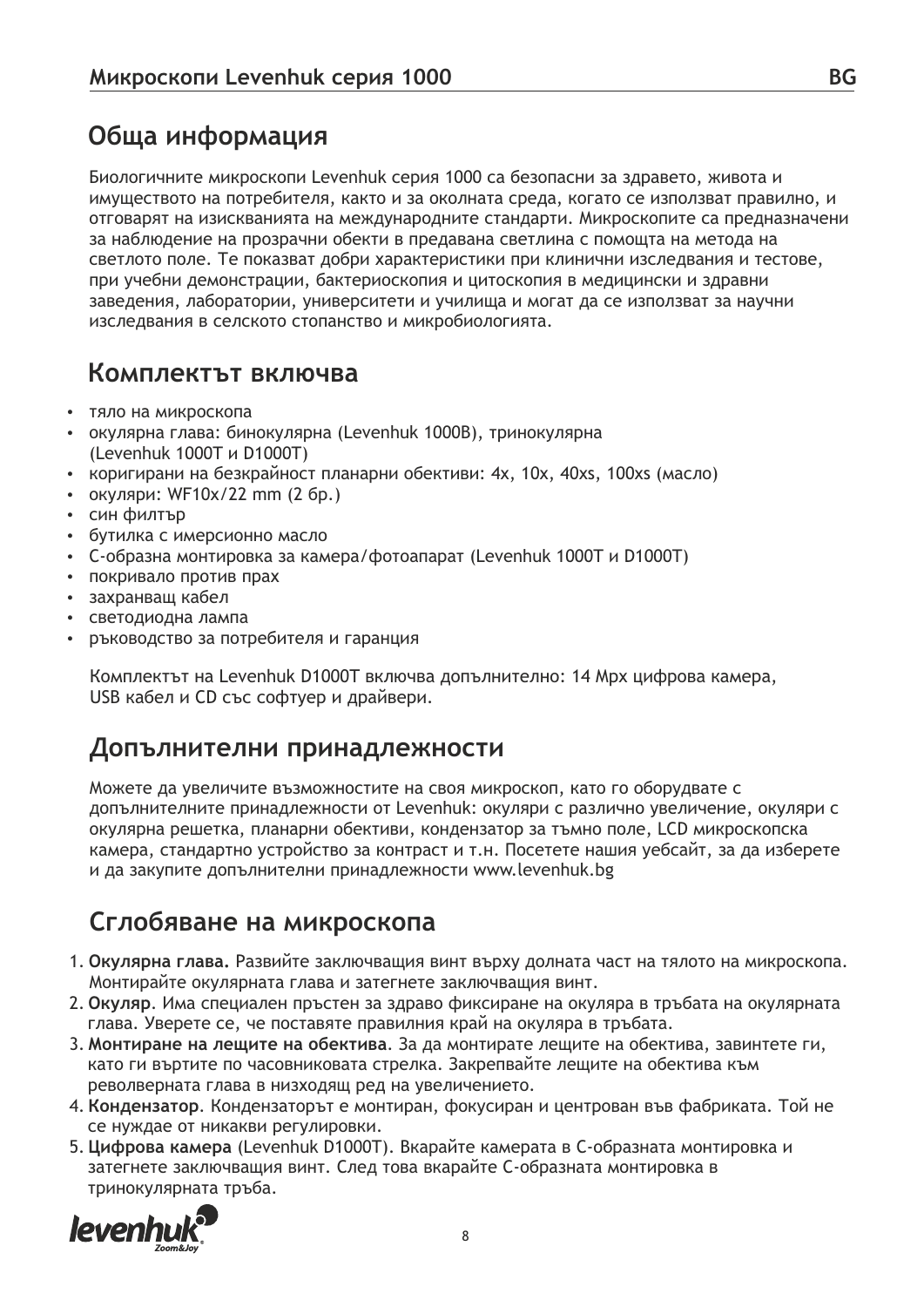## Обща информация

Биологичните микроскопи Levenhuk серия 1000 са безопасни за здравето, живота и имуществото на потребителя, както и за околната среда, когато се използват правилно, и отговарят на изискванията на международните стандарти. Микроскопите са предназначени за наблюдение на прозрачни обекти в предавана светлина с помощта на метода на светлото поле. Те показват добри характеристики при клинични изследвания и тестове, при учебни демонстрации, бактериоскопия и цитоскопия в медицински и здравни заведения, лаборатории, университети и училища и могат да се използват за научни изследвания в селското стопанство и микробиологията.

## Комплектът включва

- тяло на микроскопа
- окулярна глава: бинокулярна (Levenhuk 1000B), тринокулярна (Levenhuk 1000T и D1000T)
- коригирани на безкрайност планарни обективи: 4x, 10x, 40xs, 100xs (масло)
- окуляри: WF10x/22 mm (2 бр.)
- син филтър
- бутилка с имерсионно масло
- С-образна монтировка за камера/фотоапарат (Levenhuk 1000T и D1000T)
- покривало против прах
- захранващ кабел
- светодиодна лампа
- ръководство за потребителя и гаранция

Комплектът на Levenhuk D1000T включва допълнително: 14 Mpx цифрова камера, USB кабел и CD със софтуер и драйвери.

## Допълнителни принадлежности

Можете да увеличите възможностите на своя микроскоп, като го оборудвате с допълнителните принадлежности от Levenhuk: окуляри с различно увеличение, окуляри с окулярна решетка, планарни обективи, кондензатор за тъмно поле, LCD микроскопска камера, стандартно устройство за контраст и т.н. Посетете нашия уебсайт, за да изберете и да закупите допълнителни принадлежности www.levenhuk.bg

## Сглобяване на микроскопа

1. **Окулярна глава.** Развийте заключващия винт върху долната част на тялото на микроскопа. Монтирайте окулярната глава и затегнете заключващия винт.
2. **Окуляр**. Има специален пръстен за здраво фиксиране на окуляра в тръбата на окулярната глава. Уверете се, че поставяте правилния край на окуляра в тръбата.
3. **Монтиране на лещите на обектива**. За да монтирате лещите на обектива, завинтете ги, като ги въртите по часовниковата стрелка. Закрепвайте лещите на обектива към револверната глава в низходящ ред на увеличението.
4. **Кондензатор**. Кондензаторът е монтиран, фокусиран и центрован във фабриката. Той не се нуждае от никакви регулировки.
5. **Цифрова камера** (Levenhuk D1000T). Вкарайте камерата в С-образната монтировка и затегнете заключващия винт. След това вкарайте С-образната монтировка в тринокулярната тръба.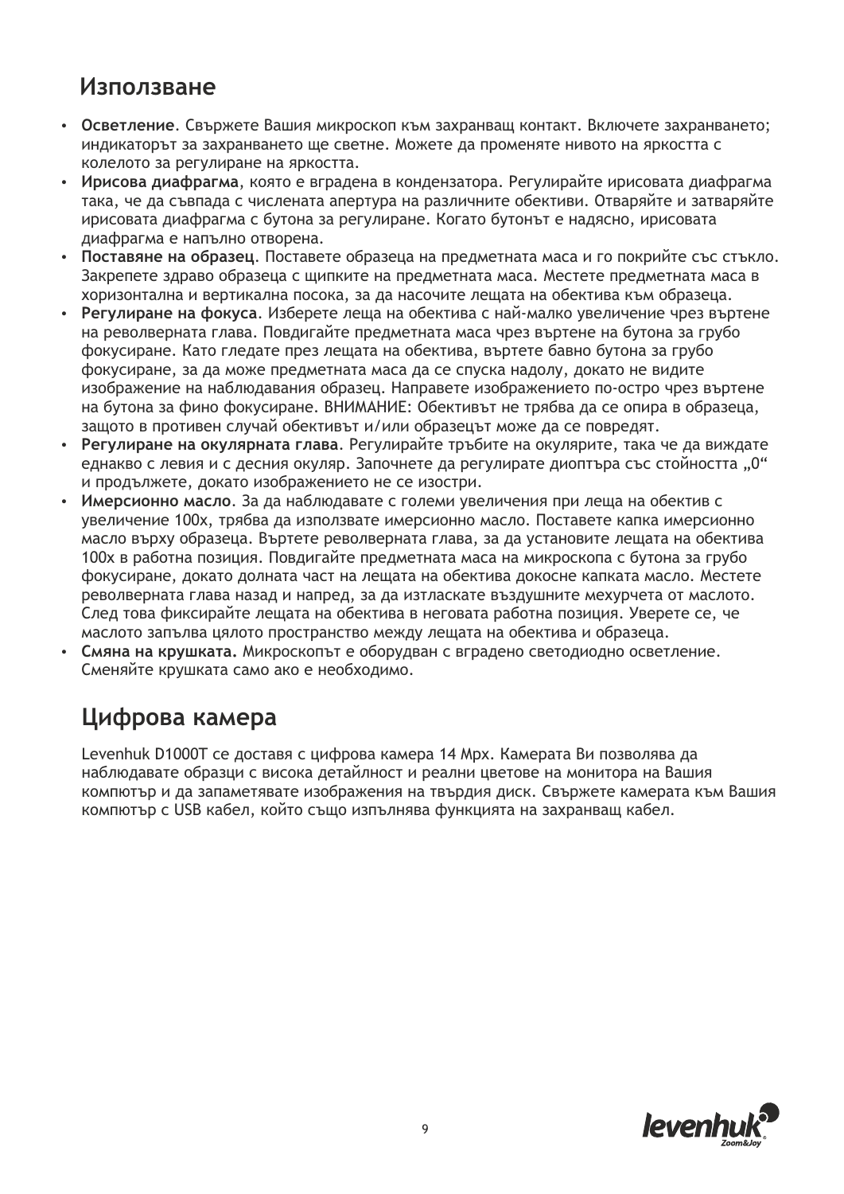## Използване

- **Осветление**. Свържете Вашия микроскоп към захранващ контакт. Включете захранването; индикаторът за захранването ще светне. Можете да променяте нивото на яркостта с колелото за регулиране на яркостта.
- **Ирисова диафрагма**, която е вградена в кондензатора. Регулирайте ирисовата диафрагма така, че да съвпада с числената апертура на различните обективи. Отваряйте и затваряйте ирисовата диафрагма с бутона за регулиране. Когато бутонът е надясно, ирисовата диафрагма е напълно отворена.
- **Поставяне на образец**. Поставете образеца на предметната маса и го покрийте със стъкло. Закрепете здраво образеца с щипките на предметната маса. Местете предметната маса в хоризонтална и вертикална посока, за да насочите лещата на обектива към образеца.
- **Регулиране на фокуса**. Изберете леща на обектива с най-малко увеличение чрез въртене на револверната глава. Повдигайте предметната маса чрез въртене на бутона за грубо фокусиране. Като гледате през лещата на обектива, въртете бавно бутона за грубо фокусиране, за да може предметната маса да се спуска надолу, докато не видите изображение на наблюдавания образец. Направете изображението по-остро чрез въртене на бутона за фино фокусиране. ВНИМАНИЕ: Обективът не трябва да се опира в образеца, защото в противен случай обективът и/или образецът може да се повредят.
- **Регулиране на окулярната глава**. Регулирайте тръбите на окулярите, така че да виждате еднакво с левия и с десния окуляр. Започнете да регулирате диоптъра със стойността „0“ и продължете, докато изображението не се изостри.
- **Имерсионно масло**. За да наблюдавате с големи увеличения при леща на обектив с увеличение 100х, трябва да използвате имерсионно масло. Поставете капка имерсионно масло върху образеца. Въртете револверната глава, за да установите лещата на обектива 100х в работна позиция. Повдигайте предметната маса на микроскопа с бутона за грубо фокусиране, докато долната част на лещата на обектива докосне капката масло. Местете револверната глава назад и напред, за да изтласкате въздушните мехурчета от маслото. След това фиксирайте лещата на обектива в неговата работна позиция. Уверете се, че маслото запълва цялото пространство между лещата на обектива и образеца.
- **Смяна на крушката.** Микроскопът е оборудван с вградено светодиодно осветление. Сменяйте крушката само ако е необходимо.

## Цифрова камера

Levenhuk D1000T се доставя с цифрова камера 14 Mpx. Камерата Ви позволява да наблюдавате образци с висока детайлност и реални цветове на монитора на Вашия компютър и да запаметявате изображения на твърдия диск. Свържете камерата към Вашия компютър с USB кабел, който също изпълнява функцията на захранващ кабел.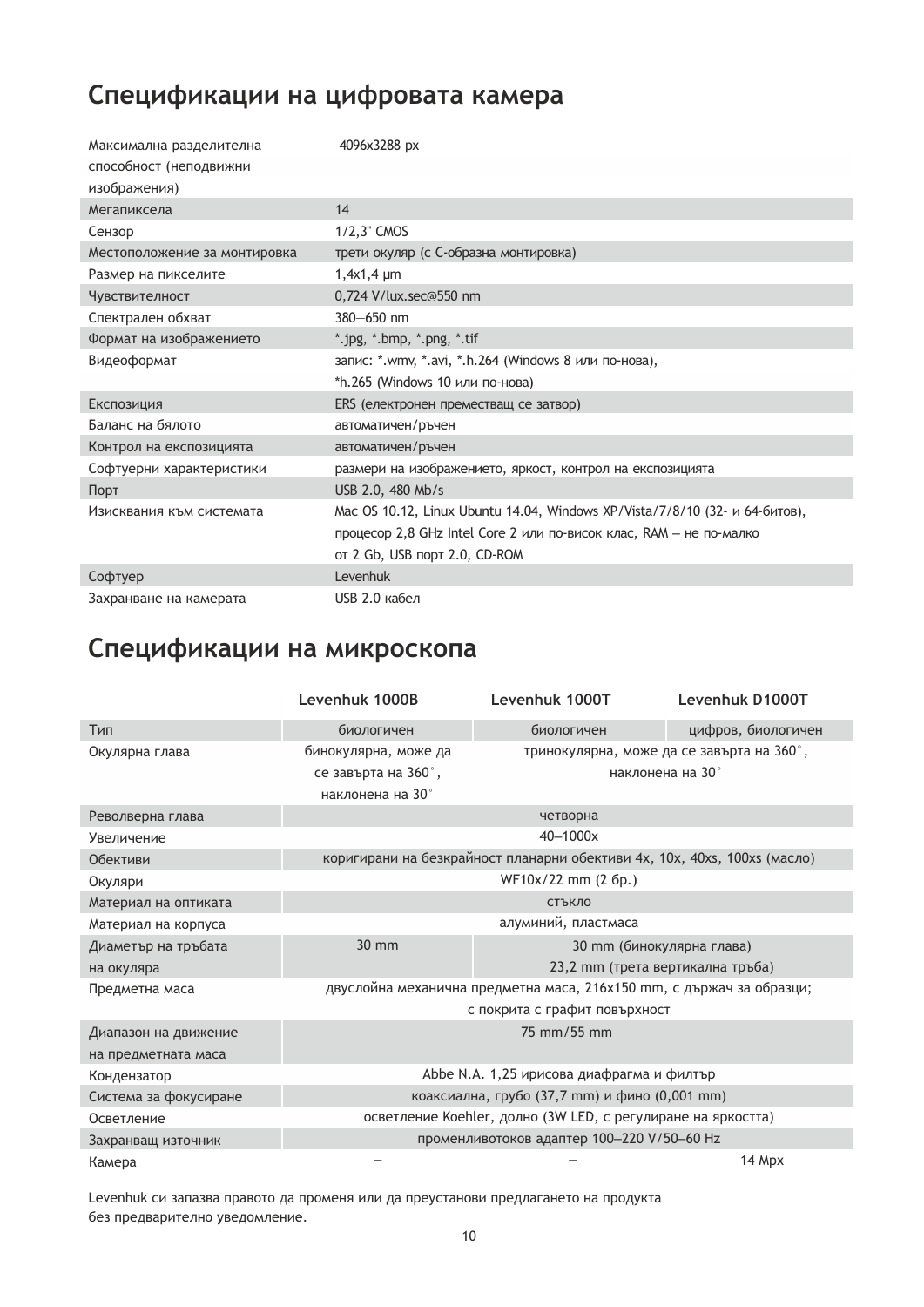## Спецификации на цифровата камера

| | |
|---|---|
| Максимална разделителна способност (неподвижни изображения) | 4096x3288 px |
| Мегапиксела | 14 |
| Сензор | 1/2,3" CMOS |
| Местоположение за монтировка | трети окуляр (с C-образна монтировка) |
| Размер на пикселите | 1,4x1,4 µm |
| Чувствителност | 0,724 V/lux.sec@550 nm |
| Спектрален обхват | 380—650 nm |
| Формат на изображението | *.jpg, *.bmp, *.png, *.tif |
| Видеоформат | запис: *.wmv, *.avi, *.h.264 (Windows 8 или по-нова), *h.265 (Windows 10 или по-нова) |
| Експозиция | ERS (електронен преместващ се затвор) |
| Баланс на бялото | автоматичен/ръчен |
| Контрол на експозицията | автоматичен/ръчен |
| Софтуерни характеристики | размери на изображението, яркост, контрол на експозицията |
| Порт | USB 2.0, 480 Mb/s |
| Изисквания към системата | Mac OS 10.12, Linux Ubuntu 14.04, Windows XP/Vista/7/8/10 (32- и 64-битов), процесор 2,8 GHz Intel Core 2 или по-висок клас, RAM – не по-малко от 2 Gb, USB порт 2.0, CD-ROM |
| Софтуер | Levenhuk |
| Захранване на камерата | USB 2.0 кабел |

## Спецификации на микроскопа

| | Levenhuk 1000B | Levenhuk 1000T | Levenhuk D1000T |
|---|---|---|---|
| Тип | биологичен | биологичен | цифров, биологичен |
| Окулярна глава | бинокулярна, може да се завърта на 360˚, наклонена на 30˚ | тринокулярна, може да се завърта на 360˚, наклонена на 30˚ | |
| Револверна глава | четворна | | |
| Увеличение | 40–1000x | | |
| Обективи | коригирани на безкрайност планарни обективи 4x, 10x, 40xs, 100xs (масло) | | |
| Окуляри | WF10x/22 mm (2 бр.) | | |
| Материал на оптиката | стъкло | | |
| Материал на корпуса | алуминий, пластмаса | | |
| Диаметър на тръбата на окуляра | 30 mm | 30 mm (бинокулярна глава) 23,2 mm (трета вертикална тръба) | |
| Предметна маса | двуслойна механична предметна маса, 216x150 mm, с държач за образци; с покрита с графит повърхност | | |
| Диапазон на движение на предметната маса | 75 mm/55 mm | | |
| Кондензатор | Abbe N.A. 1,25 ирисова диафрагма и филтър | | |
| Система за фокусиране | коаксиална, грубо (37,7 mm) и фино (0,001 mm) | | |
| Осветление | осветление Koehler, долно (3W LED, с регулиране на яркостта) | | |
| Захранващ източник | променливотоков адаптер 100–220 V/50–60 Hz | | |
| Камера | – | – | 14 Mpx |

Levenhuk си запазва правото да променя или да преустанови предлагането на продукта без предварително уведомление.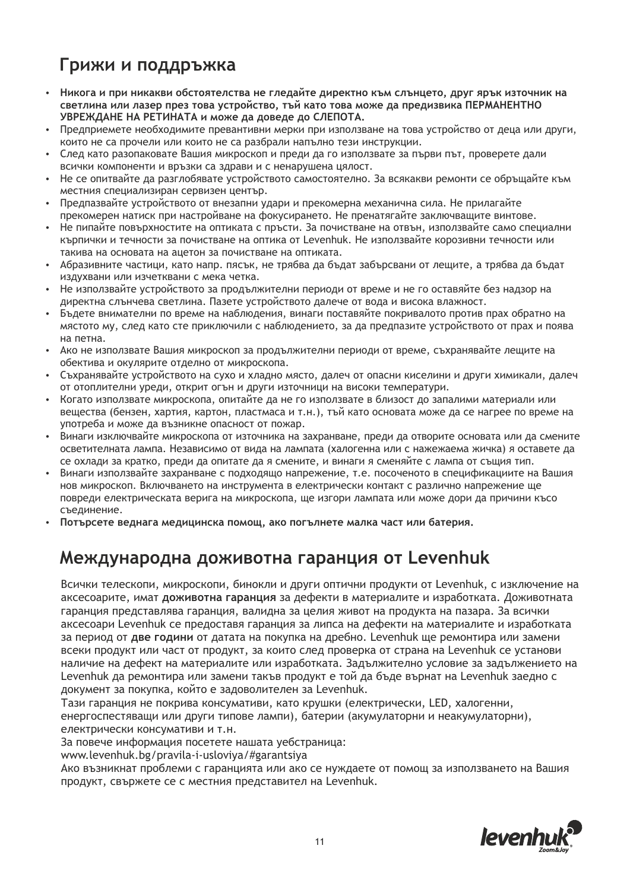## Грижи и поддръжка

- **Никога и при никакви обстоятелства не гледайте директно към слънцето, друг ярък източник на светлина или лазер през това устройство, тъй като това може да предизвика ПЕРМАНЕНТНО УВРЕЖДАНЕ НА РЕТИНАТА и може да доведе до СЛЕПОТА.**
- Предприемете необходимите превантивни мерки при използване на това устройство от деца или други, които не са прочели или които не са разбрали напълно тези инструкции.
- След като разопаковате Вашия микроскоп и преди да го използвате за първи път, проверете дали всички компоненти и връзки са здрави и с ненарушена цялост.
- Не се опитвайте да разглобявате устройството самостоятелно. За всякакви ремонти се обръщайте към местния специализиран сервизен център.
- Предпазвайте устройството от внезапни удари и прекомерна механична сила. Не прилагайте прекомерен натиск при настройване на фокусирането. Не пренатягайте заключващите винтове.
- Не пипайте повърхностите на оптиката с пръсти. За почистване на отвън, използвайте само специални кърпички и течности за почистване на оптика от Levenhuk. Не използвайте корозивни течности или такива на основата на ацетон за почистване на оптиката.
- Абразивните частици, като напр. пясък, не трябва да бъдат забърсвани от лещите, а трябва да бъдат издухвани или изчетквани с мека четка.
- Не използвайте устройството за продължителни периоди от време и не го оставяйте без надзор на директна слънчева светлина. Пазете устройството далече от вода и висока влажност.
- Бъдете внимателни по време на наблюдения, винаги поставяйте покривалото против прах обратно на мястото му, след като сте приключили с наблюдението, за да предпазите устройството от прах и поява на петна.
- Ако не използвате Вашия микроскоп за продължителни периоди от време, съхранявайте лещите на обективa и окулярите отделно от микроскопа.
- Съхранявайте устройството на сухо и хладно място, далеч от опасни киселини и други химикали, далеч от отоплителни уреди, открит огън и други източници на високи температури.
- Когато използвате микроскопа, опитайте да не го използвате в близост до запалими материали или вещества (бензен, хартия, картон, пластмаса и т.н.), тъй като основата може да се нагрее по време на употреба и може да възникне опасност от пожар.
- Винаги изключвайте микроскопа от източника на захранване, преди да отворите основата или да смените осветителната лампа. Независимо от вида на лампата (халогенна или с нажежаема жичка) я оставете да се охлади за кратко, преди да опитате да я смените, и винаги я сменяйте с лампа от същия тип.
- Винаги използвайте захранване с подходящо напрежение, т.е. посоченото в спецификациите на Вашия нов микроскоп. Включването на инструмента в електрически контакт с различно напрежение ще повреди електрическата верига на микроскопа, ще изгори лампата или може дори да причини късо съединение.
- **Потърсете веднага медицинска помощ, ако погълнете малка част или батерия.**

## Международна доживотна гаранция от Levenhuk

Всички телескопи, микроскопи, бинокли и други оптични продукти от Levenhuk, с изключение на аксесоарите, имат **доживотна гаранция** за дефекти в материалите и изработката. Доживотната гаранция представлява гаранция, валидна за целия живот на продукта на пазара. За всички аксесоари Levenhuk се предоставя гаранция за липса на дефекти на материалите и изработката за период от **две години** от датата на покупка на дребно. Levenhuk ще ремонтира или замени всеки продукт или част от продукт, за които след проверка от страна на Levenhuk се установи наличие на дефект на материалите или изработката. Задължително условие за задължението на Levenhuk да ремонтира или замени такъв продукт е той да бъде върнат на Levenhuk заедно с документ за покупка, който е задоволителен за Levenhuk.

Тази гаранция не покрива консумативи, като крушки (електрически, LED, халогенни, енергоспестяващи или други типове лампи), батерии (акумулаторни и неакумулаторни), електрически консумативи и т.н.

За повече информация посетете нашата уебстраница:
www.levenhuk.bg/pravila-i-usloviya/#garantsiya

Ако възникнат проблеми с гаранцията или ако се нуждаете от помощ за използването на Вашия продукт, свържете се с местния представител на Levenhuk.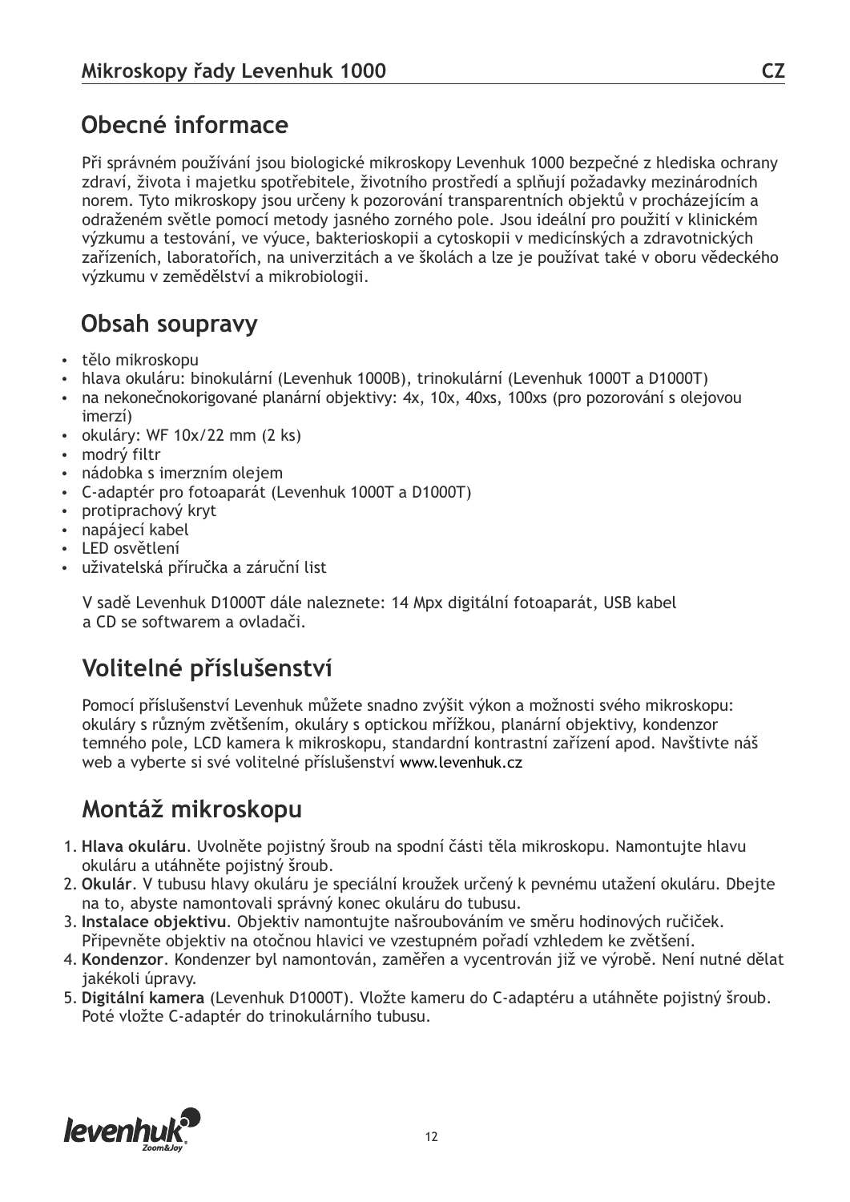## Obecné informace

Při správném používání jsou biologické mikroskopy Levenhuk 1000 bezpečné z hlediska ochrany zdraví, života i majetku spotřebitele, životního prostředí a splňují požadavky mezinárodních norem. Tyto mikroskopy jsou určeny k pozorování transparentních objektů v procházejícím a odraženém světle pomocí metody jasného zorného pole. Jsou ideální pro použití v klinickém výzkumu a testování, ve výuce, bakterioskopii a cytoskopii v medicínských a zdravotnických zařízeních, laboratořích, na univerzitách a ve školách a lze je používat také v oboru vědeckého výzkumu v zemědělství a mikrobiologii.

## Obsah soupravy

- tělo mikroskopu
- hlava okuláru: binokulární (Levenhuk 1000B), trinokulární (Levenhuk 1000T a D1000T)
- na nekonečnokorigované planární objektivy: 4x, 10x, 40xs, 100xs (pro pozorování s olejovou imerzí)
- okuláry: WF 10x/22 mm (2 ks)
- modrý filtr
- nádobka s imerzním olejem
- C-adaptér pro fotoaparát (Levenhuk 1000T a D1000T)
- protiprachový kryt
- napájecí kabel
- LED osvětlení
- uživatelská příručka a záruční list

V sadě Levenhuk D1000T dále naleznete: 14 Mpx digitální fotoaparát, USB kabel a CD se softwarem a ovladači.

## Volitelné příslušenství

Pomocí příslušenství Levenhuk můžete snadno zvýšit výkon a možnosti svého mikroskopu: okuláry s různým zvětšením, okuláry s optickou mřížkou, planární objektivy, kondenzor temného pole, LCD kamera k mikroskopu, standardní kontrastní zařízení apod. Navštivte náš web a vyberte si své volitelné příslušenství www.levenhuk.cz

## Montáž mikroskopu

1. **Hlava okuláru**. Uvolněte pojistný šroub na spodní části těla mikroskopu. Namontujte hlavu okuláru a utáhněte pojistný šroub.
2. **Okulár**. V tubusu hlavy okuláru je speciální kroužek určený k pevnému utažení okuláru. Dbejte na to, abyste namontovali správný konec okuláru do tubusu.
3. **Instalace objektivu**. Objektiv namontujte našroubováním ve směru hodinových ručiček. Připevněte objektiv na otočnou hlavici ve vzestupném pořadí vzhledem ke zvětšení.
4. **Kondenzor**. Kondenzer byl namontován, zaměřen a vycentrován již ve výrobě. Není nutné dělat jakékoli úpravy.
5. **Digitální kamera** (Levenhuk D1000T). Vložte kameru do C-adaptéru a utáhněte pojistný šroub. Poté vložte C-adaptér do trinokulárního tubusu.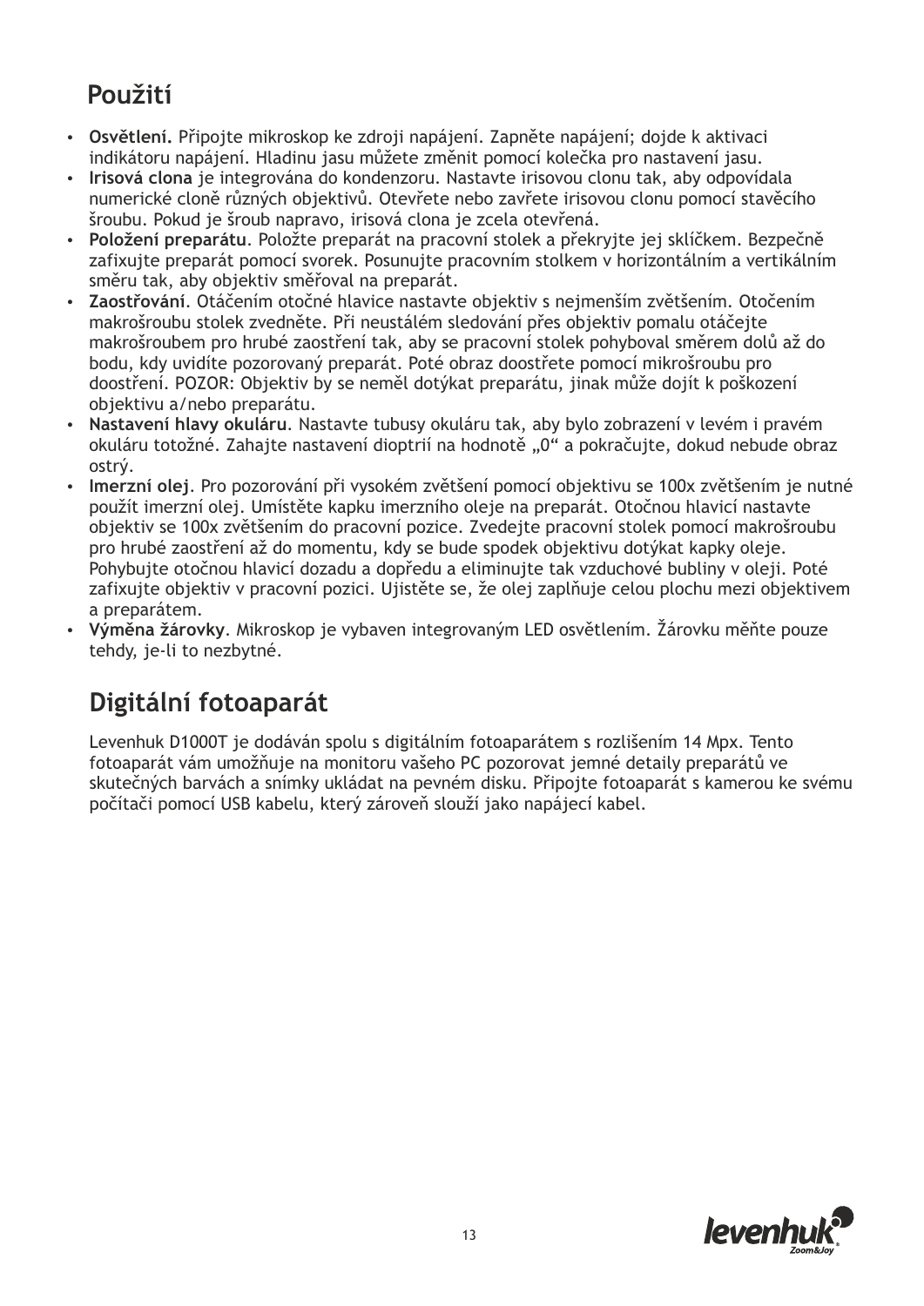## Použití

- **Osvětlení.** Připojte mikroskop ke zdroji napájení. Zapněte napájení; dojde k aktivaci indikátoru napájení. Hladinu jasu můžete změnit pomocí kolečka pro nastavení jasu.
- **Irisová clona** je integrována do kondenzoru. Nastavte irisovou clonu tak, aby odpovídala numerické cloně různých objektivů. Otevřete nebo zavřete irisovou clonu pomocí stavěcího šroubu. Pokud je šroub napravo, irisová clona je zcela otevřená.
- **Položení preparátu**. Položte preparát na pracovní stolek a překryjte jej sklíčkem. Bezpečně zafixujte preparát pomocí svorek. Posunujte pracovním stolkem v horizontálním a vertikálním směru tak, aby objektiv směřoval na preparát.
- **Zaostřování**. Otáčením otočné hlavice nastavte objektiv s nejmenším zvětšením. Otočením makrošroubu stolek zvedněte. Při neustálém sledování přes objektiv pomalu otáčejte makrošroubem pro hrubé zaostření tak, aby se pracovní stolek pohyboval směrem dolů až do bodu, kdy uvidíte pozorovaný preparát. Poté obraz doostřete pomocí mikrošroubu pro doostření. POZOR: Objektiv by se neměl dotýkat preparátu, jinak může dojít k poškození objektivu a/nebo preparátu.
- **Nastavení hlavy okuláru**. Nastavte tubusy okuláru tak, aby bylo zobrazení v levém i pravém okuláru totožné. Zahajte nastavení dioptrií na hodnotě „0" a pokračujte, dokud nebude obraz ostrý.
- **Imerzní olej**. Pro pozorování při vysokém zvětšení pomocí objektivu se 100x zvětšením je nutné použít imerzní olej. Umístěte kapku imerzního oleje na preparát. Otočnou hlavicí nastavte objektiv se 100x zvětšením do pracovní pozice. Zvedejte pracovní stolek pomocí makrošroubu pro hrubé zaostření až do momentu, kdy se bude spodek objektivu dotýkat kapky oleje. Pohybujte otočnou hlavicí dozadu a dopředu a eliminujte tak vzduchové bubliny v oleji. Poté zafixujte objektiv v pracovní pozici. Ujistěte se, že olej zaplňuje celou plochu mezi objektivem a preparátem.
- **Výměna žárovky**. Mikroskop je vybaven integrovaným LED osvětlením. Žárovku měňte pouze tehdy, je-li to nezbytné.

## Digitální fotoaparát

Levenhuk D1000T je dodáván spolu s digitálním fotoaparátem s rozlišením 14 Mpx. Tento fotoaparát vám umožňuje na monitoru vašeho PC pozorovat jemné detaily preparátů ve skutečných barvách a snímky ukládat na pevném disku. Připojte fotoaparát s kamerou ke svému počítači pomocí USB kabelu, který zároveň slouží jako napájecí kabel.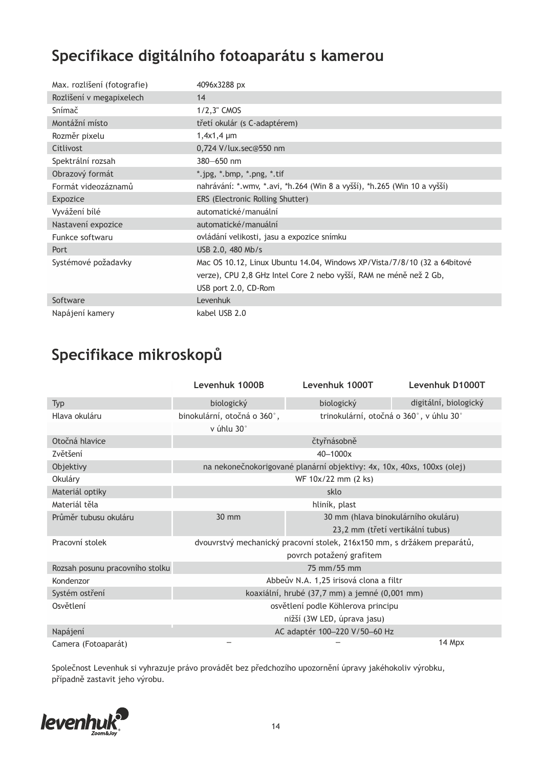## Specifikace digitálního fotoaparátu s kamerou

| | |
|---|---|
| Max. rozlišení (fotografie) | 4096x3288 px |
| Rozlišení v megapixelech | 14 |
| Snímač | 1/2,3" CMOS |
| Montážní místo | třetí okulár (s C-adaptérem) |
| Rozměr pixelu | 1,4x1,4 μm |
| Citlivost | 0,724 V/lux.sec@550 nm |
| Spektrální rozsah | 380—650 nm |
| Obrazový formát | *.jpg, *.bmp, *.png, *.tif |
| Formát videozáznamů | nahrávání: *.wmv, *.avi, *h.264 (Win 8 a vyšší), *h.265 (Win 10 a vyšší) |
| Expozice | ERS (Electronic Rolling Shutter) |
| Vyvážení bílé | automatické/manuální |
| Nastavení expozice | automatické/manuální |
| Funkce softwaru | ovládání velikosti, jasu a expozice snímku |
| Port | USB 2.0, 480 Mb/s |
| Systémové požadavky | Mac OS 10.12, Linux Ubuntu 14.04, Windows XP/Vista/7/8/10 (32 a 64bitové verze), CPU 2,8 GHz Intel Core 2 nebo vyšší, RAM ne méně než 2 Gb, USB port 2.0, CD-Rom |
| Software | Levenhuk |
| Napájení kamery | kabel USB 2.0 |

## Specifikace mikroskopů

| | Levenhuk 1000B | Levenhuk 1000T | Levenhuk D1000T |
|---|---|---|---|
| Typ | biologický | biologický | digitální, biologický |
| Hlava okuláru | binokulární, otočná o 360°, v úhlu 30° | trinokulární, otočná o 360°, v úhlu 30° | |
| Otočná hlavice | čtyřnásobně | | |
| Zvětšení | 40—1000x | | |
| Objektivy | na nekonečnokorigované planární objektivy: 4x, 10x, 40xs, 100xs (olej) | | |
| Okuláry | WF 10x/22 mm (2 ks) | | |
| Materiál optiky | sklo | | |
| Materiál těla | hliník, plast | | |
| Průměr tubusu okuláru | 30 mm | 30 mm (hlava binokulárního okuláru) 23,2 mm (třetí vertikální tubus) | |
| Pracovní stolek | dvouvrstvý mechanický pracovní stolek, 216x150 mm, s držákem preparátů, povrch potažený grafitem | | |
| Rozsah posunu pracovního stolku | 75 mm/55 mm | | |
| Kondenzor | Abbeův N.A. 1,25 irisová clona a filtr | | |
| Systém ostření | koaxiální, hrubé (37,7 mm) a jemné (0,001 mm) | | |
| Osvětlení | osvětlení podle Köhlerova principu nižší (3W LED, úprava jasu) | | |
| Napájení | AC adaptér 100—220 V/50—60 Hz | | |
| Camera (Fotoaparát) | — | — | 14 Mpx |

Společnost Levenhuk si vyhrazuje právo provádět bez předchozího upozornění úpravy jakéhokoliv výrobku, případně zastavit jeho výrobu.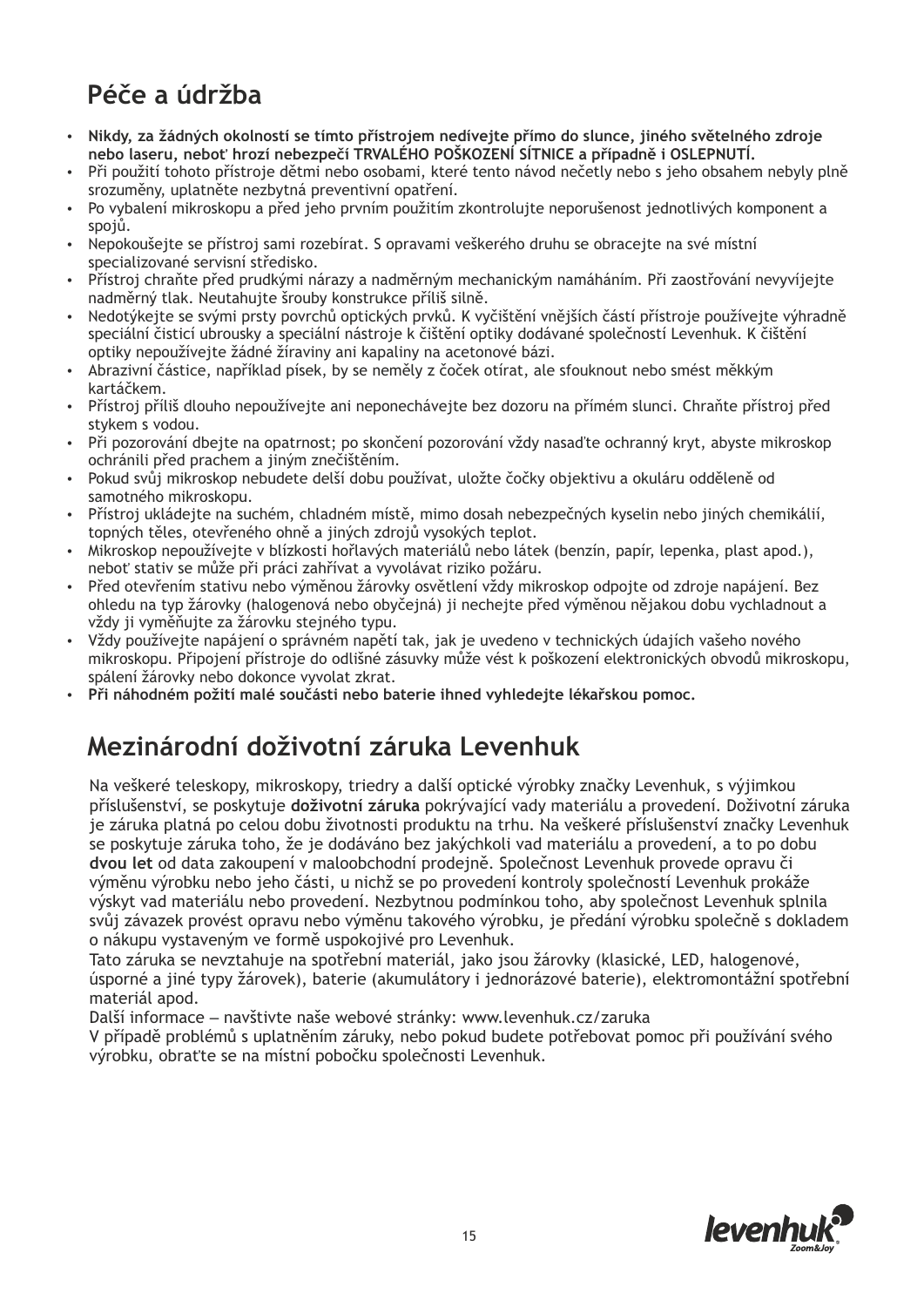## Péče a údržba

- **Nikdy, za žádných okolností se tímto přístrojem nedívejte přímo do slunce, jiného světelného zdroje nebo laseru, neboť hrozí nebezpečí TRVALÉHO POŠKOZENÍ SÍTNICE a případně i OSLEPNUTÍ.**
- Při použití tohoto přístroje dětmi nebo osobami, které tento návod nečetly nebo s jeho obsahem nebyly plně srozuměny, uplatněte nezbytná preventivní opatření.
- Po vybalení mikroskopu a před jeho prvním použitím zkontrolujte neporušenost jednotlivých komponent a spojů.
- Nepokoušejte se přístroj sami rozebírat. S opravami veškerého druhu se obracejte na své místní specializované servisní středisko.
- Přístroj chraňte před prudkými nárazy a nadměrným mechanickým namáháním. Při zaostřování nevyvíjejte nadměrný tlak. Neutahujte šrouby konstrukce příliš silně.
- Nedotýkejte se svými prsty povrchů optických prvků. K vyčištění vnějších částí přístroje používejte výhradně speciální čisticí ubrousky a speciální nástroje k čištění optiky dodávané společností Levenhuk. K čištění optiky nepoužívejte žádné žíraviny ani kapaliny na acetonové bázi.
- Abrazivní částice, například písek, by se neměly z čoček otírat, ale sfouknout nebo smést měkkým kartáčkem.
- Přístroj příliš dlouho nepoužívejte ani neponechávejte bez dozoru na přímém slunci. Chraňte přístroj před stykem s vodou.
- Při pozorování dbejte na opatrnost; po skončení pozorování vždy nasaďte ochranný kryt, abyste mikroskop ochránili před prachem a jiným znečištěním.
- Pokud svůj mikroskop nebudete delší dobu používat, uložte čočky objektivu a okuláru odděleně od samotného mikroskopu.
- Přístroj ukládejte na suchém, chladném místě, mimo dosah nebezpečných kyselin nebo jiných chemikálií, topných těles, otevřeného ohně a jiných zdrojů vysokých teplot.
- Mikroskop nepoužívejte v blízkosti hořlavých materiálů nebo látek (benzín, papír, lepenka, plast apod.), neboť stativ se může při práci zahřívat a vyvolávat riziko požáru.
- Před otevřením stativu nebo výměnou žárovky osvětlení vždy mikroskop odpojte od zdroje napájení. Bez ohledu na typ žárovky (halogenová nebo obyčejná) ji nechejte před výměnou nějakou dobu vychladnout a vždy ji vyměňujte za žárovku stejného typu.
- Vždy používejte napájení o správném napětí tak, jak je uvedeno v technických údajích vašeho nového mikroskopu. Připojení přístroje do odlišné zásuvky může vést k poškození elektronických obvodů mikroskopu, spálení žárovky nebo dokonce vyvolat zkrat.
- **Při náhodném požití malé součásti nebo baterie ihned vyhledejte lékařskou pomoc.**

## Mezinárodní doživotní záruka Levenhuk

Na veškeré teleskopy, mikroskopy, triedry a další optické výrobky značky Levenhuk, s výjimkou příslušenství, se poskytuje **doživotní záruka** pokrývající vady materiálu a provedení. Doživotní záruka je záruka platná po celou dobu životnosti produktu na trhu. Na veškeré příslušenství značky Levenhuk se poskytuje záruka toho, že je dodáváno bez jakýchkoli vad materiálu a provedení, a to po dobu **dvou let** od data zakoupení v maloobchodní prodejně. Společnost Levenhuk provede opravu či výměnu výrobku nebo jeho části, u nichž se po provedení kontroly společností Levenhuk prokáže výskyt vad materiálu nebo provedení. Nezbytnou podmínkou toho, aby společnost Levenhuk splnila svůj závazek provést opravu nebo výměnu takového výrobku, je předání výrobku společně s dokladem o nákupu vystaveným ve formě uspokojivé pro Levenhuk.

Tato záruka se nevztahuje na spotřební materiál, jako jsou žárovky (klasické, LED, halogenové, úsporné a jiné typy žárovek), baterie (akumulátory i jednorázové baterie), elektromontážní spotřební materiál apod.

Další informace – navštivte naše webové stránky: www.levenhuk.cz/zaruka

V případě problémů s uplatněním záruky, nebo pokud budete potřebovat pomoc při používání svého výrobku, obraťte se na místní pobočku společnosti Levenhuk.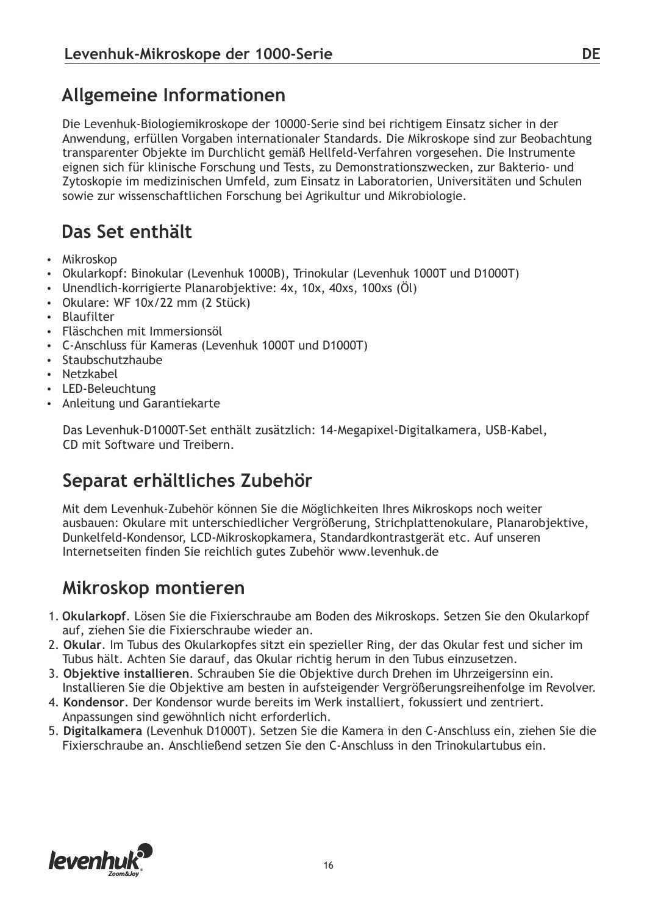## Allgemeine Informationen

Die Levenhuk-Biologiemikroskope der 10000-Serie sind bei richtigem Einsatz sicher in der Anwendung, erfüllen Vorgaben internationaler Standards. Die Mikroskope sind zur Beobachtung transparenter Objekte im Durchlicht gemäß Hellfeld-Verfahren vorgesehen. Die Instrumente eignen sich für klinische Forschung und Tests, zu Demonstrationszwecken, zur Bakterio- und Zytoskopie im medizinischen Umfeld, zum Einsatz in Laboratorien, Universitäten und Schulen sowie zur wissenschaftlichen Forschung bei Agrikultur und Mikrobiologie.

## Das Set enthält

- Mikroskop
- Okularkopf: Binokular (Levenhuk 1000B), Trinokular (Levenhuk 1000T und D1000T)
- Unendlich-korrigierte Planarobjektive: 4x, 10x, 40xs, 100xs (Öl)
- Okulare: WF 10x/22 mm (2 Stück)
- Blaufilter
- Fläschchen mit Immersionsöl
- C-Anschluss für Kameras (Levenhuk 1000T und D1000T)
- Staubschutzhaube
- Netzkabel
- LED-Beleuchtung
- Anleitung und Garantiekarte

Das Levenhuk-D1000T-Set enthält zusätzlich: 14-Megapixel-Digitalkamera, USB-Kabel, CD mit Software und Treibern.

## Separat erhältliches Zubehör

Mit dem Levenhuk-Zubehör können Sie die Möglichkeiten Ihres Mikroskops noch weiter ausbauen: Okulare mit unterschiedlicher Vergrößerung, Strichplattenokulare, Planarobjektive, Dunkelfeld-Kondensor, LCD-Mikroskopkamera, Standardkontrastgerät etc. Auf unseren Internetseiten finden Sie reichlich gutes Zubehör www.levenhuk.de

## Mikroskop montieren

1. **Okularkopf**. Lösen Sie die Fixierschraube am Boden des Mikroskops. Setzen Sie den Okularkopf auf, ziehen Sie die Fixierschraube wieder an.
2. **Okular**. Im Tubus des Okularkopfes sitzt ein spezieller Ring, der das Okular fest und sicher im Tubus hält. Achten Sie darauf, das Okular richtig herum in den Tubus einzusetzen.
3. **Objektive installieren**. Schrauben Sie die Objektive durch Drehen im Uhrzeigersinn ein. Installieren Sie die Objektive am besten in aufsteigender Vergrößerungsreihenfolge im Revolver.
4. **Kondensor**. Der Kondensor wurde bereits im Werk installiert, fokussiert und zentriert. Anpassungen sind gewöhnlich nicht erforderlich.
5. **Digitalkamera** (Levenhuk D1000T). Setzen Sie die Kamera in den C-Anschluss ein, ziehen Sie die Fixierschraube an. Anschließend setzen Sie den C-Anschluss in den Trinokulartubus ein.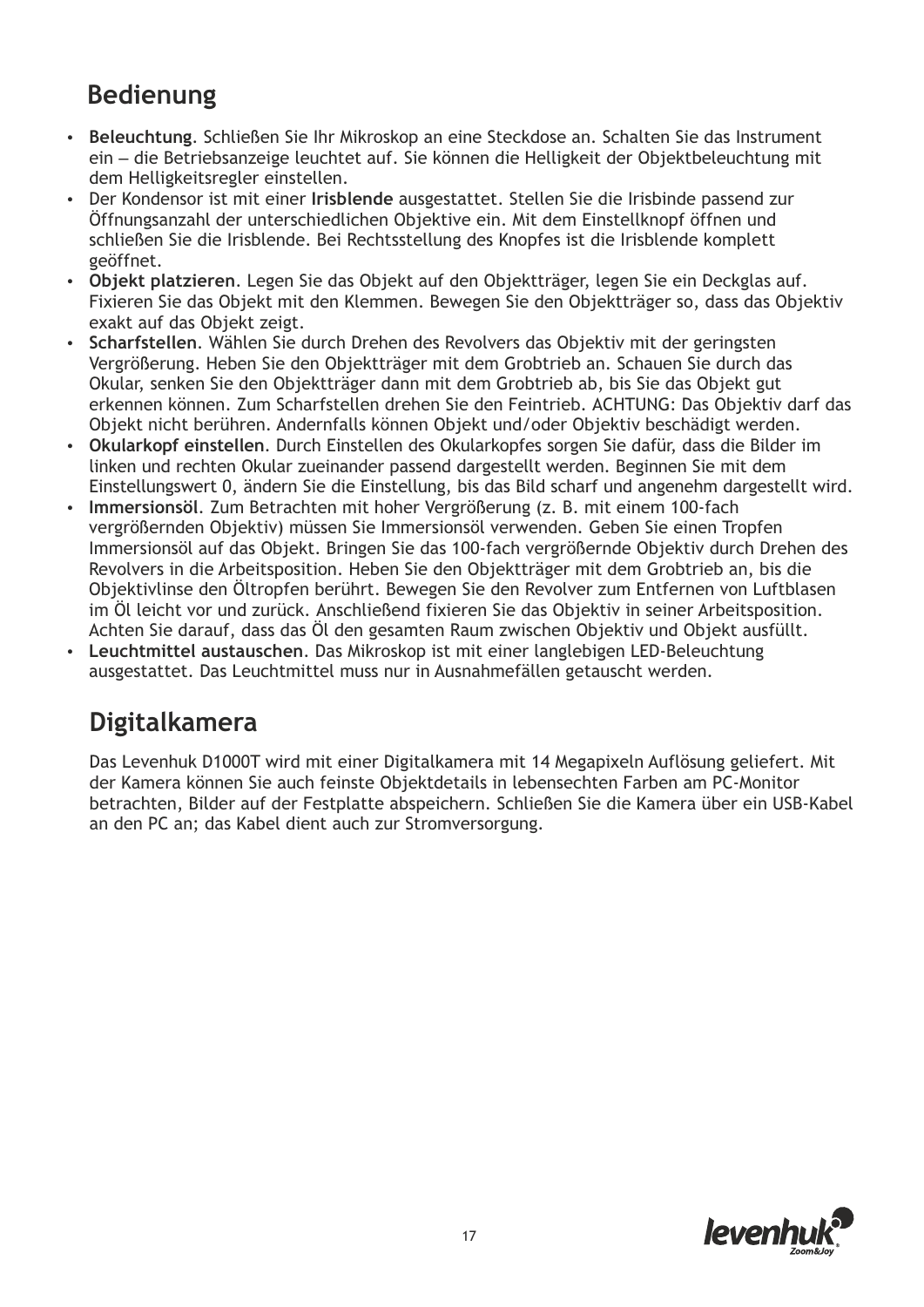## Bedienung

- **Beleuchtung**. Schließen Sie Ihr Mikroskop an eine Steckdose an. Schalten Sie das Instrument ein – die Betriebsanzeige leuchtet auf. Sie können die Helligkeit der Objektbeleuchtung mit dem Helligkeitsregler einstellen.
- Der Kondensor ist mit einer **Irisblende** ausgestattet. Stellen Sie die Irisbinde passend zur Öffnungsanzahl der unterschiedlichen Objektive ein. Mit dem Einstellknopf öffnen und schließen Sie die Irisblende. Bei Rechtsstellung des Knopfes ist die Irisblende komplett geöffnet.
- **Objekt platzieren**. Legen Sie das Objekt auf den Objektträger, legen Sie ein Deckglas auf. Fixieren Sie das Objekt mit den Klemmen. Bewegen Sie den Objektträger so, dass das Objektiv exakt auf das Objekt zeigt.
- **Scharfstellen**. Wählen Sie durch Drehen des Revolvers das Objektiv mit der geringsten Vergrößerung. Heben Sie den Objektträger mit dem Grobtrieb an. Schauen Sie durch das Okular, senken Sie den Objektträger dann mit dem Grobtrieb ab, bis Sie das Objekt gut erkennen können. Zum Scharfstellen drehen Sie den Feintrieb. ACHTUNG: Das Objektiv darf das Objekt nicht berühren. Andernfalls können Objekt und/oder Objektiv beschädigt werden.
- **Okularkopf einstellen**. Durch Einstellen des Okularkopfes sorgen Sie dafür, dass die Bilder im linken und rechten Okular zueinander passend dargestellt werden. Beginnen Sie mit dem Einstellungswert 0, ändern Sie die Einstellung, bis das Bild scharf und angenehm dargestellt wird.
- **Immersionsöl**. Zum Betrachten mit hoher Vergrößerung (z. B. mit einem 100-fach vergrößernden Objektiv) müssen Sie Immersionsöl verwenden. Geben Sie einen Tropfen Immersionsöl auf das Objekt. Bringen Sie das 100-fach vergrößernde Objektiv durch Drehen des Revolvers in die Arbeitsposition. Heben Sie den Objektträger mit dem Grobtrieb an, bis die Objektivlinse den Öltropfen berührt. Bewegen Sie den Revolver zum Entfernen von Luftblasen im Öl leicht vor und zurück. Anschließend fixieren Sie das Objektiv in seiner Arbeitsposition. Achten Sie darauf, dass das Öl den gesamten Raum zwischen Objektiv und Objekt ausfüllt.
- **Leuchtmittel austauschen**. Das Mikroskop ist mit einer langlebigen LED-Beleuchtung ausgestattet. Das Leuchtmittel muss nur in Ausnahmefällen getauscht werden.

## Digitalkamera

Das Levenhuk D1000T wird mit einer Digitalkamera mit 14 Megapixeln Auflösung geliefert. Mit der Kamera können Sie auch feinste Objektdetails in lebensechten Farben am PC-Monitor betrachten, Bilder auf der Festplatte abspeichern. Schließen Sie die Kamera über ein USB-Kabel an den PC an; das Kabel dient auch zur Stromversorgung.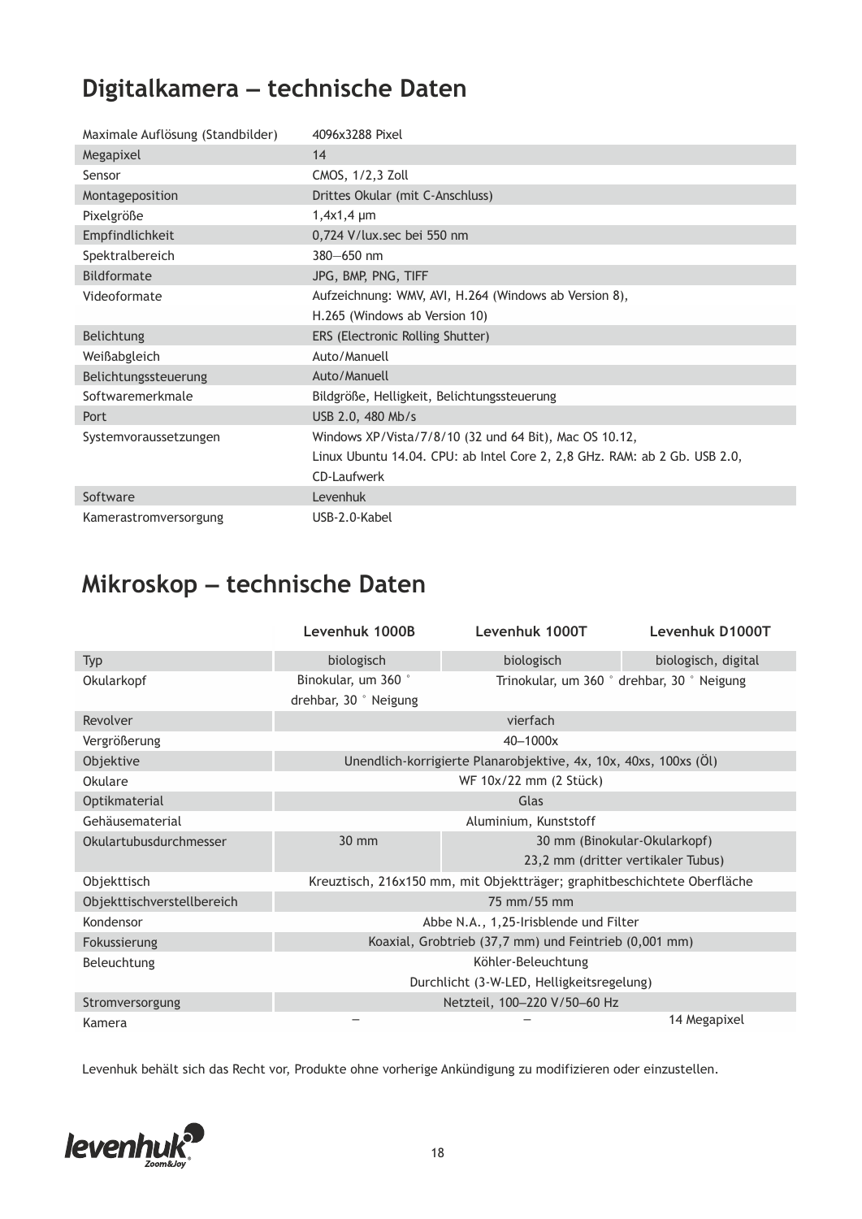# Digitalkamera — technische Daten

| | |
|---|---|
| Maximale Auflösung (Standbilder) | 4096x3288 Pixel |
| Megapixel | 14 |
| Sensor | CMOS, 1/2,3 Zoll |
| Montageposition | Drittes Okular (mit C-Anschluss) |
| Pixelgröße | 1,4x1,4 µm |
| Empfindlichkeit | 0,724 V/lux.sec bei 550 nm |
| Spektralbereich | 380—650 nm |
| Bildformate | JPG, BMP, PNG, TIFF |
| Videoformate | Aufzeichnung: WMV, AVI, H.264 (Windows ab Version 8), H.265 (Windows ab Version 10) |
| Belichtung | ERS (Electronic Rolling Shutter) |
| Weißabgleich | Auto/Manuell |
| Belichtungssteuerung | Auto/Manuell |
| Softwaremerkmale | Bildgröße, Helligkeit, Belichtungssteuerung |
| Port | USB 2.0, 480 Mb/s |
| Systemvoraussetzungen | Windows XP/Vista/7/8/10 (32 und 64 Bit), Mac OS 10.12, Linux Ubuntu 14.04. CPU: ab Intel Core 2, 2,8 GHz. RAM: ab 2 Gb. USB 2.0, CD-Laufwerk |
| Software | Levenhuk |
| Kamerastromversorgung | USB-2.0-Kabel |

# Mikroskop — technische Daten

| | Levenhuk 1000B | Levenhuk 1000T | Levenhuk D1000T |
|---|---|---|---|
| Typ | biologisch | biologisch | biologisch, digital |
| Okularkopf | Binokular, um 360 ° drehbar, 30 ° Neigung | Trinokular, um 360 ° drehbar, 30 ° Neigung | |
| Revolver | vierfach | | |
| Vergrößerung | 40–1000x | | |
| Objektive | Unendlich-korrigierte Planarobjektive, 4x, 10x, 40xs, 100xs (Öl) | | |
| Okulare | WF 10x/22 mm (2 Stück) | | |
| Optikmaterial | Glas | | |
| Gehäusematerial | Aluminium, Kunststoff | | |
| Okulartubusdurchmesser | 30 mm | 30 mm (Binokular-Okularkopf) 23,2 mm (dritter vertikaler Tubus) | |
| Objekttisch | Kreuztisch, 216x150 mm, mit Objektträger; graphitbeschichtete Oberfläche | | |
| Objekttischverstellbereich | 75 mm/55 mm | | |
| Kondensor | Abbe N.A., 1,25-Irisblende und Filter | | |
| Fokussierung | Koaxial, Grobtrieb (37,7 mm) und Feintrieb (0,001 mm) | | |
| Beleuchtung | Köhler-Beleuchtung Durchlicht (3-W-LED, Helligkeitsregelung) | | |
| Stromversorgung | Netzteil, 100–220 V/50–60 Hz | | |
| Kamera | — | — | 14 Megapixel |

Levenhuk behält sich das Recht vor, Produkte ohne vorherige Ankündigung zu modifizieren oder einzustellen.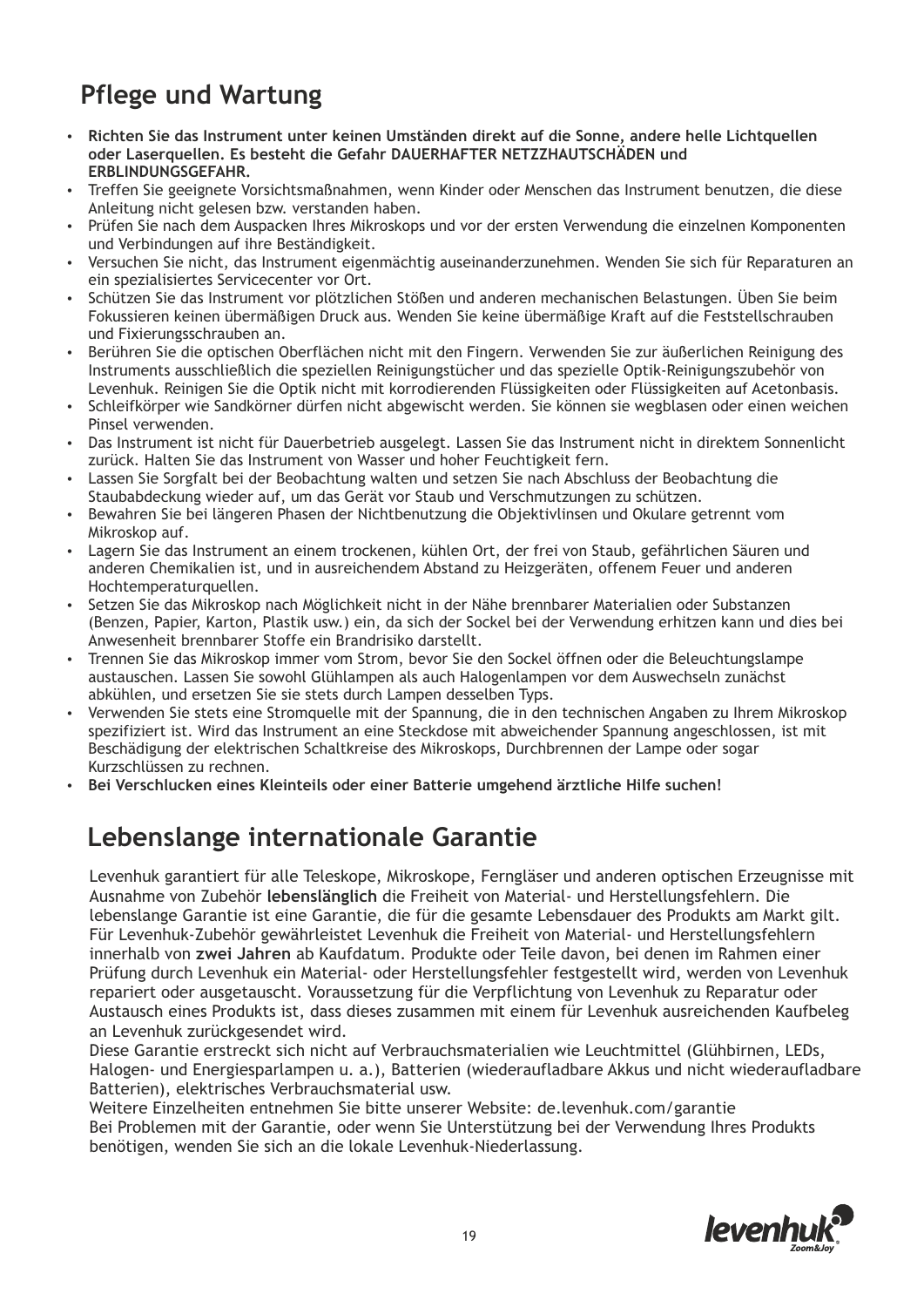## Pflege und Wartung

- **Richten Sie das Instrument unter keinen Umständen direkt auf die Sonne, andere helle Lichtquellen oder Laserquellen. Es besteht die Gefahr DAUERHAFTER NETZZHAUTSCHÄDEN und ERBLINDUNGSGEFAHR.**
- Treffen Sie geeignete Vorsichtsmaßnahmen, wenn Kinder oder Menschen das Instrument benutzen, die diese Anleitung nicht gelesen bzw. verstanden haben.
- Prüfen Sie nach dem Auspacken Ihres Mikroskops und vor der ersten Verwendung die einzelnen Komponenten und Verbindungen auf ihre Beständigkeit.
- Versuchen Sie nicht, das Instrument eigenmächtig auseinanderzunehmen. Wenden Sie sich für Reparaturen an ein spezialisiertes Servicecenter vor Ort.
- Schützen Sie das Instrument vor plötzlichen Stößen und anderen mechanischen Belastungen. Üben Sie beim Fokussieren keinen übermäßigen Druck aus. Wenden Sie keine übermäßige Kraft auf die Feststellschrauben und Fixierungsschrauben an.
- Berühren Sie die optischen Oberflächen nicht mit den Fingern. Verwenden Sie zur äußerlichen Reinigung des Instruments ausschließlich die speziellen Reinigungstücher und das spezielle Optik-Reinigungszubehör von Levenhuk. Reinigen Sie die Optik nicht mit korrodierenden Flüssigkeiten oder Flüssigkeiten auf Acetonbasis.
- Schleifkörper wie Sandkörner dürfen nicht abgewischt werden. Sie können sie wegblasen oder einen weichen Pinsel verwenden.
- Das Instrument ist nicht für Dauerbetrieb ausgelegt. Lassen Sie das Instrument nicht in direktem Sonnenlicht zurück. Halten Sie das Instrument von Wasser und hoher Feuchtigkeit fern.
- Lassen Sie Sorgfalt bei der Beobachtung walten und setzen Sie nach Abschluss der Beobachtung die Staubabdeckung wieder auf, um das Gerät vor Staub und Verschmutzungen zu schützen.
- Bewahren Sie bei längeren Phasen der Nichtbenutzung die Objektivlinsen und Okulare getrennt vom Mikroskop auf.
- Lagern Sie das Instrument an einem trockenen, kühlen Ort, der frei von Staub, gefährlichen Säuren und anderen Chemikalien ist, und in ausreichendem Abstand zu Heizgeräten, offenem Feuer und anderen Hochtemperaturquellen.
- Setzen Sie das Mikroskop nach Möglichkeit nicht in der Nähe brennbarer Materialien oder Substanzen (Benzen, Papier, Karton, Plastik usw.) ein, da sich der Sockel bei der Verwendung erhitzen kann und dies bei Anwesenheit brennbarer Stoffe ein Brandrisiko darstellt.
- Trennen Sie das Mikroskop immer vom Strom, bevor Sie den Sockel öffnen oder die Beleuchtungslampe austauschen. Lassen Sie sowohl Glühlampen als auch Halogenlampen vor dem Auswechseln zunächst abkühlen, und ersetzen Sie sie stets durch Lampen desselben Typs.
- Verwenden Sie stets eine Stromquelle mit der Spannung, die in den technischen Angaben zu Ihrem Mikroskop spezifiziert ist. Wird das Instrument an eine Steckdose mit abweichender Spannung angeschlossen, ist mit Beschädigung der elektrischen Schaltkreise des Mikroskops, Durchbrennen der Lampe oder sogar Kurzschlüssen zu rechnen.
- **Bei Verschlucken eines Kleinteils oder einer Batterie umgehend ärztliche Hilfe suchen!**

## Lebenslange internationale Garantie

Levenhuk garantiert für alle Teleskope, Mikroskope, Ferngläser und anderen optischen Erzeugnisse mit Ausnahme von Zubehör **lebenslänglich** die Freiheit von Material- und Herstellungsfehlern. Die lebenslange Garantie ist eine Garantie, die für die gesamte Lebensdauer des Produkts am Markt gilt. Für Levenhuk-Zubehör gewährleistet Levenhuk die Freiheit von Material- und Herstellungsfehlern innerhalb von **zwei Jahren** ab Kaufdatum. Produkte oder Teile davon, bei denen im Rahmen einer Prüfung durch Levenhuk ein Material- oder Herstellungsfehler festgestellt wird, werden von Levenhuk repariert oder ausgetauscht. Voraussetzung für die Verpflichtung von Levenhuk zu Reparatur oder Austausch eines Produkts ist, dass dieses zusammen mit einem für Levenhuk ausreichenden Kaufbeleg an Levenhuk zurückgesendet wird.

Diese Garantie erstreckt sich nicht auf Verbrauchsmaterialien wie Leuchtmittel (Glühbirnen, LEDs, Halogen- und Energiesparlampen u. a.), Batterien (wiederaufladbare Akkus und nicht wiederaufladbare Batterien), elektrisches Verbrauchsmaterial usw.

Weitere Einzelheiten entnehmen Sie bitte unserer Website: de.levenhuk.com/garantie

Bei Problemen mit der Garantie, oder wenn Sie Unterstützung bei der Verwendung Ihres Produkts benötigen, wenden Sie sich an die lokale Levenhuk-Niederlassung.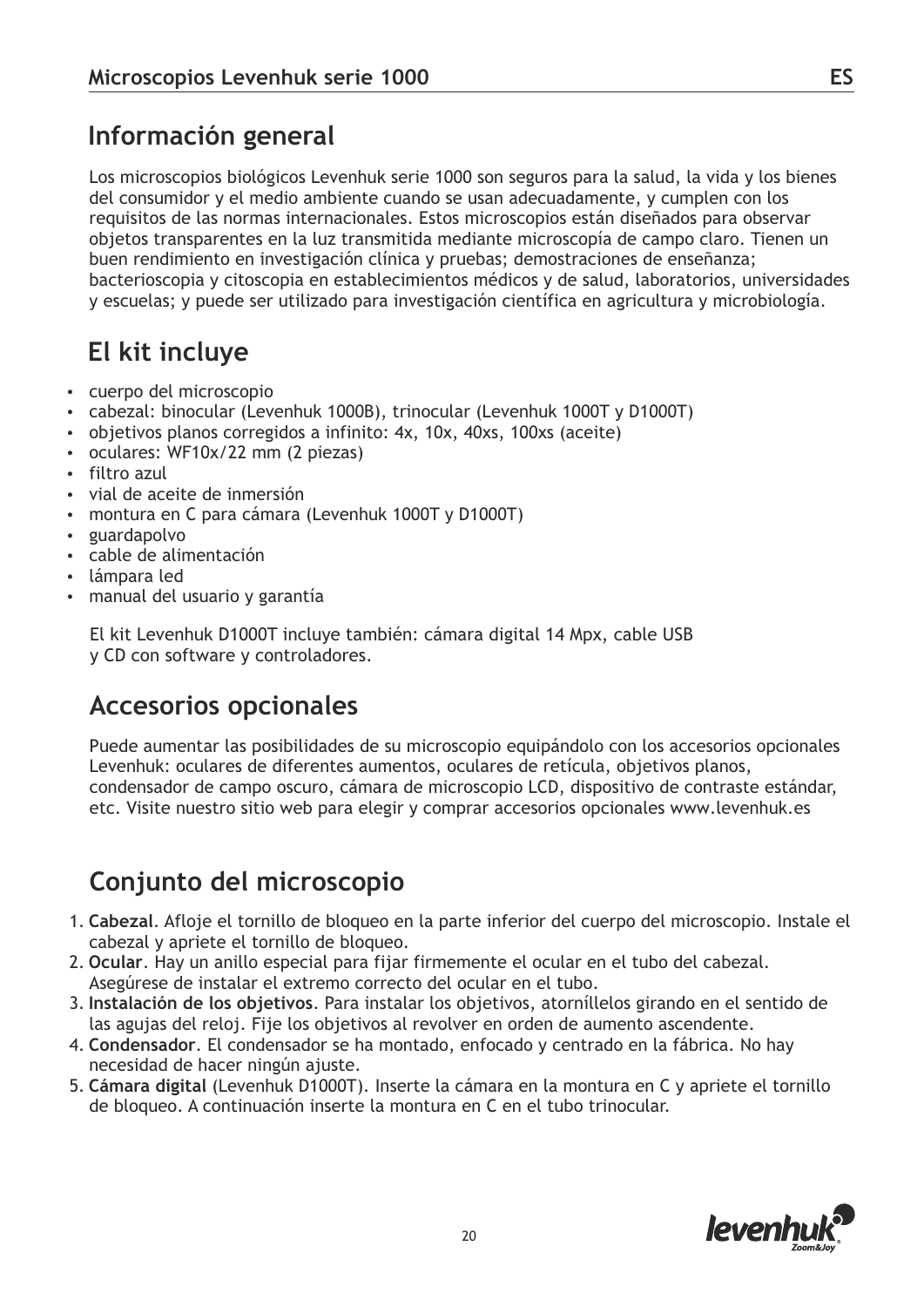## Información general

Los microscopios biológicos Levenhuk serie 1000 son seguros para la salud, la vida y los bienes del consumidor y el medio ambiente cuando se usan adecuadamente, y cumplen con los requisitos de las normas internacionales. Estos microscopios están diseñados para observar objetos transparentes en la luz transmitida mediante microscopía de campo claro. Tienen un buen rendimiento en investigación clínica y pruebas; demostraciones de enseñanza; bacterioscopia y citoscopia en establecimientos médicos y de salud, laboratorios, universidades y escuelas; y puede ser utilizado para investigación científica en agricultura y microbiología.

## El kit incluye

- cuerpo del microscopio
- cabezal: binocular (Levenhuk 1000B), trinocular (Levenhuk 1000T y D1000T)
- objetivos planos corregidos a infinito: 4x, 10x, 40xs, 100xs (aceite)
- oculares: WF10x/22 mm (2 piezas)
- filtro azul
- vial de aceite de inmersión
- montura en C para cámara (Levenhuk 1000T y D1000T)
- guardapolvo
- cable de alimentación
- lámpara led
- manual del usuario y garantía

El kit Levenhuk D1000T incluye también: cámara digital 14 Mpx, cable USB y CD con software y controladores.

## Accesorios opcionales

Puede aumentar las posibilidades de su microscopio equipándolo con los accesorios opcionales Levenhuk: oculares de diferentes aumentos, oculares de retícula, objetivos planos, condensador de campo oscuro, cámara de microscopio LCD, dispositivo de contraste estándar, etc. Visite nuestro sitio web para elegir y comprar accesorios opcionales www.levenhuk.es

## Conjunto del microscopio

1. **Cabezal**. Afloje el tornillo de bloqueo en la parte inferior del cuerpo del microscopio. Instale el cabezal y apriete el tornillo de bloqueo.
2. **Ocular**. Hay un anillo especial para fijar firmemente el ocular en el tubo del cabezal. Asegúrese de instalar el extremo correcto del ocular en el tubo.
3. **Instalación de los objetivos**. Para instalar los objetivos, atorníllelos girando en el sentido de las agujas del reloj. Fije los objetivos al revolver en orden de aumento ascendente.
4. **Condensador**. El condensador se ha montado, enfocado y centrado en la fábrica. No hay necesidad de hacer ningún ajuste.
5. **Cámara digital** (Levenhuk D1000T). Inserte la cámara en la montura en C y apriete el tornillo de bloqueo. A continuación inserte la montura en C en el tubo trinocular.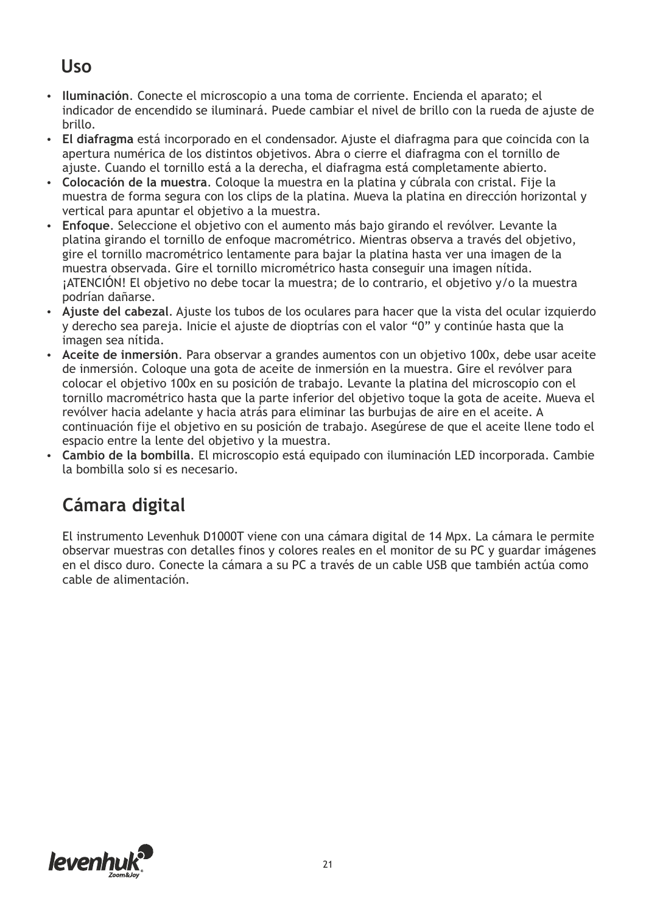## Uso

- **Iluminación**. Conecte el microscopio a una toma de corriente. Encienda el aparato; el indicador de encendido se iluminará. Puede cambiar el nivel de brillo con la rueda de ajuste de brillo.
- **El diafragma** está incorporado en el condensador. Ajuste el diafragma para que coincida con la apertura numérica de los distintos objetivos. Abra o cierre el diafragma con el tornillo de ajuste. Cuando el tornillo está a la derecha, el diafragma está completamente abierto.
- **Colocación de la muestra**. Coloque la muestra en la platina y cúbrala con cristal. Fije la muestra de forma segura con los clips de la platina. Mueva la platina en dirección horizontal y vertical para apuntar el objetivo a la muestra.
- **Enfoque**. Seleccione el objetivo con el aumento más bajo girando el revólver. Levante la platina girando el tornillo de enfoque macrométrico. Mientras observa a través del objetivo, gire el tornillo macrométrico lentamente para bajar la platina hasta ver una imagen de la muestra observada. Gire el tornillo micrométrico hasta conseguir una imagen nítida. ¡ATENCIÓN! El objetivo no debe tocar la muestra; de lo contrario, el objetivo y/o la muestra podrían dañarse.
- **Ajuste del cabezal**. Ajuste los tubos de los oculares para hacer que la vista del ocular izquierdo y derecho sea pareja. Inicie el ajuste de dioptrías con el valor "0" y continúe hasta que la imagen sea nítida.
- **Aceite de inmersión**. Para observar a grandes aumentos con un objetivo 100x, debe usar aceite de inmersión. Coloque una gota de aceite de inmersión en la muestra. Gire el revólver para colocar el objetivo 100x en su posición de trabajo. Levante la platina del microscopio con el tornillo macrométrico hasta que la parte inferior del objetivo toque la gota de aceite. Mueva el revólver hacia adelante y hacia atrás para eliminar las burbujas de aire en el aceite. A continuación fije el objetivo en su posición de trabajo. Asegúrese de que el aceite llene todo el espacio entre la lente del objetivo y la muestra.
- **Cambio de la bombilla**. El microscopio está equipado con iluminación LED incorporada. Cambie la bombilla solo si es necesario.

## Cámara digital

El instrumento Levenhuk D1000T viene con una cámara digital de 14 Mpx. La cámara le permite observar muestras con detalles finos y colores reales en el monitor de su PC y guardar imágenes en el disco duro. Conecte la cámara a su PC a través de un cable USB que también actúa como cable de alimentación.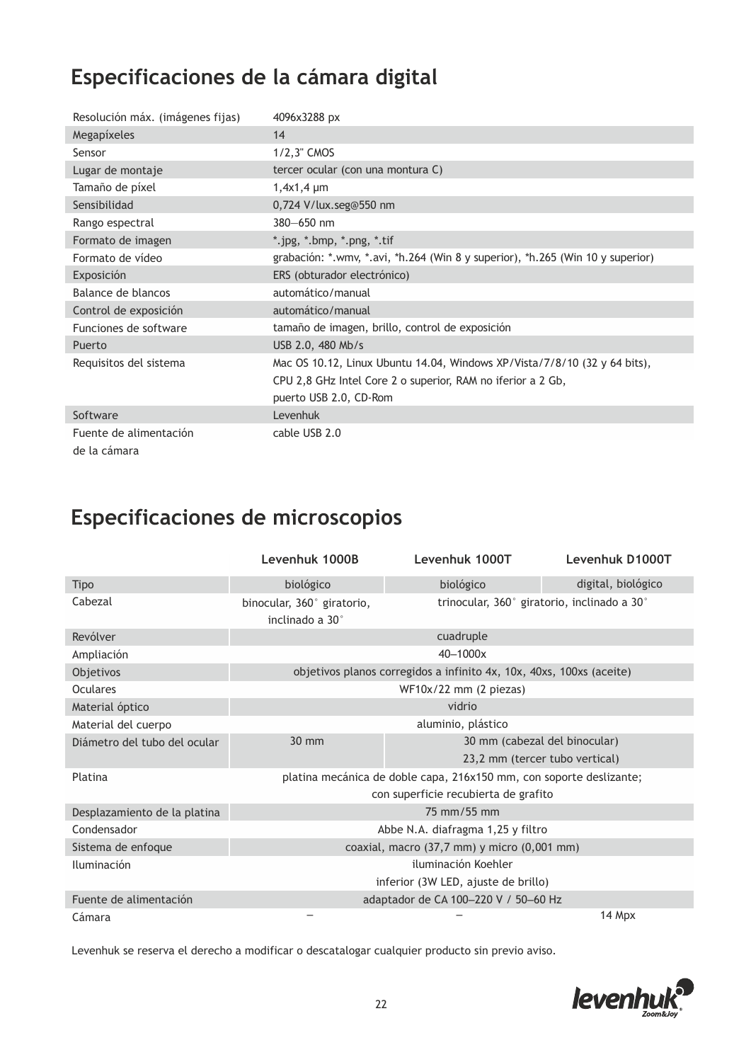## Especificaciones de la cámara digital

| | |
|---|---|
| Resolución máx. (imágenes fijas) | 4096x3288 px |
| Megapíxeles | 14 |
| Sensor | 1/2,3" CMOS |
| Lugar de montaje | tercer ocular (con una montura C) |
| Tamaño de píxel | 1,4x1,4 μm |
| Sensibilidad | 0,724 V/lux.seg@550 nm |
| Rango espectral | 380—650 nm |
| Formato de imagen | *.jpg, *.bmp, *.png, *.tif |
| Formato de vídeo | grabación: *.wmv, *.avi, *h.264 (Win 8 y superior), *h.265 (Win 10 y superior) |
| Exposición | ERS (obturador electrónico) |
| Balance de blancos | automático/manual |
| Control de exposición | automático/manual |
| Funciones de software | tamaño de imagen, brillo, control de exposición |
| Puerto | USB 2.0, 480 Mb/s |
| Requisitos del sistema | Mac OS 10.12, Linux Ubuntu 14.04, Windows XP/Vista/7/8/10 (32 y 64 bits), CPU 2,8 GHz Intel Core 2 o superior, RAM no iferior a 2 Gb, puerto USB 2.0, CD-Rom |
| Software | Levenhuk |
| Fuente de alimentación de la cámara | cable USB 2.0 |

## Especificaciones de microscopios

| | Levenhuk 1000B | Levenhuk 1000T | Levenhuk D1000T |
|---|---|---|---|
| Tipo | biológico | biológico | digital, biológico |
| Cabezal | binocular, 360° giratorio, inclinado a 30° | trinocular, 360° giratorio, inclinado a 30° | |
| Revólver | cuadruple | | |
| Ampliación | 40–1000x | | |
| Objetivos | objetivos planos corregidos a infinito 4x, 10x, 40xs, 100xs (aceite) | | |
| Oculares | WF10x/22 mm (2 piezas) | | |
| Material óptico | vidrio | | |
| Material del cuerpo | aluminio, plástico | | |
| Diámetro del tubo del ocular | 30 mm | 30 mm (cabezal del binocular) 23,2 mm (tercer tubo vertical) | |
| Platina | platina mecánica de doble capa, 216x150 mm, con soporte deslizante; con superficie recubierta de grafito | | |
| Desplazamiento de la platina | 75 mm/55 mm | | |
| Condensador | Abbe N.A. diafragma 1,25 y filtro | | |
| Sistema de enfoque | coaxial, macro (37,7 mm) y micro (0,001 mm) | | |
| Iluminación | iluminación Koehler inferior (3W LED, ajuste de brillo) | | |
| Fuente de alimentación | adaptador de CA 100–220 V / 50–60 Hz | | |
| Cámara | – | – | 14 Mpx |

Levenhuk se reserva el derecho a modificar o descatalogar cualquier producto sin previo aviso.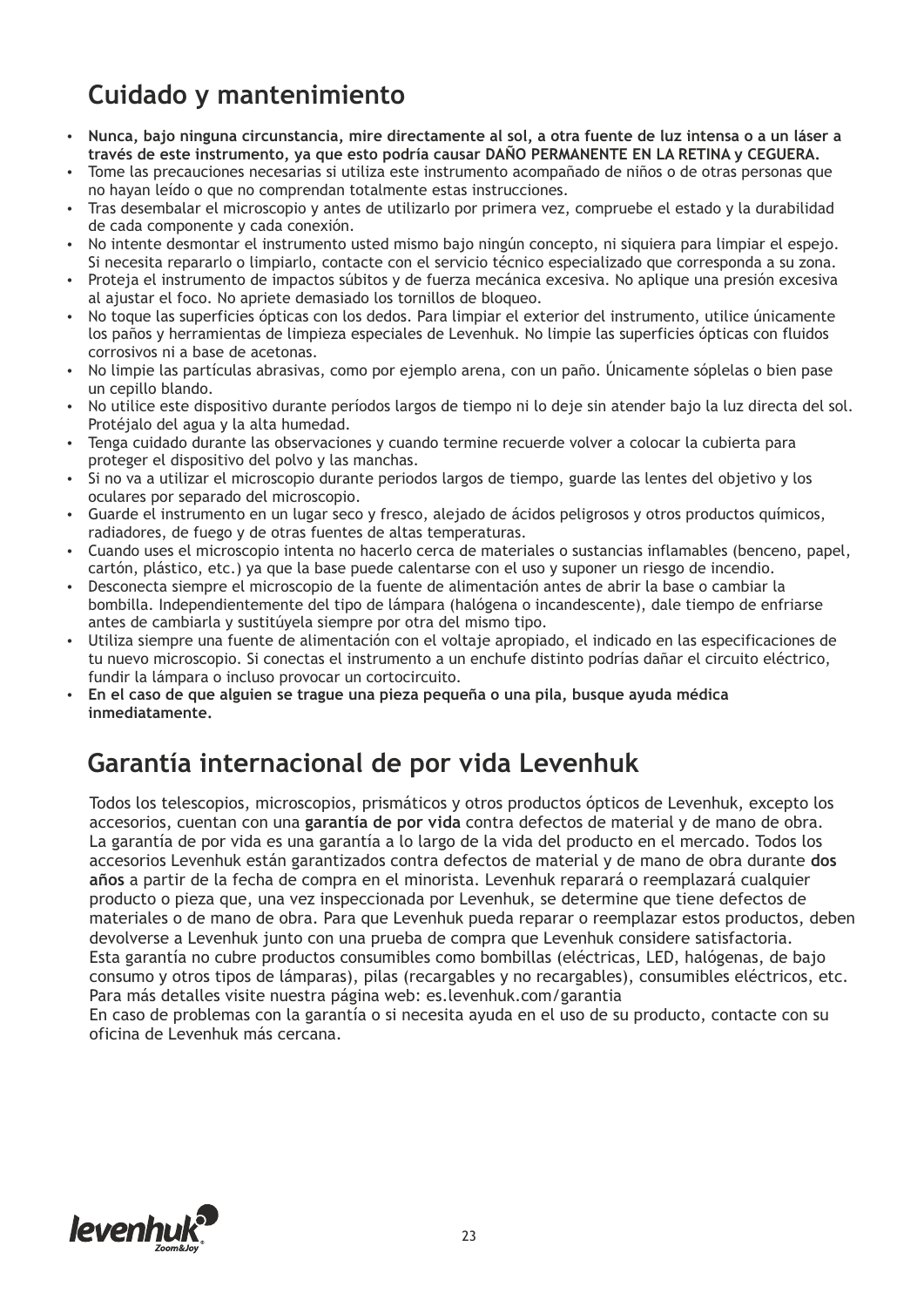## Cuidado y mantenimiento

- **Nunca, bajo ninguna circunstancia, mire directamente al sol, a otra fuente de luz intensa o a un láser a través de este instrumento, ya que esto podría causar DAÑO PERMANENTE EN LA RETINA y CEGUERA.**
- Tome las precauciones necesarias si utiliza este instrumento acompañado de niños o de otras personas que no hayan leído o que no comprendan totalmente estas instrucciones.
- Tras desembalar el microscopio y antes de utilizarlo por primera vez, compruebe el estado y la durabilidad de cada componente y cada conexión.
- No intente desmontar el instrumento usted mismo bajo ningún concepto, ni siquiera para limpiar el espejo. Si necesita repararlo o limpiarlo, contacte con el servicio técnico especializado que corresponda a su zona.
- Proteja el instrumento de impactos súbitos y de fuerza mecánica excesiva. No aplique una presión excesiva al ajustar el foco. No apriete demasiado los tornillos de bloqueo.
- No toque las superficies ópticas con los dedos. Para limpiar el exterior del instrumento, utilice únicamente los paños y herramientas de limpieza especiales de Levenhuk. No limpie las superficies ópticas con fluidos corrosivos ni a base de acetonas.
- No limpie las partículas abrasivas, como por ejemplo arena, con un paño. Únicamente sóplelas o bien pase un cepillo blando.
- No utilice este dispositivo durante períodos largos de tiempo ni lo deje sin atender bajo la luz directa del sol. Protéjalo del agua y la alta humedad.
- Tenga cuidado durante las observaciones y cuando termine recuerde volver a colocar la cubierta para proteger el dispositivo del polvo y las manchas.
- Si no va a utilizar el microscopio durante periodos largos de tiempo, guarde las lentes del objetivo y los oculares por separado del microscopio.
- Guarde el instrumento en un lugar seco y fresco, alejado de ácidos peligrosos y otros productos químicos, radiadores, de fuego y de otras fuentes de altas temperaturas.
- Cuando uses el microscopio intenta no hacerlo cerca de materiales o sustancias inflamables (benceno, papel, cartón, plástico, etc.) ya que la base puede calentarse con el uso y suponer un riesgo de incendio.
- Desconecta siempre el microscopio de la fuente de alimentación antes de abrir la base o cambiar la bombilla. Independientemente del tipo de lámpara (halógena o incandescente), dale tiempo de enfriarse antes de cambiarla y sustitúyela siempre por otra del mismo tipo.
- Utiliza siempre una fuente de alimentación con el voltaje apropiado, el indicado en las especificaciones de tu nuevo microscopio. Si conectas el instrumento a un enchufe distinto podrías dañar el circuito eléctrico, fundir la lámpara o incluso provocar un cortocircuito.
- **En el caso de que alguien se trague una pieza pequeña o una pila, busque ayuda médica inmediatamente.**

## Garantía internacional de por vida Levenhuk

Todos los telescopios, microscopios, prismáticos y otros productos ópticos de Levenhuk, excepto los accesorios, cuentan con una **garantía de por vida** contra defectos de material y de mano de obra. La garantía de por vida es una garantía a lo largo de la vida del producto en el mercado. Todos los accesorios Levenhuk están garantizados contra defectos de material y de mano de obra durante **dos años** a partir de la fecha de compra en el minorista. Levenhuk reparará o reemplazará cualquier producto o pieza que, una vez inspeccionada por Levenhuk, se determine que tiene defectos de materiales o de mano de obra. Para que Levenhuk pueda reparar o reemplazar estos productos, deben devolverse a Levenhuk junto con una prueba de compra que Levenhuk considere satisfactoria.
Esta garantía no cubre productos consumibles como bombillas (eléctricas, LED, halógenas, de bajo consumo y otros tipos de lámparas), pilas (recargables y no recargables), consumibles eléctricos, etc.
Para más detalles visite nuestra página web: es.levenhuk.com/garantia
En caso de problemas con la garantía o si necesita ayuda en el uso de su producto, contacte con su oficina de Levenhuk más cercana.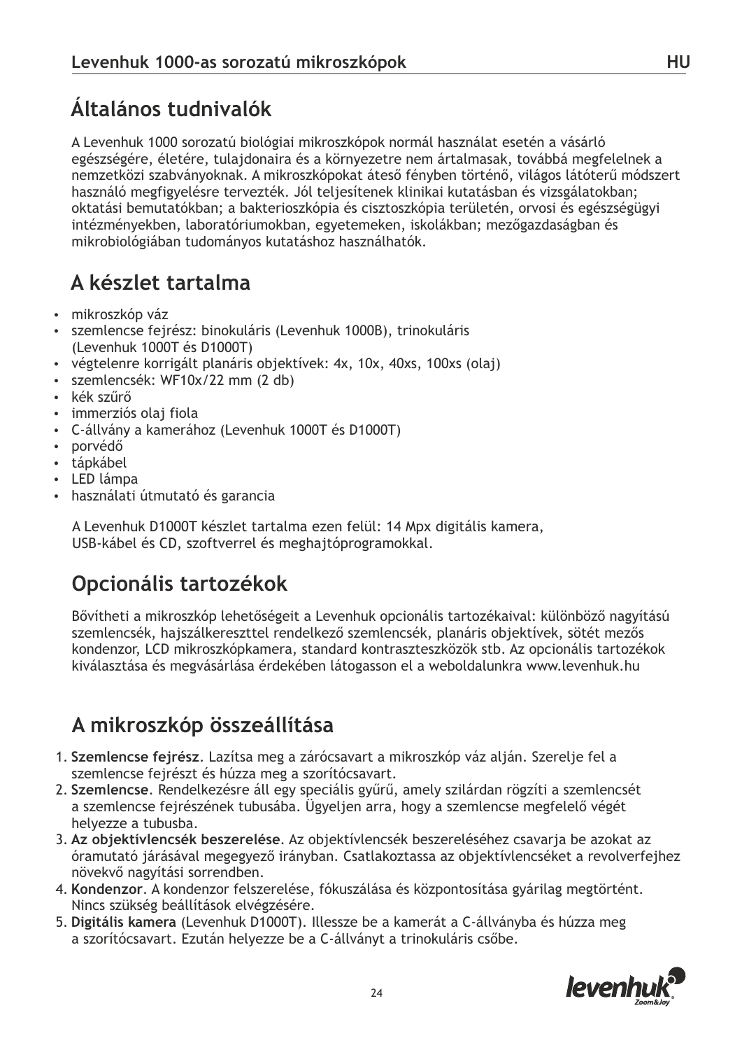## Általános tudnivalók

A Levenhuk 1000 sorozatú biológiai mikroszkópok normál használat esetén a vásárló egészségére, életére, tulajdonaira és a környezetre nem ártalmasak, továbbá megfelelnek a nemzetközi szabványoknak. A mikroszkópokat áteső fényben történő, világos látóterű módszert használó megfigyelésre tervezték. Jól teljesítenek klinikai kutatásban és vizsgálatokban; oktatási bemutatókban; a bakterioszkópia és cisztoszkópia területén, orvosi és egészségügyi intézményekben, laboratóriumokban, egyetemeken, iskolákban; mezőgazdaságban és mikrobiológiában tudományos kutatáshoz használhatók.

## A készlet tartalma

- mikroszkóp váz
- szemlencse fejrész: binokuláris (Levenhuk 1000B), trinokuláris (Levenhuk 1000T és D1000T)
- végtelenre korrigált planáris objektívek: 4x, 10x, 40xs, 100xs (olaj)
- szemlencsék: WF10x/22 mm (2 db)
- kék szűrő
- immerziós olaj fiola
- C-állvány a kamerához (Levenhuk 1000T és D1000T)
- porvédő
- tápkábel
- LED lámpa
- használati útmutató és garancia

A Levenhuk D1000T készlet tartalma ezen felül: 14 Mpx digitális kamera, USB-kábel és CD, szoftverrel és meghajtóprogramokkal.

## Opcionális tartozékok

Bővítheti a mikroszkóp lehetőségeit a Levenhuk opcionális tartozékaival: különböző nagyítású szemlencsék, hajszálkereszttel rendelkező szemlencsék, planáris objektívek, sötét mezős kondenzor, LCD mikroszkópkamera, standard kontraszteszközök stb. Az opcionális tartozékok kiválasztása és megvásárlása érdekében látogasson el a weboldalunkra www.levenhuk.hu

## A mikroszkóp összeállítása

1. **Szemlencse fejrész**. Lazítsa meg a zárócsavart a mikroszkóp váz alján. Szerelje fel a szemlencse fejrészt és húzza meg a szorítócsavart.
2. **Szemlencse**. Rendelkezésre áll egy speciális gyűrű, amely szilárdan rögzíti a szemlencsét a szemlencse fejrészének tubusába. Ügyeljen arra, hogy a szemlencse megfelelő végét helyezze a tubusba.
3. **Az objektívlencsék beszerelése**. Az objektívlencsék beszereléséhez csavarja be azokat az óramutató járásával megegyező irányban. Csatlakoztassa az objektívlencséket a revolverfejhez növekvő nagyítási sorrendben.
4. **Kondenzor**. A kondenzor felszerelése, fókuszálása és központosítása gyárilag megtörtént. Nincs szükség beállítások elvégzésére.
5. **Digitális kamera** (Levenhuk D1000T). Illessze be a kamerát a C-állványba és húzza meg a szorítócsavart. Ezután helyezze be a C-állványt a trinokuláris csőbe.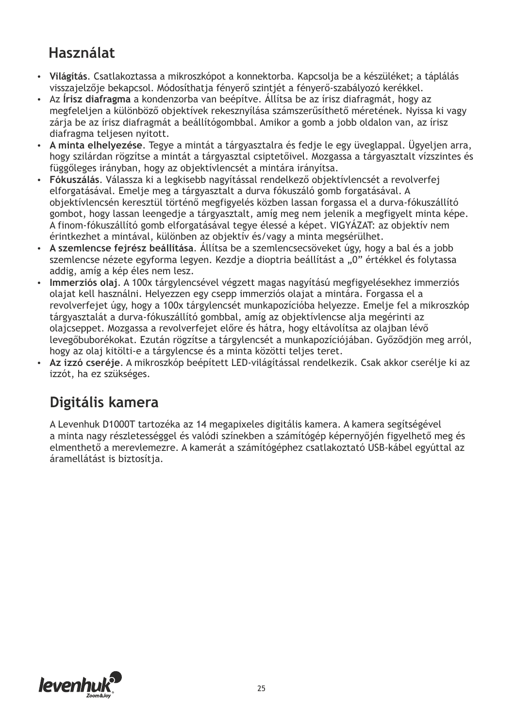## Használat

- **Világítás**. Csatlakoztassa a mikroszkópot a konnektorba. Kapcsolja be a készüléket; a táplálás visszajelzője bekapcsol. Módosíthatja fényerő szintjét a fényerő-szabályozó kerékkel.
- Az **Írisz diafragma** a kondenzorba van beépítve. Állítsa be az írisz diafragmát, hogy az megfeleljen a különböző objektívek rekesznyílása számszerűsíthető méretének. Nyissa ki vagy zárja be az írisz diafragmát a beállítógombbal. Amikor a gomb a jobb oldalon van, az írisz diafragma teljesen nyitott.
- **A minta elhelyezése**. Tegye a mintát a tárgyasztalra és fedje le egy üveglappal. Ügyeljen arra, hogy szilárdan rögzítse a mintát a tárgyasztal csiptetőivel. Mozgassa a tárgyasztalt vízszintes és függőleges irányban, hogy az objektívlencsét a mintára irányítsa.
- **Fókuszálás**. Válassza ki a legkisebb nagyítással rendelkező objektívlencsét a revolverfej elforgatásával. Emelje meg a tárgyasztalt a durva fókuszáló gomb forgatásával. A objektívlencsén keresztül történő megfigyelés közben lassan forgassa el a durva-fókuszállító gombot, hogy lassan leengedje a tárgyasztalt, amíg meg nem jelenik a megfigyelt minta képe. A finom-fókuszállító gomb elforgatásával tegye élessé a képet. VIGYÁZAT: az objektív nem érintkezhet a mintával, különben az objektív és/vagy a minta megsérülhet.
- **A szemlencse fejrész beállítása**. Állítsa be a szemlencsecsöveket úgy, hogy a bal és a jobb szemlencse nézete egyforma legyen. Kezdje a dioptria beállítást a „0" értékkel és folytassa addig, amíg a kép éles nem lesz.
- **Immerziós olaj**. A 100x tárgylencsével végzett magas nagyítású megfigyelésekhez immerziós olajat kell használni. Helyezzen egy csepp immerziós olajat a mintára. Forgassa el a revolverfejet úgy, hogy a 100x tárgylencsét munkapozícióba helyezze. Emelje fel a mikroszkóp tárgyasztalát a durva-fókuszállító gombbal, amíg az objektívlencse alja megérinti az olajcseppet. Mozgassa a revolverfejet előre és hátra, hogy eltávolítsa az olajban lévő levegőbuborékokat. Ezután rögzítse a tárgylencsét a munkapozíciójában. Győződjön meg arról, hogy az olaj kitölti-e a tárgylencse és a minta közötti teljes teret.
- **Az izzó cseréje**. A mikroszkóp beépített LED-világítással rendelkezik. Csak akkor cserélje ki az izzót, ha ez szükséges.

## Digitális kamera

A Levenhuk D1000T tartozéka az 14 megapixeles digitális kamera. A kamera segítségével a minta nagy részletességgel és valódi színekben a számítógép képernyőjén figyelhető meg és elmenthető a merevlemezre. A kamerát a számítógéphez csatlakoztató USB-kábel egyúttal az áramellátást is biztosítja.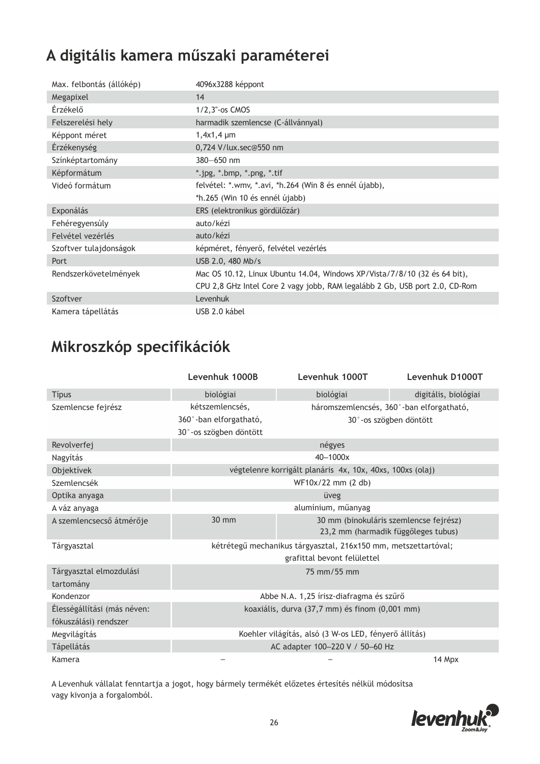# A digitális kamera műszaki paraméterei

| | |
|---|---|
| Max. felbontás (állókép) | 4096x3288 képpont |
| Megapixel | 14 |
| Érzékelő | 1/2,3"-os CMOS |
| Felszerelési hely | harmadik szemlencse (C-állvánnyal) |
| Képpont méret | 1,4x1,4 µm |
| Érzékenység | 0,724 V/lux.sec@550 nm |
| Színképtartomány | 380—650 nm |
| Képformátum | *.jpg, *.bmp, *.png, *.tif |
| Videó formátum | felvétel: *.wmv, *.avi, *h.264 (Win 8 és ennél újabb), *h.265 (Win 10 és ennél újabb) |
| Exponálás | ERS (elektronikus gördülőzár) |
| Fehéregyensúly | auto/kézi |
| Felvétel vezérlés | auto/kézi |
| Szoftver tulajdonságok | képméret, fényerő, felvétel vezérlés |
| Port | USB 2.0, 480 Mb/s |
| Rendszerkövetelmények | Mac OS 10.12, Linux Ubuntu 14.04, Windows XP/Vista/7/8/10 (32 és 64 bit), CPU 2,8 GHz Intel Core 2 vagy jobb, RAM legalább 2 Gb, USB port 2.0, CD-Rom |
| Szoftver | Levenhuk |
| Kamera tápellátás | USB 2.0 kábel |

# Mikroszkóp specifikációk

| | Levenhuk 1000B | Levenhuk 1000T | Levenhuk D1000T |
|---|---|---|---|
| Típus | biológiai | biológiai | digitális, biológiai |
| Szemlencse fejrész | kétszemlencsés, 360°-ban elforgatható, 30°-os szögben döntött | háromszemlencsés, 360°-ban elforgatható, 30°-os szögben döntött | |
| Revolverfej | négyes | | |
| Nagyítás | 40–1000x | | |
| Objektívek | végtelenre korrigált planáris 4x, 10x, 40xs, 100xs (olaj) | | |
| Szemlencsék | WF10x/22 mm (2 db) | | |
| Optika anyaga | üveg | | |
| A váz anyaga | alumínium, műanyag | | |
| A szemlencsecső átmérője | 30 mm | 30 mm (binokuláris szemlencse fejrész) 23,2 mm (harmadik függőleges tubus) | |
| Tárgyasztal | kétrétegű mechanikus tárgyasztal, 216x150 mm, metszettartóval; grafittal bevont felülettel | | |
| Tárgyasztal elmozdulási tartomány | 75 mm/55 mm | | |
| Kondenzor | Abbe N.A. 1,25 írisz-diafragma és szűrő | | |
| Élességállítási (más néven: fókuszálási) rendszer | koaxiális, durva (37,7 mm) és finom (0,001 mm) | | |
| Megvilágítás | Koehler világítás, alsó (3 W-os LED, fényerő állítás) | | |
| Tápellátás | AC adapter 100–220 V / 50–60 Hz | | |
| Kamera | – | – | 14 Mpx |

A Levenhuk vállalat fenntartja a jogot, hogy bármely termékét előzetes értesítés nélkül módosítsa vagy kivonja a forgalomból.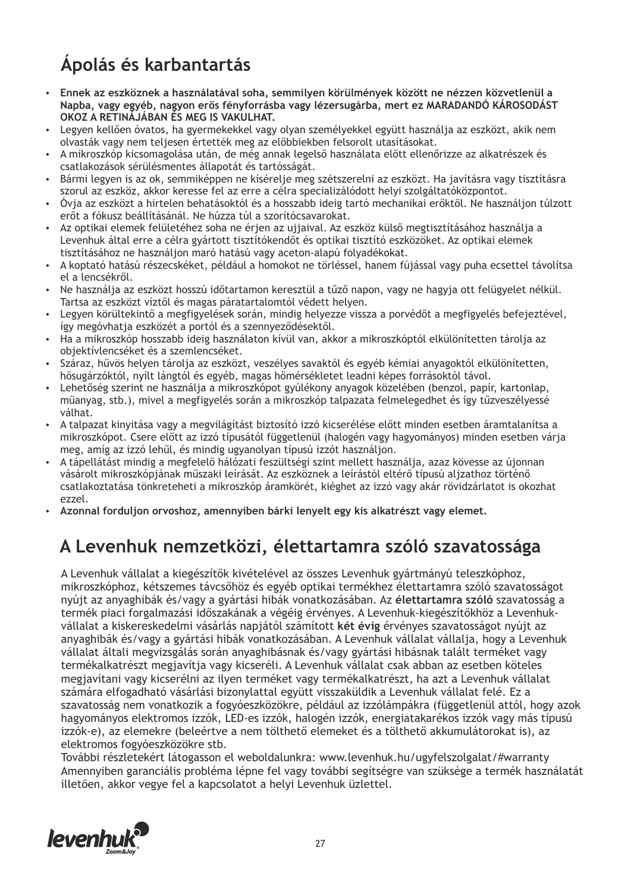# Ápolás és karbantartás

- **Ennek az eszköznek a használatával soha, semmilyen körülmények között ne nézzen közvetlenül a Napba, vagy egyéb, nagyon erős fényforrásba vagy lézersugárba, mert ez MARADANDÓ KÁROSODÁST OKOZ A RETINÁJÁBAN ÉS MEG IS VAKULHAT.**
- Legyen kellően óvatos, ha gyermekekkel vagy olyan személyekkel együtt használja az eszközt, akik nem olvasták vagy nem teljesen értették meg az előbbiekben felsorolt utasításokat.
- A mikroszkóp kicsomagolása után, de még annak legelső használata előtt ellenőrizze az alkatrészek és csatlakozások sérülésmentes állapotát és tartósságát.
- Bármi legyen is az ok, semmiképpen ne kísérelje meg szétszerelni az eszközt. Ha javításra vagy tisztításra szorul az eszköz, akkor keresse fel az erre a célra specializálódott helyi szolgáltatóközpontot.
- Óvja az eszközt a hirtelen behatásoktól és a hosszabb ideig tartó mechanikai erőktől. Ne használjon túlzott erőt a fókusz beállításánál. Ne húzza túl a szorítócsavarokat.
- Az optikai elemek felületéhez soha ne érjen az ujjaival. Az eszköz külső megtisztításához használja a Levenhuk által erre a célra gyártott tisztítókendőt és optikai tisztító eszközöket. Az optikai elemek tisztításához ne használjon maró hatású vagy aceton-alapú folyadékokat.
- A koptató hatású részecskéket, például a homokot ne törléssel, hanem fújással vagy puha ecsettel távolítsa el a lencsékről.
- Ne használja az eszközt hosszú időtartamon keresztül a tűző napon, vagy ne hagyja ott felügyelet nélkül. Tartsa az eszközt víztől és magas páratartalomtól védett helyen.
- Legyen körültekintő a megfigyelések során, mindig helyezze vissza a porvédőt a megfigyelés befejeztével, így megóvhatja eszközét a portól és a szennyeződésektől.
- Ha a mikroszkóp hosszabb ideig használaton kívül van, akkor a mikroszkóptól elkülönítetten tárolja az objektívlencséket és a szemlencséket.
- Száraz, hűvös helyen tárolja az eszközt, veszélyes savaktól és egyéb kémiai anyagoktól elkülönítetten, hősugárzóktól, nyílt lángtól és egyéb, magas hőmérsékletet leadni képes forrásoktól távol.
- Lehetőség szerint ne használja a mikroszkópot gyúlékony anyagok közelében (benzol, papír, kartonlap, műanyag, stb.), mivel a megfigyelés során a mikroszkóp talpazata felmelegedhet és így tűzveszélyessé válhat.
- A talpazat kinyitása vagy a megvilágítást biztosító izzó kicserélése előtt minden esetben áramtalanítsa a mikroszkópot. Csere előtt az izzó típusától függetlenül (halogén vagy hagyományos) minden esetben várja meg, amíg az izzó lehűl, és mindig ugyanolyan típusú izzót használjon.
- A tápellátást mindig a megfelelő hálózati feszültségi szint mellett használja, azaz kövesse az újonnan vásárolt mikroszkópjának műszaki leírását. Az eszköznek a leírástól eltérő típusú aljzathoz történő csatlakoztatása tönkreteheti a mikroszkóp áramkörét, kiéghet az izzó vagy akár rövidzárlatot is okozhat ezzel.
- **Azonnal forduljon orvoshoz, amennyiben bárki lenyelt egy kis alkatrészt vagy elemet.**

# A Levenhuk nemzetközi, élettartamra szóló szavatossága

A Levenhuk vállalat a kiegészítők kivételével az összes Levenhuk gyártmányú teleszkóphoz, mikroszkóphoz, kétszemes távcsőhöz és egyéb optikai termékhez élettartamra szóló szavatosságot nyújt az anyaghibák és/vagy a gyártási hibák vonatkozásában. Az **élettartamra szóló** szavatosság a termék piaci forgalmazási időszakának a végéig érvényes. A Levenhuk-kiegészítőkhöz a Levenhuk-vállalat a kiskereskedelmi vásárlás napjától számított **két évig** érvényes szavatosságot nyújt az anyaghibák és/vagy a gyártási hibák vonatkozásában. A Levenhuk vállalat vállalja, hogy a Levenhuk vállalat általi megvizsgálás során anyaghibásnak és/vagy gyártási hibásnak talált terméket vagy termékalkatrészt megjavítja vagy kicseréli. A Levenhuk vállalat csak abban az esetben köteles megjavítani vagy kicserélni az ilyen terméket vagy termékalkatrészt, ha azt a Levenhuk vállalat számára elfogadható vásárlási bizonylattal együtt visszaküldik a Levenhuk vállalat felé. Ez a szavatosság nem vonatkozik a fogyóeszközökre, például az izzólámpákra (függetlenül attól, hogy azok hagyományos elektromos izzók, LED-es izzók, halogén izzók, energiatakarékos izzók vagy más típusú izzók-e), az elemekre (beleértve a nem tölthető elemeket és a tölthető akkumulátorokat is), az elektromos fogyóeszközökre stb.

További részletekért látogasson el weboldalunkra: www.levenhuk.hu/ugyfelszolgalat/#warranty

Amennyiben garanciális probléma lépne fel vagy további segítségre van szüksége a termék használatát illetően, akkor vegye fel a kapcsolatot a helyi Levenhuk üzlettel.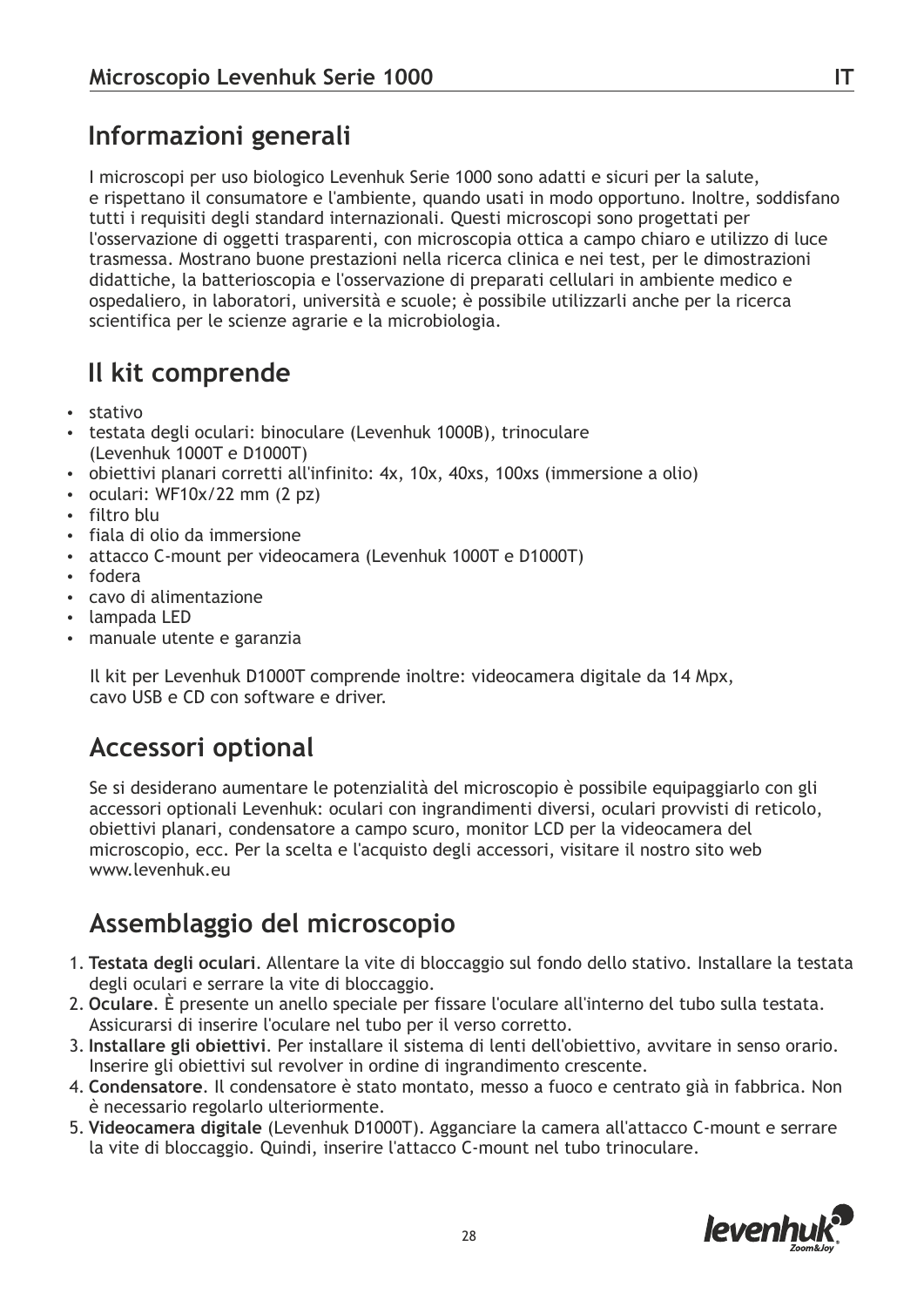## Informazioni generali

I microscopi per uso biologico Levenhuk Serie 1000 sono adatti e sicuri per la salute, e rispettano il consumatore e l'ambiente, quando usati in modo opportuno. Inoltre, soddisfano tutti i requisiti degli standard internazionali. Questi microscopi sono progettati per l'osservazione di oggetti trasparenti, con microscopia ottica a campo chiaro e utilizzo di luce trasmessa. Mostrano buone prestazioni nella ricerca clinica e nei test, per le dimostrazioni didattiche, la batterioscopia e l'osservazione di preparati cellulari in ambiente medico e ospedaliero, in laboratori, università e scuole; è possibile utilizzarli anche per la ricerca scientifica per le scienze agrarie e la microbiologia.

## Il kit comprende

- stativo
- testata degli oculari: binoculare (Levenhuk 1000B), trinoculare (Levenhuk 1000T e D1000T)
- obiettivi planari corretti all'infinito: 4x, 10x, 40xs, 100xs (immersione a olio)
- oculari: WF10x/22 mm (2 pz)
- filtro blu
- fiala di olio da immersione
- attacco C-mount per videocamera (Levenhuk 1000T e D1000T)
- fodera
- cavo di alimentazione
- lampada LED
- manuale utente e garanzia

Il kit per Levenhuk D1000T comprende inoltre: videocamera digitale da 14 Mpx, cavo USB e CD con software e driver.

## Accessori optional

Se si desiderano aumentare le potenzialità del microscopio è possibile equipaggiarlo con gli accessori optionali Levenhuk: oculari con ingrandimenti diversi, oculari provvisti di reticolo, obiettivi planari, condensatore a campo scuro, monitor LCD per la videocamera del microscopio, ecc. Per la scelta e l'acquisto degli accessori, visitare il nostro sito web www.levenhuk.eu

## Assemblaggio del microscopio

1. **Testata degli oculari**. Allentare la vite di bloccaggio sul fondo dello stativo. Installare la testata degli oculari e serrare la vite di bloccaggio.
2. **Oculare**. È presente un anello speciale per fissare l'oculare all'interno del tubo sulla testata. Assicurarsi di inserire l'oculare nel tubo per il verso corretto.
3. **Installare gli obiettivi**. Per installare il sistema di lenti dell'obiettivo, avvitare in senso orario. Inserire gli obiettivi sul revolver in ordine di ingrandimento crescente.
4. **Condensatore**. Il condensatore è stato montato, messo a fuoco e centrato già in fabbrica. Non è necessario regolarlo ulteriormente.
5. **Videocamera digitale** (Levenhuk D1000T). Agganciare la camera all'attacco C-mount e serrare la vite di bloccaggio. Quindi, inserire l'attacco C-mount nel tubo trinoculare.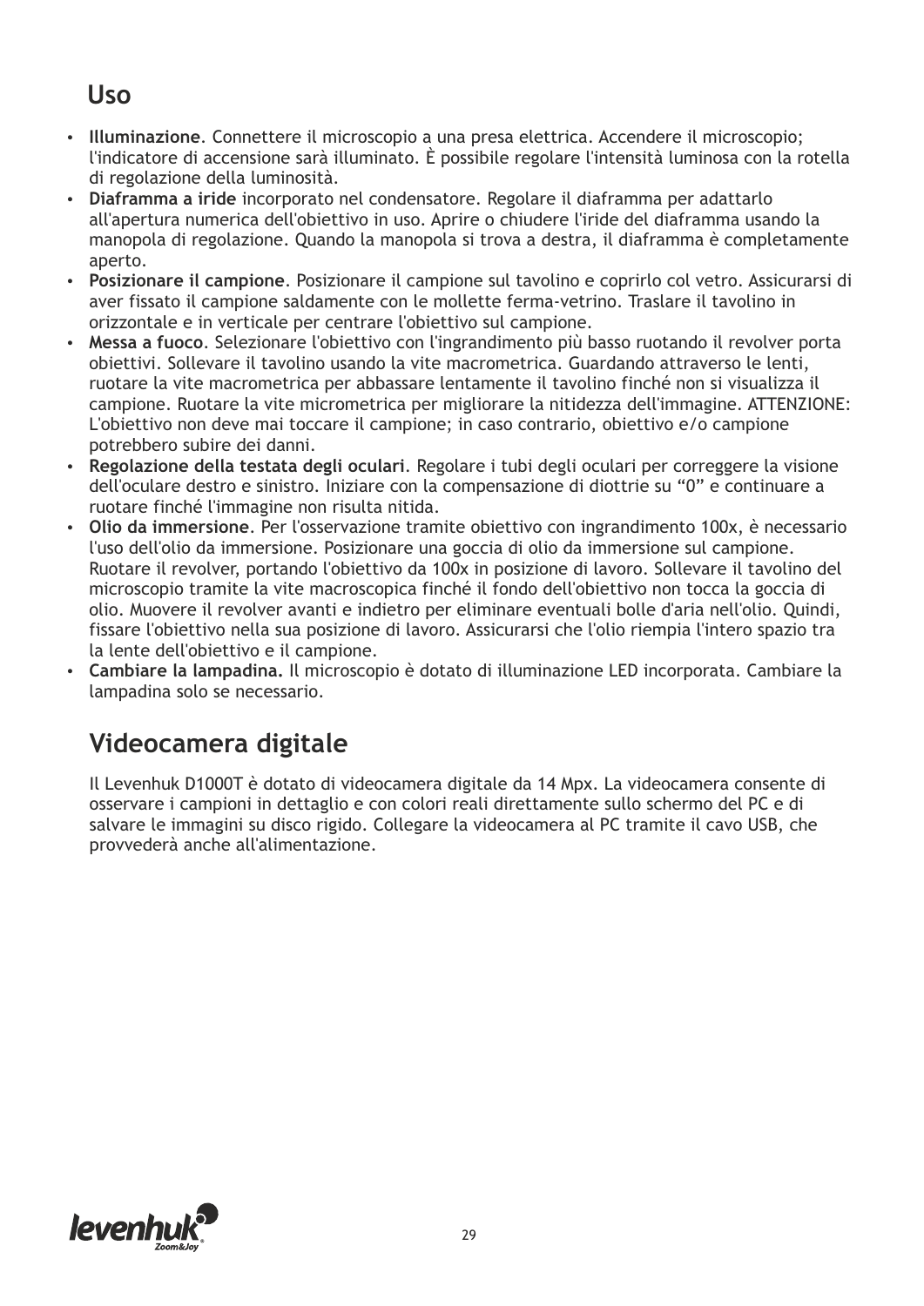## Uso

- **Illuminazione**. Connettere il microscopio a una presa elettrica. Accendere il microscopio; l'indicatore di accensione sarà illuminato. È possibile regolare l'intensità luminosa con la rotella di regolazione della luminosità.
- **Diaframma a iride** incorporato nel condensatore. Regolare il diaframma per adattarlo all'apertura numerica dell'obiettivo in uso. Aprire o chiudere l'iride del diaframma usando la manopola di regolazione. Quando la manopola si trova a destra, il diaframma è completamente aperto.
- **Posizionare il campione**. Posizionare il campione sul tavolino e coprirlo col vetro. Assicurarsi di aver fissato il campione saldamente con le mollette ferma-vetrino. Traslare il tavolino in orizzontale e in verticale per centrare l'obiettivo sul campione.
- **Messa a fuoco**. Selezionare l'obiettivo con l'ingrandimento più basso ruotando il revolver porta obiettivi. Sollevare il tavolino usando la vite macrometrica. Guardando attraverso le lenti, ruotare la vite macrometrica per abbassare lentamente il tavolino finché non si visualizza il campione. Ruotare la vite micrometrica per migliorare la nitidezza dell'immagine. ATTENZIONE: L'obiettivo non deve mai toccare il campione; in caso contrario, obiettivo e/o campione potrebbero subire dei danni.
- **Regolazione della testata degli oculari**. Regolare i tubi degli oculari per correggere la visione dell'oculare destro e sinistro. Iniziare con la compensazione di diottrie su “0” e continuare a ruotare finché l'immagine non risulta nitida.
- **Olio da immersione**. Per l'osservazione tramite obiettivo con ingrandimento 100x, è necessario l'uso dell'olio da immersione. Posizionare una goccia di olio da immersione sul campione. Ruotare il revolver, portando l'obiettivo da 100x in posizione di lavoro. Sollevare il tavolino del microscopio tramite la vite macroscopica finché il fondo dell'obiettivo non tocca la goccia di olio. Muovere il revolver avanti e indietro per eliminare eventuali bolle d'aria nell'olio. Quindi, fissare l'obiettivo nella sua posizione di lavoro. Assicurarsi che l'olio riempia l'intero spazio tra la lente dell'obiettivo e il campione.
- **Cambiare la lampadina.** Il microscopio è dotato di illuminazione LED incorporata. Cambiare la lampadina solo se necessario.

## Videocamera digitale

Il Levenhuk D1000T è dotato di videocamera digitale da 14 Mpx. La videocamera consente di osservare i campioni in dettaglio e con colori reali direttamente sullo schermo del PC e di salvare le immagini su disco rigido. Collegare la videocamera al PC tramite il cavo USB, che provvederà anche all'alimentazione.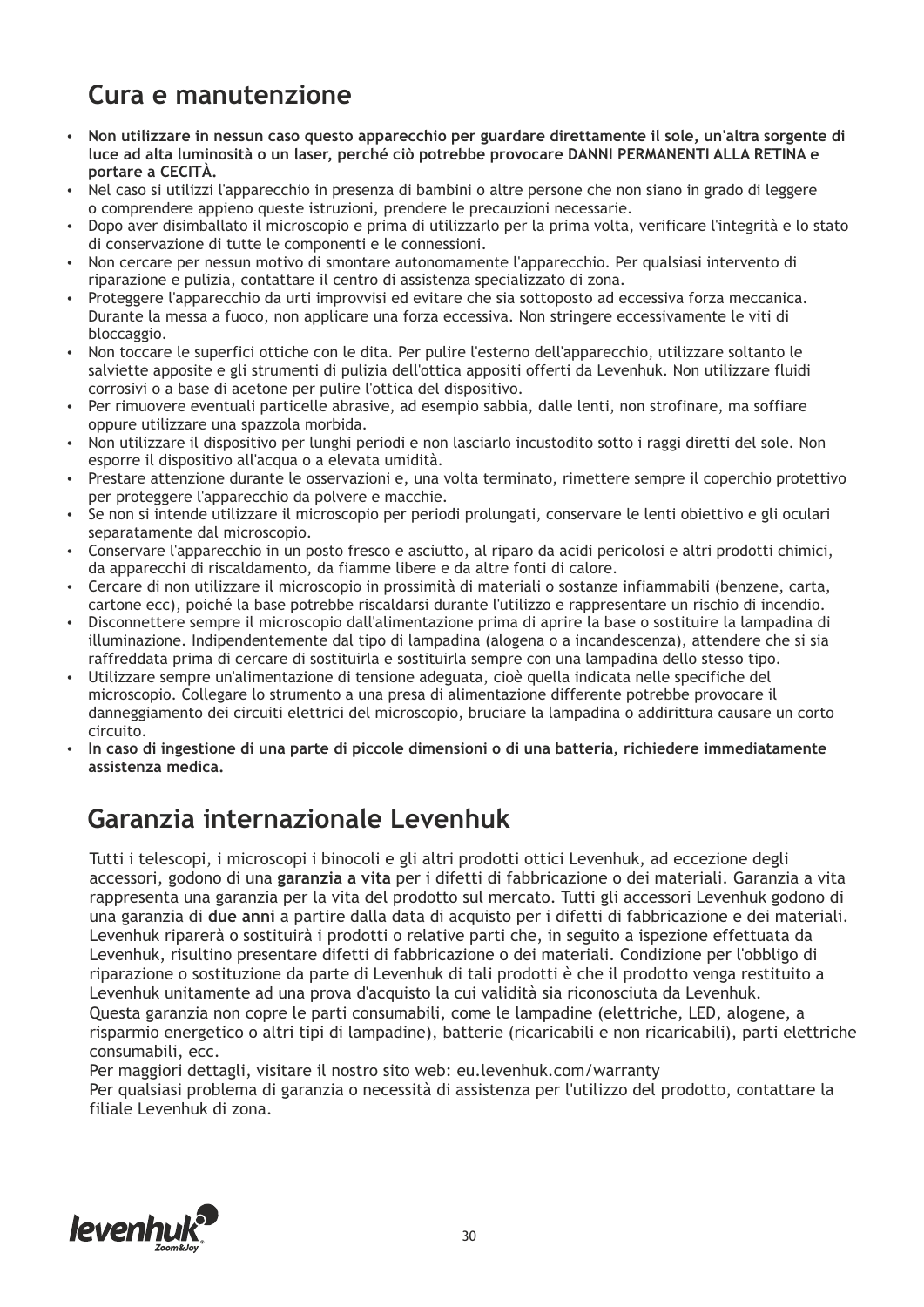## Cura e manutenzione

- **Non utilizzare in nessun caso questo apparecchio per guardare direttamente il sole, un'altra sorgente di luce ad alta luminosità o un laser, perché ciò potrebbe provocare DANNI PERMANENTI ALLA RETINA e portare a CECITÀ.**
- Nel caso si utilizzi l'apparecchio in presenza di bambini o altre persone che non siano in grado di leggere o comprendere appieno queste istruzioni, prendere le precauzioni necessarie.
- Dopo aver disimballato il microscopio e prima di utilizzarlo per la prima volta, verificare l'integrità e lo stato di conservazione di tutte le componenti e le connessioni.
- Non cercare per nessun motivo di smontare autonomamente l'apparecchio. Per qualsiasi intervento di riparazione e pulizia, contattare il centro di assistenza specializzato di zona.
- Proteggere l'apparecchio da urti improvvisi ed evitare che sia sottoposto ad eccessiva forza meccanica. Durante la messa a fuoco, non applicare una forza eccessiva. Non stringere eccessivamente le viti di bloccaggio.
- Non toccare le superfici ottiche con le dita. Per pulire l'esterno dell'apparecchio, utilizzare soltanto le salviette apposite e gli strumenti di pulizia dell'ottica appositi offerti da Levenhuk. Non utilizzare fluidi corrosivi o a base di acetone per pulire l'ottica del dispositivo.
- Per rimuovere eventuali particelle abrasive, ad esempio sabbia, dalle lenti, non strofinare, ma soffiare oppure utilizzare una spazzola morbida.
- Non utilizzare il dispositivo per lunghi periodi e non lasciarlo incustodito sotto i raggi diretti del sole. Non esporre il dispositivo all'acqua o a elevata umidità.
- Prestare attenzione durante le osservazioni e, una volta terminato, rimettere sempre il coperchio protettivo per proteggere l'apparecchio da polvere e macchie.
- Se non si intende utilizzare il microscopio per periodi prolungati, conservare le lenti obiettivo e gli oculari separatamente dal microscopio.
- Conservare l'apparecchio in un posto fresco e asciutto, al riparo da acidi pericolosi e altri prodotti chimici, da apparecchi di riscaldamento, da fiamme libere e da altre fonti di calore.
- Cercare di non utilizzare il microscopio in prossimità di materiali o sostanze infiammabili (benzene, carta, cartone ecc), poiché la base potrebbe riscaldarsi durante l'utilizzo e rappresentare un rischio di incendio.
- Disconnettere sempre il microscopio dall'alimentazione prima di aprire la base o sostituire la lampadina di illuminazione. Indipendentemente dal tipo di lampadina (alogena o a incandescenza), attendere che si sia raffreddata prima di cercare di sostituirla e sostituirla sempre con una lampadina dello stesso tipo.
- Utilizzare sempre un'alimentazione di tensione adeguata, cioè quella indicata nelle specifiche del microscopio. Collegare lo strumento a una presa di alimentazione differente potrebbe provocare il danneggiamento dei circuiti elettrici del microscopio, bruciare la lampadina o addirittura causare un corto circuito.
- **In caso di ingestione di una parte di piccole dimensioni o di una batteria, richiedere immediatamente assistenza medica.**

## Garanzia internazionale Levenhuk

Tutti i telescopi, i microscopi i binocoli e gli altri prodotti ottici Levenhuk, ad eccezione degli accessori, godono di una **garanzia a vita** per i difetti di fabbricazione o dei materiali. Garanzia a vita rappresenta una garanzia per la vita del prodotto sul mercato. Tutti gli accessori Levenhuk godono di una garanzia di **due anni** a partire dalla data di acquisto per i difetti di fabbricazione e dei materiali. Levenhuk riparerà o sostituirà i prodotti o relative parti che, in seguito a ispezione effettuata da Levenhuk, risultino presentare difetti di fabbricazione o dei materiali. Condizione per l'obbligo di riparazione o sostituzione da parte di Levenhuk di tali prodotti è che il prodotto venga restituito a Levenhuk unitamente ad una prova d'acquisto la cui validità sia riconosciuta da Levenhuk.
Questa garanzia non copre le parti consumabili, come le lampadine (elettriche, LED, alogene, a risparmio energetico o altri tipi di lampadine), batterie (ricaricabili e non ricaricabili), parti elettriche consumabili, ecc.
Per maggiori dettagli, visitare il nostro sito web: eu.levenhuk.com/warranty
Per qualsiasi problema di garanzia o necessità di assistenza per l'utilizzo del prodotto, contattare la filiale Levenhuk di zona.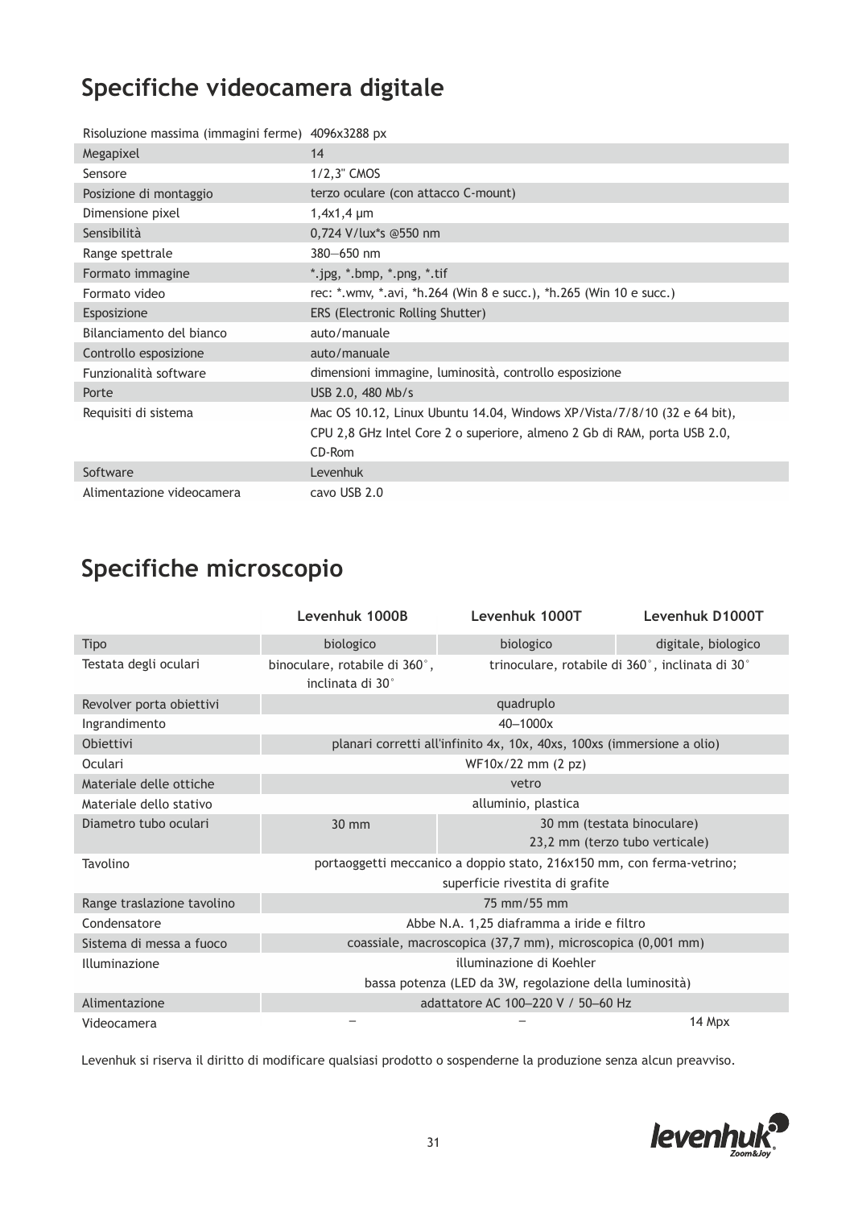## Specifiche videocamera digitale

| | |
|---|---|
| Risoluzione massima (immagini ferme) | 4096x3288 px |
| Megapixel | 14 |
| Sensore | 1/2,3" CMOS |
| Posizione di montaggio | terzo oculare (con attacco C-mount) |
| Dimensione pixel | 1,4x1,4 μm |
| Sensibilità | 0,724 V/lux*s @550 nm |
| Range spettrale | 380—650 nm |
| Formato immagine | *.jpg, *.bmp, *.png, *.tif |
| Formato video | rec: *.wmv, *.avi, *h.264 (Win 8 e succ.), *h.265 (Win 10 e succ.) |
| Esposizione | ERS (Electronic Rolling Shutter) |
| Bilanciamento del bianco | auto/manuale |
| Controllo esposizione | auto/manuale |
| Funzionalità software | dimensioni immagine, luminosità, controllo esposizione |
| Porte | USB 2.0, 480 Mb/s |
| Requisiti di sistema | Mac OS 10.12, Linux Ubuntu 14.04, Windows XP/Vista/7/8/10 (32 e 64 bit), CPU 2,8 GHz Intel Core 2 o superiore, almeno 2 Gb di RAM, porta USB 2.0, CD-Rom |
| Software | Levenhuk |
| Alimentazione videocamera | cavo USB 2.0 |

## Specifiche microscopio

| | Levenhuk 1000B | Levenhuk 1000T | Levenhuk D1000T |
|---|---|---|---|
| Tipo | biologico | biologico | digitale, biologico |
| Testata degli oculari | binoculare, rotabile di 360˚, inclinata di 30˚ | trinoculare, rotabile di 360˚, inclinata di 30˚ | |
| Revolver porta obiettivi | quadruplo | | |
| Ingrandimento | 40–1000x | | |
| Obiettivi | planari corretti all'infinito 4x, 10x, 40xs, 100xs (immersione a olio) | | |
| Oculari | WF10x/22 mm (2 pz) | | |
| Materiale delle ottiche | vetro | | |
| Materiale dello stativo | alluminio, plastica | | |
| Diametro tubo oculari | 30 mm | 30 mm (testata binoculare) 23,2 mm (terzo tubo verticale) | |
| Tavolino | portaoggetti meccanico a doppio stato, 216x150 mm, con ferma-vetrino; superficie rivestita di grafite | | |
| Range traslazione tavolino | 75 mm/55 mm | | |
| Condensatore | Abbe N.A. 1,25 diaframma a iride e filtro | | |
| Sistema di messa a fuoco | coassiale, macroscopica (37,7 mm), microscopica (0,001 mm) | | |
| Illuminazione | illuminazione di Koehler bassa potenza (LED da 3W, regolazione della luminosità) | | |
| Alimentazione | adattatore AC 100–220 V / 50–60 Hz | | |
| Videocamera | – | – | 14 Mpx |

Levenhuk si riserva il diritto di modificare qualsiasi prodotto o sospenderne la produzione senza alcun preavviso.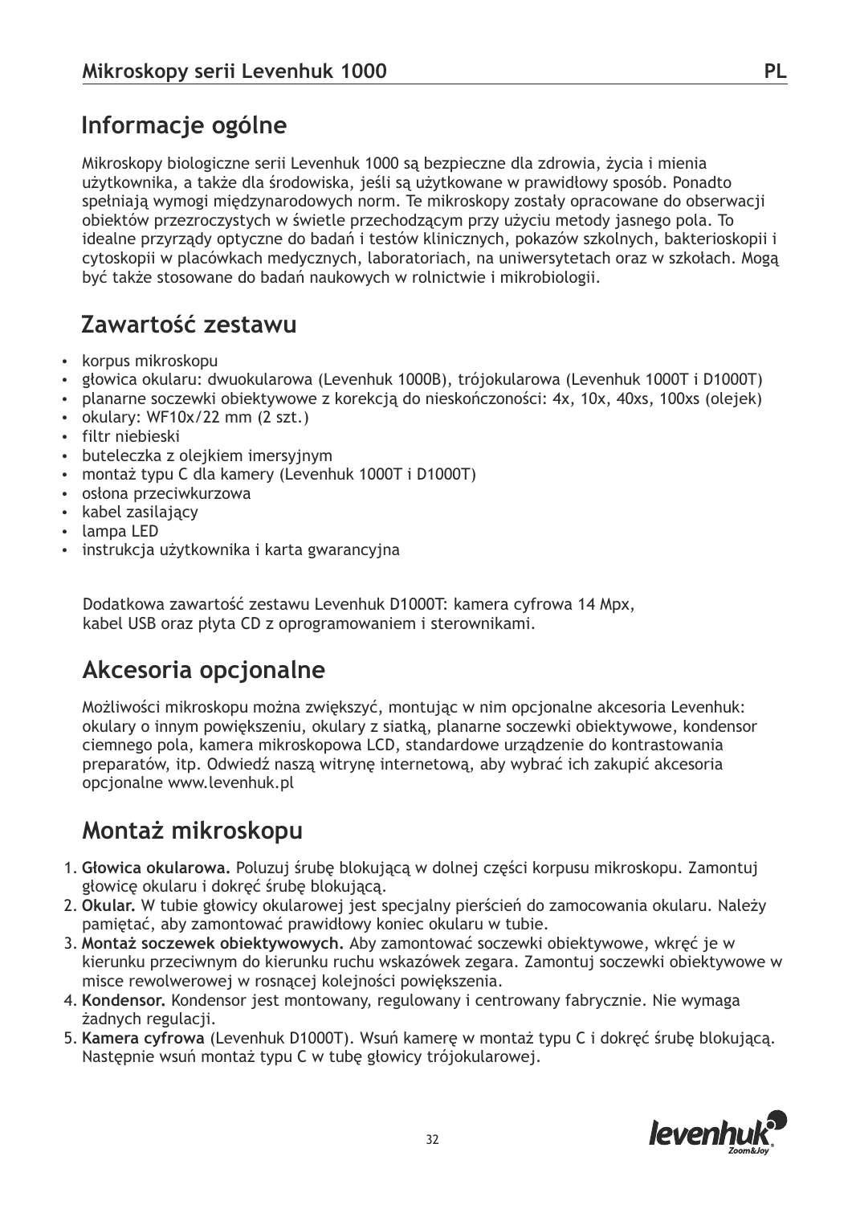## Informacje ogólne

Mikroskopy biologiczne serii Levenhuk 1000 są bezpieczne dla zdrowia, życia i mienia użytkownika, a także dla środowiska, jeśli są użytkowane w prawidłowy sposób. Ponadto spełniają wymogi międzynarodowych norm. Te mikroskopy zostały opracowane do obserwacji obiektów przezroczystych w świetle przechodzącym przy użyciu metody jasnego pola. To idealne przyrządy optyczne do badań i testów klinicznych, pokazów szkolnych, bakterioskopii i cytoskopii w placówkach medycznych, laboratoriach, na uniwersytetach oraz w szkołach. Mogą być także stosowane do badań naukowych w rolnictwie i mikrobiologii.

## Zawartość zestawu

- korpus mikroskopu
- głowica okularu: dwuokularowa (Levenhuk 1000B), trójokularowa (Levenhuk 1000T i D1000T)
- planarne soczewki obiektywowe z korekcją do nieskończoności: 4x, 10x, 40xs, 100xs (olejek)
- okulary: WF10x/22 mm (2 szt.)
- filtr niebieski
- buteleczka z olejkiem imersyjnym
- montaż typu C dla kamery (Levenhuk 1000T i D1000T)
- osłona przeciwkurzowa
- kabel zasilający
- lampa LED
- instrukcja użytkownika i karta gwarancyjna

Dodatkowa zawartość zestawu Levenhuk D1000T: kamera cyfrowa 14 Mpx, kabel USB oraz płyta CD z oprogramowaniem i sterownikami.

## Akcesoria opcjonalne

Możliwości mikroskopu można zwiększyć, montując w nim opcjonalne akcesoria Levenhuk: okulary o innym powiększeniu, okulary z siatką, planarne soczewki obiektywowe, kondensor ciemnego pola, kamera mikroskopowa LCD, standardowe urządzenie do kontrastowania preparatów, itp. Odwiedź naszą witrynę internetową, aby wybrać ich zakupić akcesoria opcjonalne www.levenhuk.pl

## Montaż mikroskopu

1. **Głowica okularowa.** Poluzuj śrubę blokującą w dolnej części korpusu mikroskopu. Zamontuj głowicę okularu i dokręć śrubę blokującą.
2. **Okular.** W tubie głowicy okularowej jest specjalny pierścień do zamocowania okularu. Należy pamiętać, aby zamontować prawidłowy koniec okularu w tubie.
3. **Montaż soczewek obiektywowych.** Aby zamontować soczewki obiektywowe, wkręć je w kierunku przeciwnym do kierunku ruchu wskazówek zegara. Zamontuj soczewki obiektywowe w misce rewolwerowej w rosnącej kolejności powiększenia.
4. **Kondensor.** Kondensor jest montowany, regulowany i centrowany fabrycznie. Nie wymaga żadnych regulacji.
5. **Kamera cyfrowa** (Levenhuk D1000T). Wsuń kamerę w montaż typu C i dokręć śrubę blokującą. Następnie wsuń montaż typu C w tubę głowicy trójokularowej.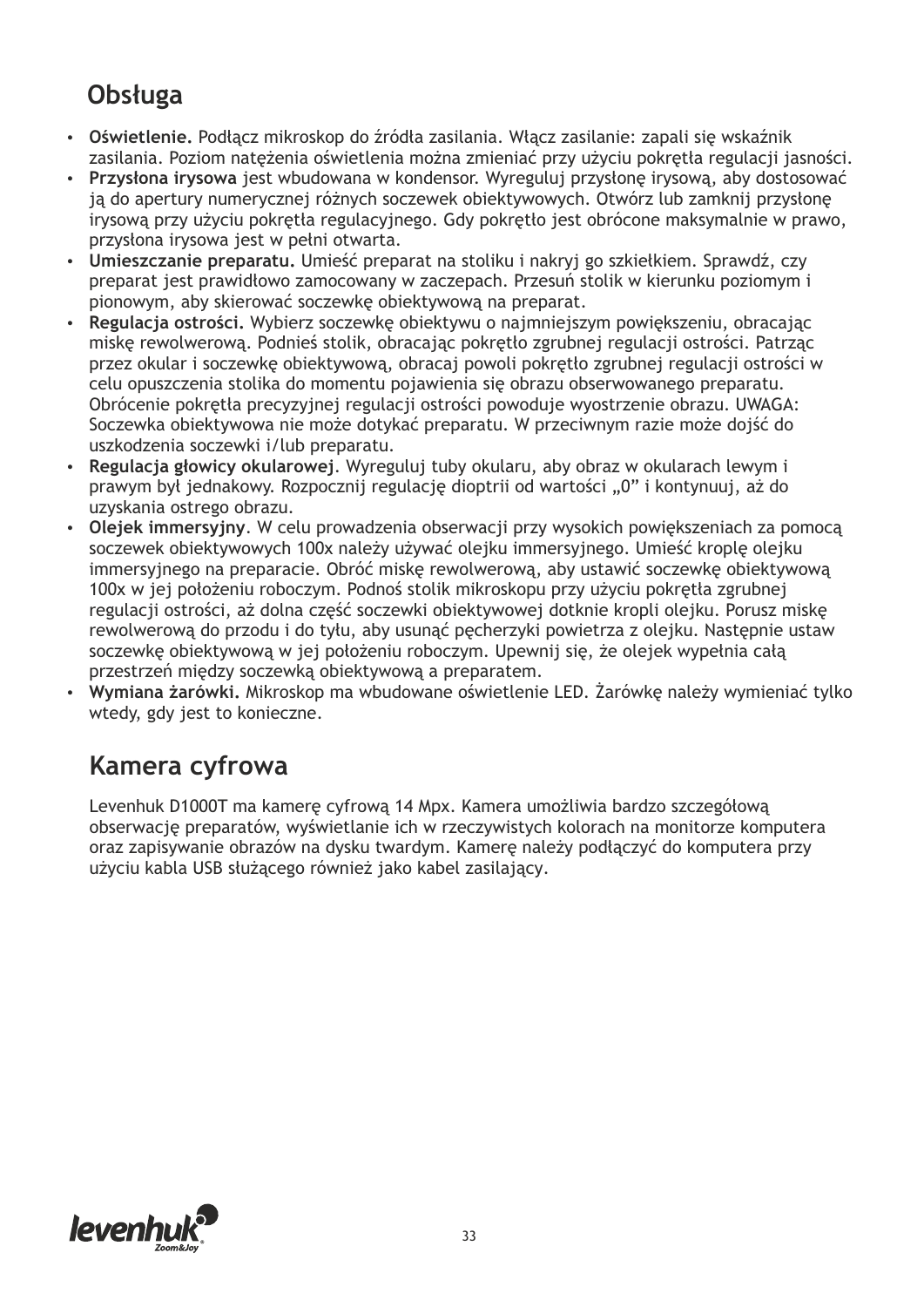## Obsługa

- **Oświetlenie.** Podłącz mikroskop do źródła zasilania. Włącz zasilanie: zapali się wskaźnik zasilania. Poziom natężenia oświetlenia można zmieniać przy użyciu pokrętła regulacji jasności.
- **Przysłona irysowa** jest wbudowana w kondensor. Wyreguluj przysłonę irysową, aby dostosować ją do apertury numerycznej różnych soczewek obiektywowych. Otwórz lub zamknij przysłonę irysową przy użyciu pokrętła regulacyjnego. Gdy pokrętło jest obrócone maksymalnie w prawo, przysłona irysowa jest w pełni otwarta.
- **Umieszczanie preparatu.** Umieść preparat na stoliku i nakryj go szkiełkiem. Sprawdź, czy preparat jest prawidłowo zamocowany w zaczepach. Przesuń stolik w kierunku poziomym i pionowym, aby skierować soczewkę obiektywową na preparat.
- **Regulacja ostrości.** Wybierz soczewkę obiektywu o najmniejszym powiększeniu, obracając miskę rewolwerową. Podnieś stolik, obracając pokrętło zgrubnej regulacji ostrości. Patrząc przez okular i soczewkę obiektywową, obracaj powoli pokrętło zgrubnej regulacji ostrości w celu opuszczenia stolika do momentu pojawienia się obrazu obserwowanego preparatu. Obrócenie pokrętła precyzyjnej regulacji ostrości powoduje wyostrzenie obrazu. UWAGA: Soczewka obiektywowa nie może dotykać preparatu. W przeciwnym razie może dojść do uszkodzenia soczewki i/lub preparatu.
- **Regulacja głowicy okularowej**. Wyreguluj tuby okularu, aby obraz w okularach lewym i prawym był jednakowy. Rozpocznij regulację dioptrii od wartości „0" i kontynuuj, aż do uzyskania ostrego obrazu.
- **Olejek immersyjny**. W celu prowadzenia obserwacji przy wysokich powiększeniach za pomocą soczewek obiektywowych 100x należy używać olejku immersyjnego. Umieść kroplę olejku immersyjnego na preparacie. Obróć miskę rewolwerową, aby ustawić soczewkę obiektywową 100x w jej położeniu roboczym. Podnoś stolik mikroskopu przy użyciu pokrętła zgrubnej regulacji ostrości, aż dolna część soczewki obiektywowej dotknie kropli olejku. Porusz miskę rewolwerową do przodu i do tyłu, aby usunąć pęcherzyki powietrza z olejku. Następnie ustaw soczewkę obiektywową w jej położeniu roboczym. Upewnij się, że olejek wypełnia całą przestrzeń między soczewką obiektywową a preparatem.
- **Wymiana żarówki.** Mikroskop ma wbudowane oświetlenie LED. Żarówkę należy wymieniać tylko wtedy, gdy jest to konieczne.

## Kamera cyfrowa

Levenhuk D1000T ma kamerę cyfrową 14 Mpx. Kamera umożliwia bardzo szczegółową obserwację preparatów, wyświetlanie ich w rzeczywistych kolorach na monitorze komputera oraz zapisywanie obrazów na dysku twardym. Kamerę należy podłączyć do komputera przy użyciu kabla USB służącego również jako kabel zasilający.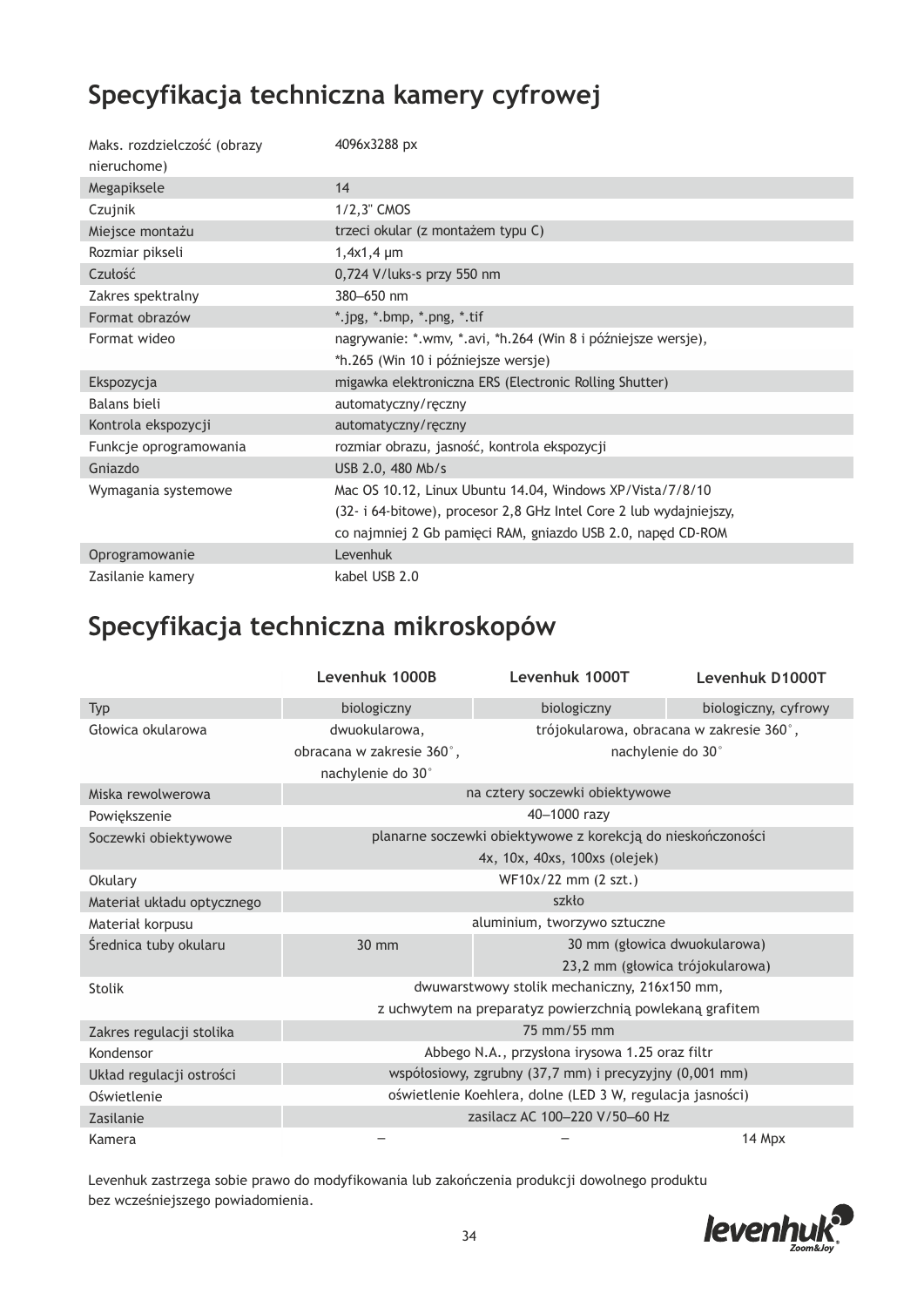## Specyfikacja techniczna kamery cyfrowej

| | |
|---|---|
| Maks. rozdzielczość (obrazy nieruchome) | 4096x3288 px |
| Megapiksele | 14 |
| Czujnik | 1/2,3" CMOS |
| Miejsce montażu | trzeci okular (z montażem typu C) |
| Rozmiar pikseli | 1,4x1,4 μm |
| Czułość | 0,724 V/luks-s przy 550 nm |
| Zakres spektralny | 380–650 nm |
| Format obrazów | *.jpg, *.bmp, *.png, *.tif |
| Format wideo | nagrywanie: *.wmv, *.avi, *h.264 (Win 8 i późniejsze wersje), *h.265 (Win 10 i późniejsze wersje) |
| Ekspozycja | migawka elektroniczna ERS (Electronic Rolling Shutter) |
| Balans bieli | automatyczny/ręczny |
| Kontrola ekspozycji | automatyczny/ręczny |
| Funkcje oprogramowania | rozmiar obrazu, jasność, kontrola ekspozycji |
| Gniazdo | USB 2.0, 480 Mb/s |
| Wymagania systemowe | Mac OS 10.12, Linux Ubuntu 14.04, Windows XP/Vista/7/8/10 (32- i 64-bitowe), procesor 2,8 GHz Intel Core 2 lub wydajniejszy, co najmniej 2 Gb pamięci RAM, gniazdo USB 2.0, napęd CD-ROM |
| Oprogramowanie | Levenhuk |
| Zasilanie kamery | kabel USB 2.0 |

## Specyfikacja techniczna mikroskopów

| | Levenhuk 1000B | Levenhuk 1000T | Levenhuk D1000T |
|---|---|---|---|
| Typ | biologiczny | biologiczny | biologiczny, cyfrowy |
| Głowica okularowa | dwuokularowa, obracana w zakresie 360°, nachylenie do 30° | trójokularowa, obracana w zakresie 360°, nachylenie do 30° | |
| Miska rewolwerowa | na cztery soczewki obiektywowe | | |
| Powiększenie | 40–1000 razy | | |
| Soczewki obiektywowe | planarne soczewki obiektywowe z korekcją do nieskończoności 4x, 10x, 40xs, 100xs (olejek) | | |
| Okulary | WF10x/22 mm (2 szt.) | | |
| Materiał układu optycznego | szkło | | |
| Materiał korpusu | aluminium, tworzywo sztuczne | | |
| Średnica tuby okularu | 30 mm | 30 mm (głowica dwuokularowa) 23,2 mm (głowica trójokularowa) | |
| Stolik | dwuwarstwowy stolik mechaniczny, 216x150 mm, z uchwytem na preparatyz powierzchnią powlekaną grafitem | | |
| Zakres regulacji stolika | 75 mm/55 mm | | |
| Kondensor | Abbego N.A., przysłona irysowa 1.25 oraz filtr | | |
| Układ regulacji ostrości | współosiowy, zgrubny (37,7 mm) i precyzyjny (0,001 mm) | | |
| Oświetlenie | oświetlenie Koehlera, dolne (LED 3 W, regulacja jasności) | | |
| Zasilanie | zasilacz AC 100–220 V/50–60 Hz | | |
| Kamera | – | – | 14 Mpx |

Levenhuk zastrzega sobie prawo do modyfikowania lub zakończenia produkcji dowolnego produktu bez wcześniejszego powiadomienia.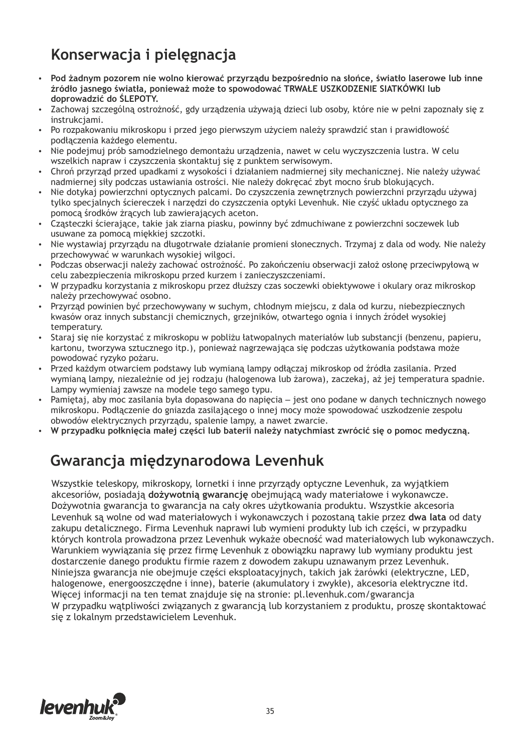# Konserwacja i pielęgnacja

- **Pod żadnym pozorem nie wolno kierować przyrządu bezpośrednio na słońce, światło laserowe lub inne źródło jasnego światła, ponieważ może to spowodować TRWAŁE USZKODZENIE SIATKÓWKI lub doprowadzić do ŚLEPOTY.**
- Zachowaj szczególną ostrożność, gdy urządzenia używają dzieci lub osoby, które nie w pełni zapoznały się z instrukcjami.
- Po rozpakowaniu mikroskopu i przed jego pierwszym użyciem należy sprawdzić stan i prawidłowość podłączenia każdego elementu.
- Nie podejmuj prób samodzielnego demontażu urządzenia, nawet w celu wyczyszczenia lustra. W celu wszelkich napraw i czyszczenia skontaktuj się z punktem serwisowym.
- Chroń przyrząd przed upadkami z wysokości i działaniem nadmiernej siły mechanicznej. Nie należy używać nadmiernej siły podczas ustawiania ostrości. Nie należy dokręcać zbyt mocno śrub blokujących.
- Nie dotykaj powierzchni optycznych palcami. Do czyszczenia zewnętrznych powierzchni przyrządu używaj tylko specjalnych ściereczek i narzędzi do czyszczenia optyki Levenhuk. Nie czyść układu optycznego za pomocą środków żrących lub zawierających aceton.
- Cząsteczki ścierające, takie jak ziarna piasku, powinny być zdmuchiwane z powierzchni soczewek lub usuwane za pomocą miękkiej szczotki.
- Nie wystawiaj przyrządu na długotrwałe działanie promieni słonecznych. Trzymaj z dala od wody. Nie należy przechowywać w warunkach wysokiej wilgoci.
- Podczas obserwacji należy zachować ostrożność. Po zakończeniu obserwacji załóż osłonę przeciwpyłową w celu zabezpieczenia mikroskopu przed kurzem i zanieczyszczeniami.
- W przypadku korzystania z mikroskopu przez dłuższy czas soczewki obiektywowe i okulary oraz mikroskop należy przechowywać osobno.
- Przyrząd powinien być przechowywany w suchym, chłodnym miejscu, z dala od kurzu, niebezpiecznych kwasów oraz innych substancji chemicznych, grzejników, otwartego ognia i innych źródeł wysokiej temperatury.
- Staraj się nie korzystać z mikroskopu w pobliżu łatwopalnych materiałów lub substancji (benzenu, papieru, kartonu, tworzywa sztucznego itp.), ponieważ nagrzewająca się podczas użytkowania podstawa może powodować ryzyko pożaru.
- Przed każdym otwarciem podstawy lub wymianą lampy odłączaj mikroskop od źródła zasilania. Przed wymianą lampy, niezależnie od jej rodzaju (halogenowa lub żarowa), zaczekaj, aż jej temperatura spadnie. Lampy wymieniaj zawsze na modele tego samego typu.
- Pamiętaj, aby moc zasilania była dopasowana do napięcia — jest ono podane w danych technicznych nowego mikroskopu. Podłączenie do gniazda zasilającego o innej mocy może spowodować uszkodzenie zespołu obwodów elektrycznych przyrządu, spalenie lampy, a nawet zwarcie.
- **W przypadku połknięcia małej części lub baterii należy natychmiast zwrócić się o pomoc medyczną.**

# Gwarancja międzynarodowa Levenhuk

Wszystkie teleskopy, mikroskopy, lornetki i inne przyrządy optyczne Levenhuk, za wyjątkiem akcesoriów, posiadają **dożywotnią gwarancję** obejmującą wady materiałowe i wykonawcze. Dożywotnia gwarancja to gwarancja na cały okres użytkowania produktu. Wszystkie akcesoria Levenhuk są wolne od wad materiałowych i wykonawczych i pozostaną takie przez **dwa lata** od daty zakupu detalicznego. Firma Levenhuk naprawi lub wymieni produkty lub ich części, w przypadku których kontrola prowadzona przez Levenhuk wykaże obecność wad materiałowych lub wykonawczych. Warunkiem wywiązania się przez firmę Levenhuk z obowiązku naprawy lub wymiany produktu jest dostarczenie danego produktu firmie razem z dowodem zakupu uznawanym przez Levenhuk. Niniejsza gwarancja nie obejmuje części eksploatacyjnych, takich jak żarówki (elektryczne, LED, halogenowe, energooszczędne i inne), baterie (akumulatory i zwykłe), akcesoria elektryczne itd. Więcej informacji na ten temat znajduje się na stronie: pl.levenhuk.com/gwarancja
W przypadku wątpliwości związanych z gwarancją lub korzystaniem z produktu, proszę skontaktować się z lokalnym przedstawicielem Levenhuk.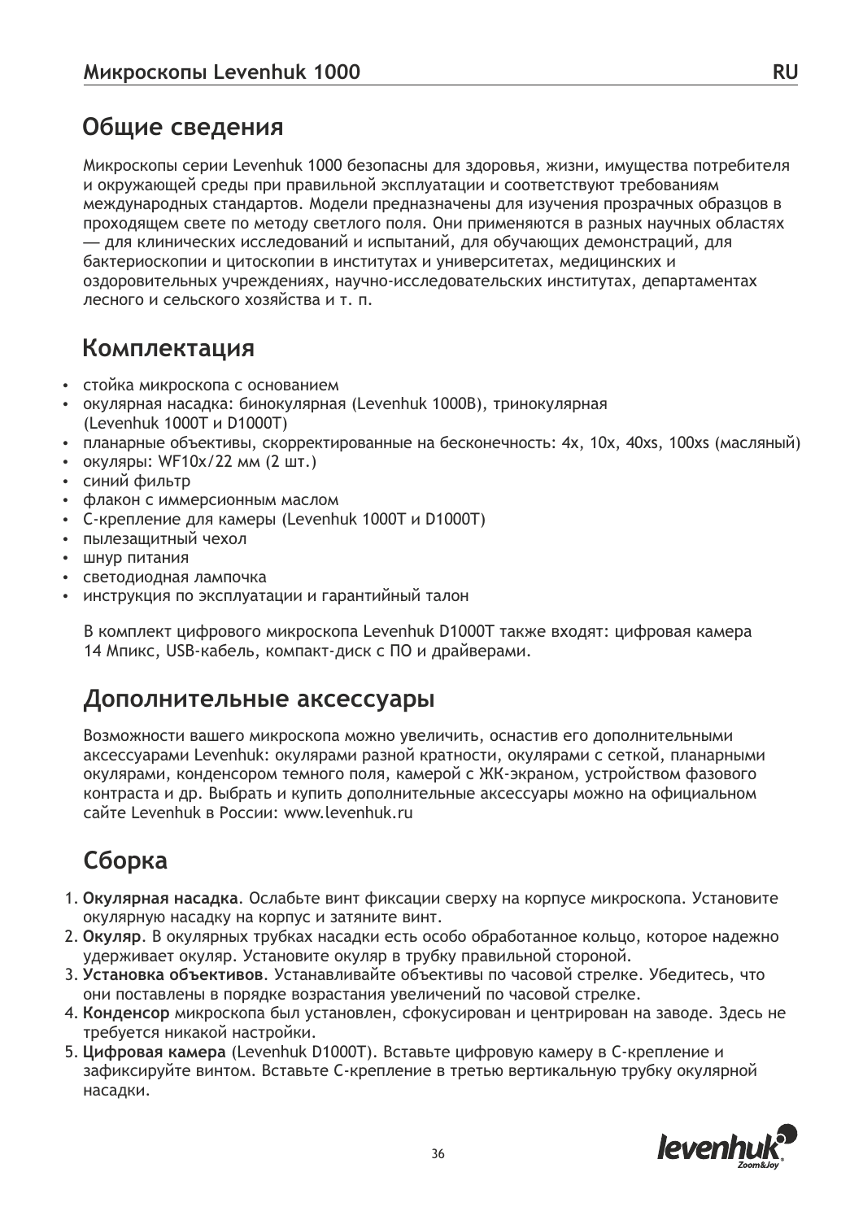## Общие сведения

Микроскопы серии Levenhuk 1000 безопасны для здоровья, жизни, имущества потребителя и окружающей среды при правильной эксплуатации и соответствуют требованиям международных стандартов. Модели предназначены для изучения прозрачных образцов в проходящем свете по методу светлого поля. Они применяются в разных научных областях — для клинических исследований и испытаний, для обучающих демонстраций, для бактериоскопии и цитоскопии в институтах и университетах, медицинских и оздоровительных учреждениях, научно-исследовательских институтах, департаментах лесного и сельского хозяйства и т. п.

## Комплектация

- стойка микроскопа с основанием
- окулярная насадка: бинокулярная (Levenhuk 1000B), тринокулярная (Levenhuk 1000T и D1000T)
- планарные объективы, скорректированные на бесконечность: 4x, 10x, 40xs, 100xs (масляный)
- окуляры: WF10x/22 мм (2 шт.)
- синий фильтр
- флакон с иммерсионным маслом
- C-крепление для камеры (Levenhuk 1000T и D1000T)
- пылезащитный чехол
- шнур питания
- светодиодная лампочка
- инструкция по эксплуатации и гарантийный талон

В комплект цифрового микроскопа Levenhuk D1000T также входят: цифровая камера 14 Мпикс, USB-кабель, компакт-диск с ПО и драйверами.

## Дополнительные аксессуары

Возможности вашего микроскопа можно увеличить, оснастив его дополнительными аксессуарами Levenhuk: окулярами разной кратности, окулярами с сеткой, планарными окулярами, конденсором темного поля, камерой с ЖК-экраном, устройством фазового контраста и др. Выбрать и купить дополнительные аксессуары можно на официальном сайте Levenhuk в России: www.levenhuk.ru

## Сборка

1. **Окулярная насадка**. Ослабьте винт фиксации сверху на корпусе микроскопа. Установите окулярную насадку на корпус и затяните винт.
2. **Окуляр**. В окулярных трубках насадки есть особо обработанное кольцо, которое надежно удерживает окуляр. Установите окуляр в трубку правильной стороной.
3. **Установка объективов**. Устанавливайте объективы по часовой стрелке. Убедитесь, что они поставлены в порядке возрастания увеличений по часовой стрелке.
4. **Конденсор** микроскопа был установлен, сфокусирован и центрирован на заводе. Здесь не требуется никакой настройки.
5. **Цифровая камера** (Levenhuk D1000T). Вставьте цифровую камеру в C-крепление и зафиксируйте винтом. Вставьте C-крепление в третью вертикальную трубку окулярной насадки.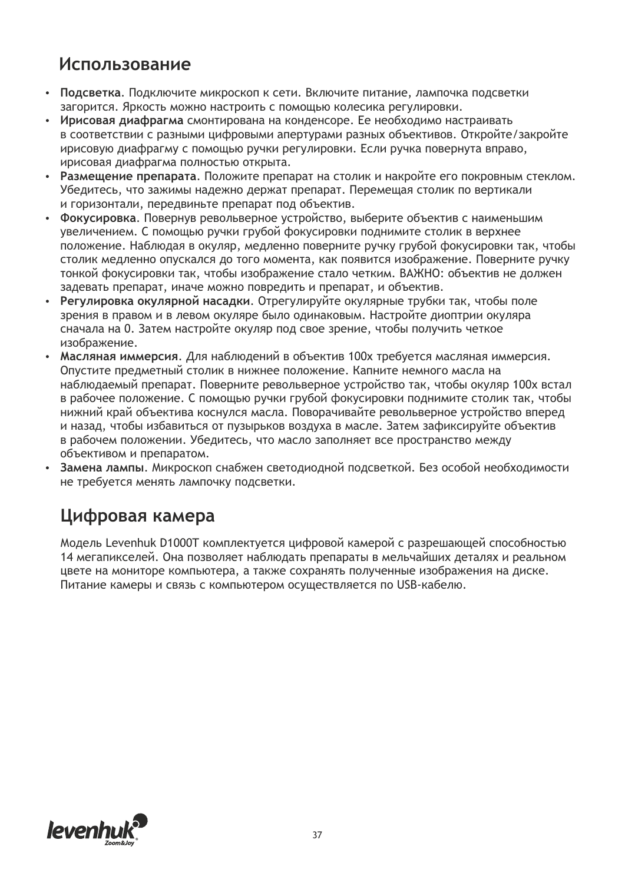## Использование

- **Подсветка**. Подключите микроскоп к сети. Включите питание, лампочка подсветки загорится. Яркость можно настроить с помощью колесика регулировки.
- **Ирисовая диафрагма** смонтирована на конденсоре. Ее необходимо настраивать в соответствии с разными цифровыми апертурами разных объективов. Откройте/закройте ирисовую диафрагму с помощью ручки регулировки. Если ручка повернута вправо, ирисовая диафрагма полностью открыта.
- **Размещение препарата**. Положите препарат на столик и накройте его покровным стеклом. Убедитесь, что зажимы надежно держат препарат. Перемещая столик по вертикали и горизонтали, передвиньте препарат под объектив.
- **Фокусировка**. Повернув револьверное устройство, выберите объектив с наименьшим увеличением. С помощью ручки грубой фокусировки поднимите столик в верхнее положение. Наблюдая в окуляр, медленно поверните ручку грубой фокусировки так, чтобы столик медленно опускался до того момента, как появится изображение. Поверните ручку тонкой фокусировки так, чтобы изображение стало четким. ВАЖНО: объектив не должен задевать препарат, иначе можно повредить и препарат, и объектив.
- **Регулировка окулярной насадки**. Отрегулируйте окулярные трубки так, чтобы поле зрения в правом и в левом окуляре было одинаковым. Настройте диоптрии окуляра сначала на 0. Затем настройте окуляр под свое зрение, чтобы получить четкое изображение.
- **Масляная иммерсия**. Для наблюдений в объектив 100x требуется масляная иммерсия. Опустите предметный столик в нижнее положение. Капните немного масла на наблюдаемый препарат. Поверните револьверное устройство так, чтобы окуляр 100x встал в рабочее положение. С помощью ручки грубой фокусировки поднимите столик так, чтобы нижний край объектива коснулся масла. Поворачивайте револьверное устройство вперед и назад, чтобы избавиться от пузырьков воздуха в масле. Затем зафиксируйте объектив в рабочем положении. Убедитесь, что масло заполняет все пространство между объективом и препаратом.
- **Замена лампы**. Микроскоп снабжен светодиодной подсветкой. Без особой необходимости не требуется менять лампочку подсветки.

## Цифровая камера

Модель Levenhuk D1000T комплектуется цифровой камерой с разрешающей способностью 14 мегапикселей. Она позволяет наблюдать препараты в мельчайших деталях и реальном цвете на мониторе компьютера, а также сохранять полученные изображения на диске. Питание камеры и связь с компьютером осуществляется по USB-кабелю.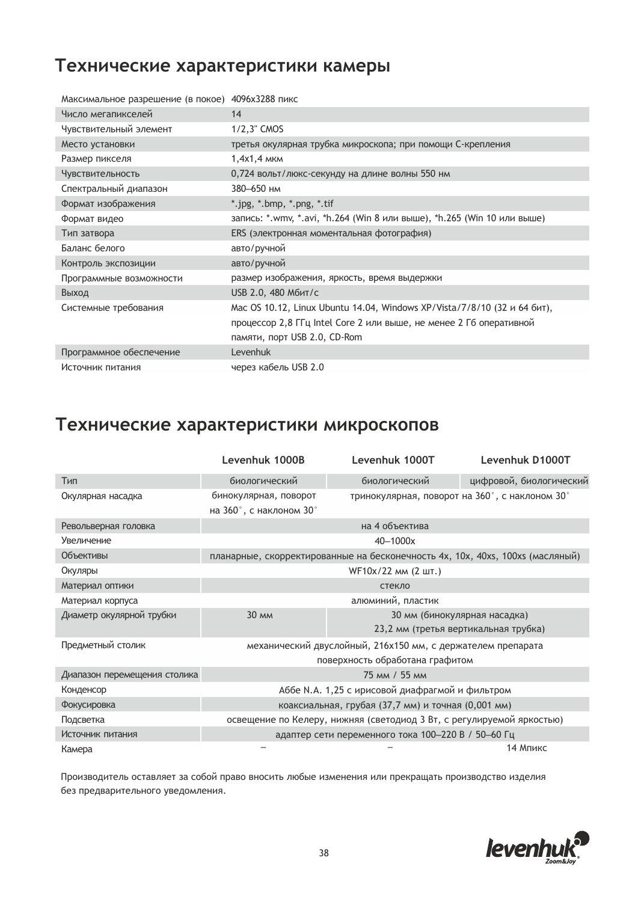## Технические характеристики камеры

| | |
|---|---|
| Максимальное разрешение (в покое) | 4096x3288 пикс |
| Число мегапикселей | 14 |
| Чувствительный элемент | 1/2,3" CMOS |
| Место установки | третья окулярная трубка микроскопа; при помощи С-крепления |
| Размер пикселя | 1,4x1,4 мкм |
| Чувствительность | 0,724 вольт/люкс-секунду на длине волны 550 нм |
| Спектральный диапазон | 380–650 нм |
| Формат изображения | *.jpg, *.bmp, *.png, *.tif |
| Формат видео | запись: *.wmv, *.avi, *h.264 (Win 8 или выше), *h.265 (Win 10 или выше) |
| Тип затвора | ERS (электронная моментальная фотография) |
| Баланс белого | авто/ручной |
| Контроль экспозиции | авто/ручной |
| Программные возможности | размер изображения, яркость, время выдержки |
| Выход | USB 2.0, 480 Мбит/с |
| Системные требования | Mac OS 10.12, Linux Ubuntu 14.04, Windows XP/Vista/7/8/10 (32 и 64 бит), процессор 2,8 ГГц Intel Core 2 или выше, не менее 2 Гб оперативной памяти, порт USB 2.0, CD-Rom |
| Программное обеспечение | Levenhuk |
| Источник питания | через кабель USB 2.0 |

## Технические характеристики микроскопов

| | Levenhuk 1000B | Levenhuk 1000T | Levenhuk D1000T |
|---|---|---|---|
| Тип | биологический | биологический | цифровой, биологический |
| Окулярная насадка | бинокулярная, поворот на 360°, с наклоном 30° | тринокулярная, поворот на 360°, с наклоном 30° | |
| Револьверная головка | на 4 объектива | | |
| Увеличение | 40–1000x | | |
| Объективы | планарные, скорректированные на бесконечность 4x, 10x, 40xs, 100xs (масляный) | | |
| Окуляры | WF10x/22 мм (2 шт.) | | |
| Материал оптики | стекло | | |
| Материал корпуса | алюминий, пластик | | |
| Диаметр окулярной трубки | 30 мм | 30 мм (бинокулярная насадка) 23,2 мм (третья вертикальная трубка) | |
| Предметный столик | механический двуслойный, 216x150 мм, с держателем препарата поверхность обработана графитом | | |
| Диапазон перемещения столика | 75 мм / 55 мм | | |
| Конденсор | Аббе N.A. 1,25 с ирисовой диафрагмой и фильтром | | |
| Фокусировка | коаксиальная, грубая (37,7 мм) и точная (0,001 мм) | | |
| Подсветка | освещение по Келеру, нижняя (светодиод 3 Вт, с регулируемой яркостью) | | |
| Источник питания | адаптер сети переменного тока 100–220 В / 50–60 Гц | | |
| Камера | – | – | 14 Мпикс |

Производитель оставляет за собой право вносить любые изменения или прекращать производство изделия без предварительного уведомления.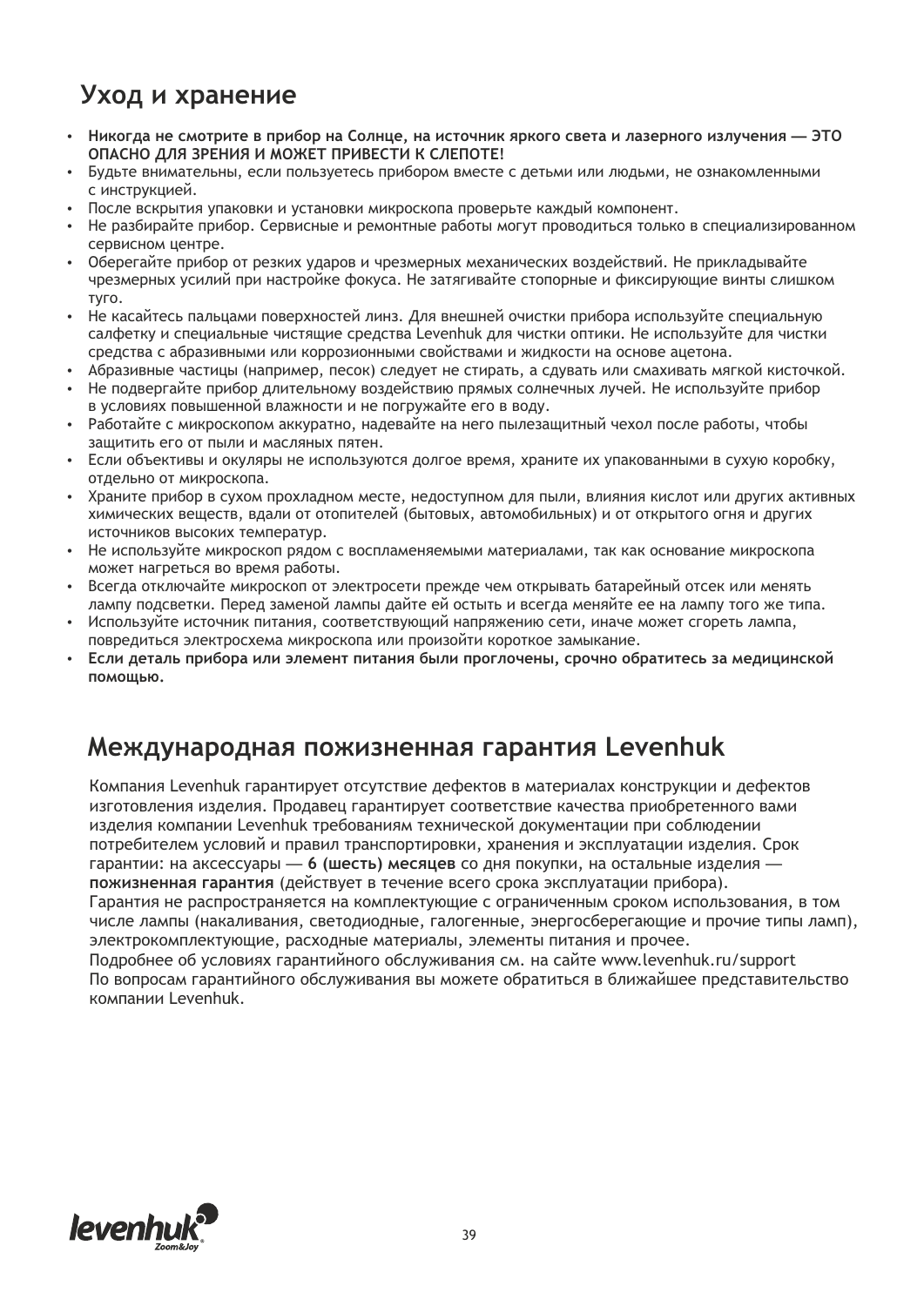## Уход и хранение

- **Никогда не смотрите в прибор на Солнце, на источник яркого света и лазерного излучения — ЭТО ОПАСНО ДЛЯ ЗРЕНИЯ И МОЖЕТ ПРИВЕСТИ К СЛЕПОТЕ!**
- Будьте внимательны, если пользуетесь прибором вместе с детьми или людьми, не ознакомленными с инструкцией.
- После вскрытия упаковки и установки микроскопа проверьте каждый компонент.
- Не разбирайте прибор. Сервисные и ремонтные работы могут проводиться только в специализированном сервисном центре.
- Оберегайте прибор от резких ударов и чрезмерных механических воздействий. Не прикладывайте чрезмерных усилий при настройке фокуса. Не затягивайте стопорные и фиксирующие винты слишком туго.
- Не касайтесь пальцами поверхностей линз. Для внешней очистки прибора используйте специальную салфетку и специальные чистящие средства Levenhuk для чистки оптики. Не используйте для чистки средства с абразивными или коррозионными свойствами и жидкости на основе ацетона.
- Абразивные частицы (например, песок) следует не стирать, а сдувать или смахивать мягкой кисточкой.
- Не подвергайте прибор длительному воздействию прямых солнечных лучей. Не используйте прибор в условиях повышенной влажности и не погружайте его в воду.
- Работайте с микроскопом аккуратно, надевайте на него пылезащитный чехол после работы, чтобы защитить его от пыли и масляных пятен.
- Если объективы и окуляры не используются долгое время, храните их упакованными в сухую коробку, отдельно от микроскопа.
- Храните прибор в сухом прохладном месте, недоступном для пыли, влияния кислот или других активных химических веществ, вдали от отопителей (бытовых, автомобильных) и от открытого огня и других источников высоких температур.
- Не используйте микроскоп рядом с воспламеняемыми материалами, так как основание микроскопа может нагреться во время работы.
- Всегда отключайте микроскоп от электросети прежде чем открывать батарейный отсек или менять лампу подсветки. Перед заменой лампы дайте ей остыть и всегда меняйте ее на лампу того же типа.
- Используйте источник питания, соответствующий напряжению сети, иначе может сгореть лампа, повредиться электросхема микроскопа или произойти короткое замыкание.
- **Если деталь прибора или элемент питания были проглочены, срочно обратитесь за медицинской помощью.**

## Международная пожизненная гарантия Levenhuk

Компания Levenhuk гарантирует отсутствие дефектов в материалах конструкции и дефектов изготовления изделия. Продавец гарантирует соответствие качества приобретенного вами изделия компании Levenhuk требованиям технической документации при соблюдении потребителем условий и правил транспортировки, хранения и эксплуатации изделия. Срок гарантии: на аксессуары — **6 (шесть) месяцев** со дня покупки, на остальные изделия — **пожизненная гарантия** (действует в течение всего срока эксплуатации прибора).
Гарантия не распространяется на комплектующие с ограниченным сроком использования, в том числе лампы (накаливания, светодиодные, галогенные, энергосберегающие и прочие типы ламп), электрокомплектующие, расходные материалы, элементы питания и прочее.
Подробнее об условиях гарантийного обслуживания см. на сайте www.levenhuk.ru/support
По вопросам гарантийного обслуживания вы можете обратиться в ближайшее представительство компании Levenhuk.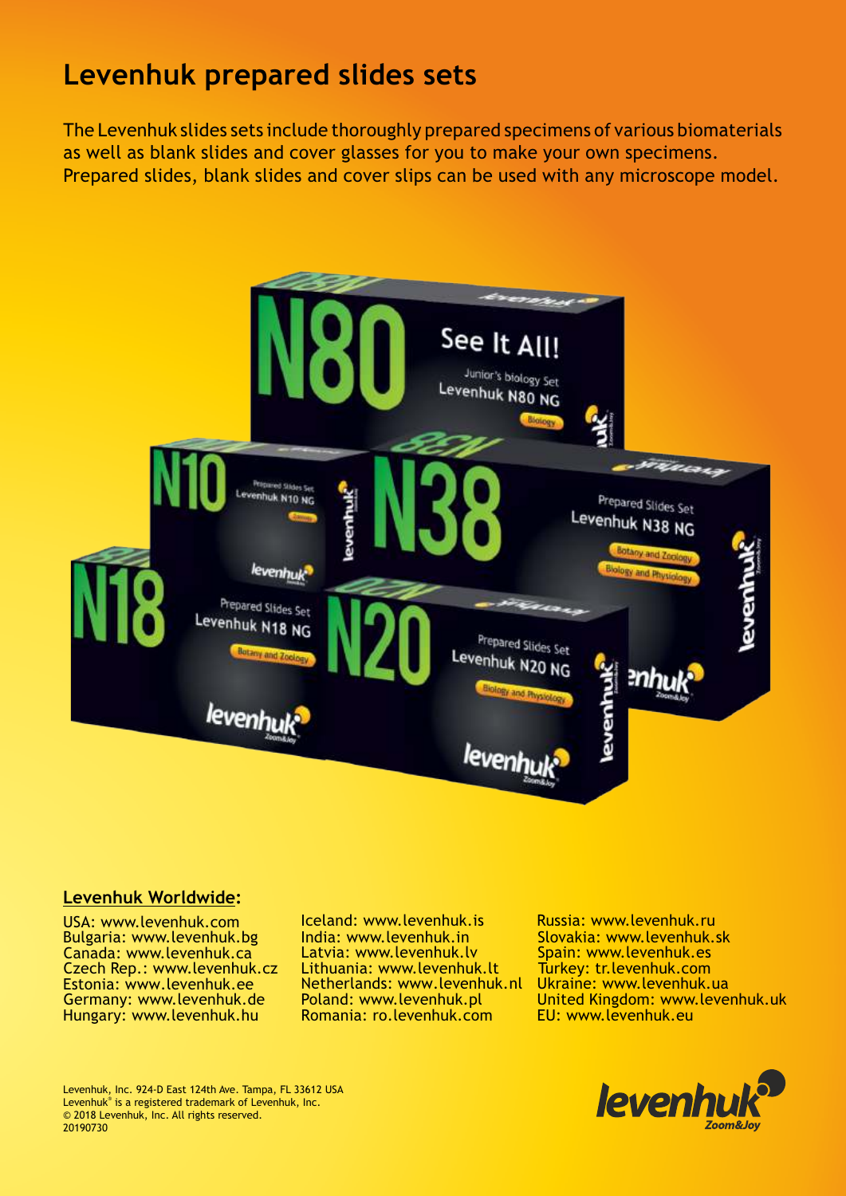# Levenhuk prepared slides sets

The Levenhuk slides sets include thoroughly prepared specimens of various biomaterials as well as blank slides and cover glasses for you to make your own specimens. Prepared slides, blank slides and cover slips can be used with any microscope model.

**Levenhuk Worldwide:**

USA: www.levenhuk.com
Bulgaria: www.levenhuk.bg
Canada: www.levenhuk.ca
Czech Rep.: www.levenhuk.cz
Estonia: www.levenhuk.ee
Germany: www.levenhuk.de
Hungary: www.levenhuk.hu
Iceland: www.levenhuk.is
India: www.levenhuk.in
Latvia: www.levenhuk.lv
Lithuania: www.levenhuk.lt
Netherlands: www.levenhuk.nl
Poland: www.levenhuk.pl
Romania: ro.levenhuk.com
Russia: www.levenhuk.ru
Slovakia: www.levenhuk.sk
Spain: www.levenhuk.es
Turkey: tr.levenhuk.com
Ukraine: www.levenhuk.ua
United Kingdom: www.levenhuk.uk
EU: www.levenhuk.eu

Levenhuk, Inc. 924-D East 124th Ave. Tampa, FL 33612 USA
Levenhuk® is a registered trademark of Levenhuk, Inc.
© 2018 Levenhuk, Inc. All rights reserved.
20190730